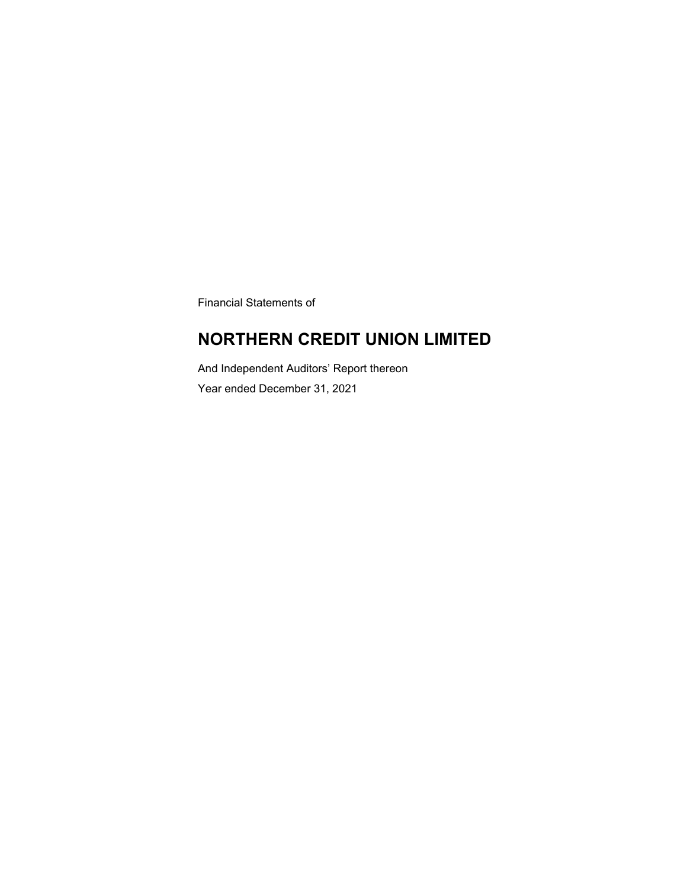Financial Statements of

# NORTHERN CREDIT UNION LIMITED

And Independent Auditors' Report thereon

Year ended December 31, 2021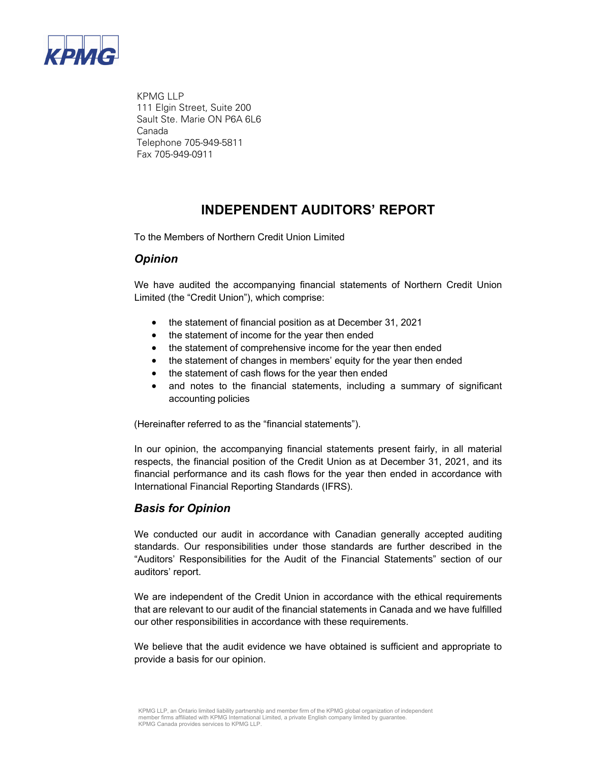KPMG LLP
111 Elgin Street, Suite 200
Sault Ste. Marie ON P6A 6L6
Canada
Telephone 705-949-5811
Fax 705-949-0911

# INDEPENDENT AUDITORS' REPORT

To the Members of Northern Credit Union Limited

## *Opinion*

We have audited the accompanying financial statements of Northern Credit Union Limited (the "Credit Union"), which comprise:

- the statement of financial position as at December 31, 2021
- the statement of income for the year then ended
- the statement of comprehensive income for the year then ended
- the statement of changes in members' equity for the year then ended
- the statement of cash flows for the year then ended
- and notes to the financial statements, including a summary of significant accounting policies

(Hereinafter referred to as the "financial statements").

In our opinion, the accompanying financial statements present fairly, in all material respects, the financial position of the Credit Union as at December 31, 2021, and its financial performance and its cash flows for the year then ended in accordance with International Financial Reporting Standards (IFRS).

## *Basis for Opinion*

We conducted our audit in accordance with Canadian generally accepted auditing standards. Our responsibilities under those standards are further described in the "Auditors' Responsibilities for the Audit of the Financial Statements" section of our auditors' report.

We are independent of the Credit Union in accordance with the ethical requirements that are relevant to our audit of the financial statements in Canada and we have fulfilled our other responsibilities in accordance with these requirements.

We believe that the audit evidence we have obtained is sufficient and appropriate to provide a basis for our opinion.

KPMG LLP, an Ontario limited liability partnership and member firm of the KPMG global organization of independent member firms affiliated with KPMG International Limited, a private English company limited by guarantee.
KPMG Canada provides services to KPMG LLP.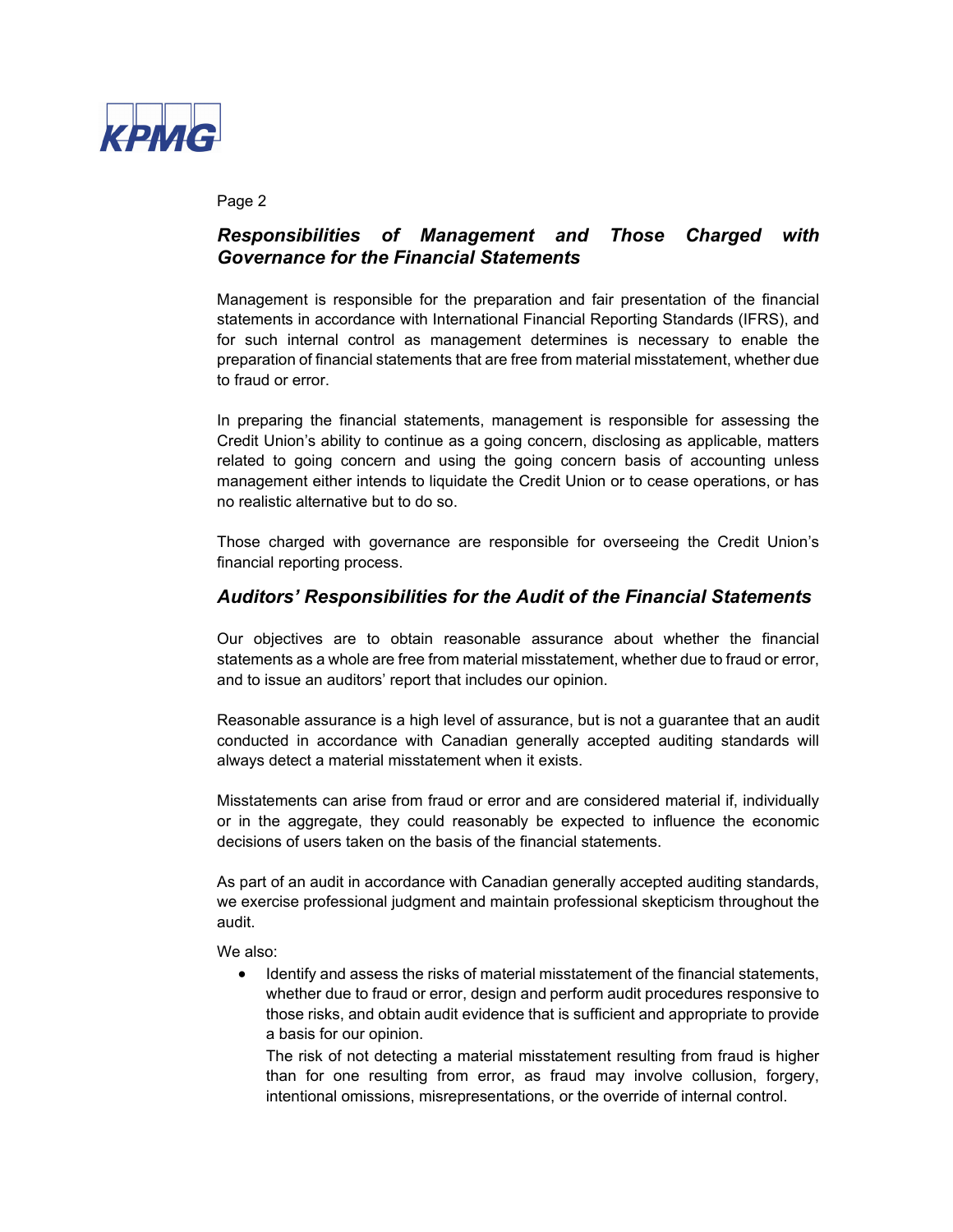### *Responsibilities of Management and Those Charged with Governance for the Financial Statements*

Management is responsible for the preparation and fair presentation of the financial statements in accordance with International Financial Reporting Standards (IFRS), and for such internal control as management determines is necessary to enable the preparation of financial statements that are free from material misstatement, whether due to fraud or error.

In preparing the financial statements, management is responsible for assessing the Credit Union's ability to continue as a going concern, disclosing as applicable, matters related to going concern and using the going concern basis of accounting unless management either intends to liquidate the Credit Union or to cease operations, or has no realistic alternative but to do so.

Those charged with governance are responsible for overseeing the Credit Union's financial reporting process.

### *Auditors' Responsibilities for the Audit of the Financial Statements*

Our objectives are to obtain reasonable assurance about whether the financial statements as a whole are free from material misstatement, whether due to fraud or error, and to issue an auditors' report that includes our opinion.

Reasonable assurance is a high level of assurance, but is not a guarantee that an audit conducted in accordance with Canadian generally accepted auditing standards will always detect a material misstatement when it exists.

Misstatements can arise from fraud or error and are considered material if, individually or in the aggregate, they could reasonably be expected to influence the economic decisions of users taken on the basis of the financial statements.

As part of an audit in accordance with Canadian generally accepted auditing standards, we exercise professional judgment and maintain professional skepticism throughout the audit.

We also:

- Identify and assess the risks of material misstatement of the financial statements, whether due to fraud or error, design and perform audit procedures responsive to those risks, and obtain audit evidence that is sufficient and appropriate to provide a basis for our opinion.

  The risk of not detecting a material misstatement resulting from fraud is higher than for one resulting from error, as fraud may involve collusion, forgery, intentional omissions, misrepresentations, or the override of internal control.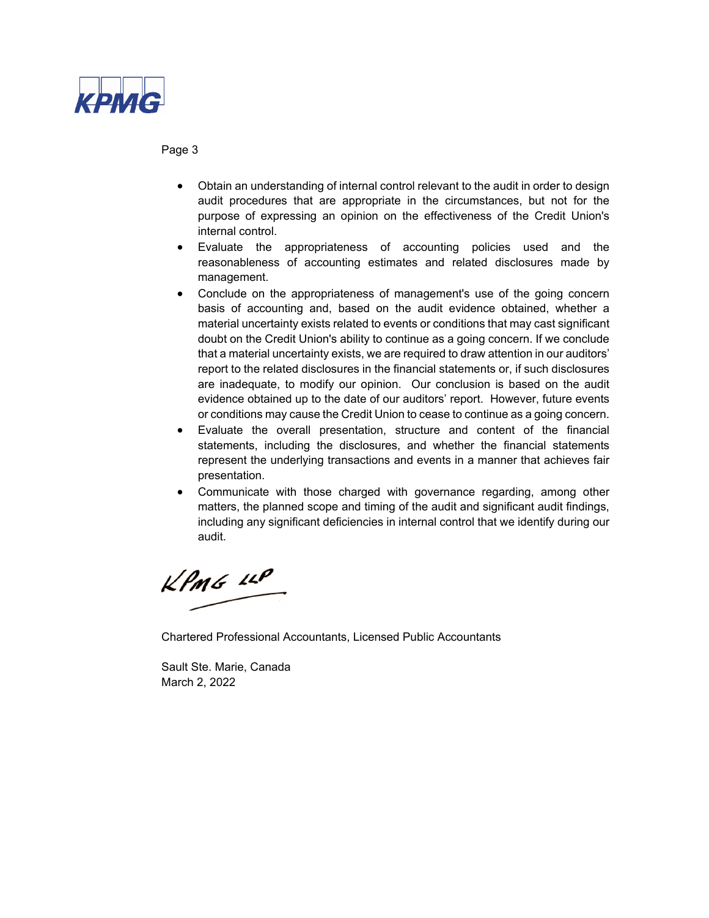- Obtain an understanding of internal control relevant to the audit in order to design audit procedures that are appropriate in the circumstances, but not for the purpose of expressing an opinion on the effectiveness of the Credit Union's internal control.
- Evaluate the appropriateness of accounting policies used and the reasonableness of accounting estimates and related disclosures made by management.
- Conclude on the appropriateness of management's use of the going concern basis of accounting and, based on the audit evidence obtained, whether a material uncertainty exists related to events or conditions that may cast significant doubt on the Credit Union's ability to continue as a going concern. If we conclude that a material uncertainty exists, we are required to draw attention in our auditors' report to the related disclosures in the financial statements or, if such disclosures are inadequate, to modify our opinion. Our conclusion is based on the audit evidence obtained up to the date of our auditors' report. However, future events or conditions may cause the Credit Union to cease to continue as a going concern.
- Evaluate the overall presentation, structure and content of the financial statements, including the disclosures, and whether the financial statements represent the underlying transactions and events in a manner that achieves fair presentation.
- Communicate with those charged with governance regarding, among other matters, the planned scope and timing of the audit and significant audit findings, including any significant deficiencies in internal control that we identify during our audit.

KPMG LLP

Chartered Professional Accountants, Licensed Public Accountants

Sault Ste. Marie, Canada
March 2, 2022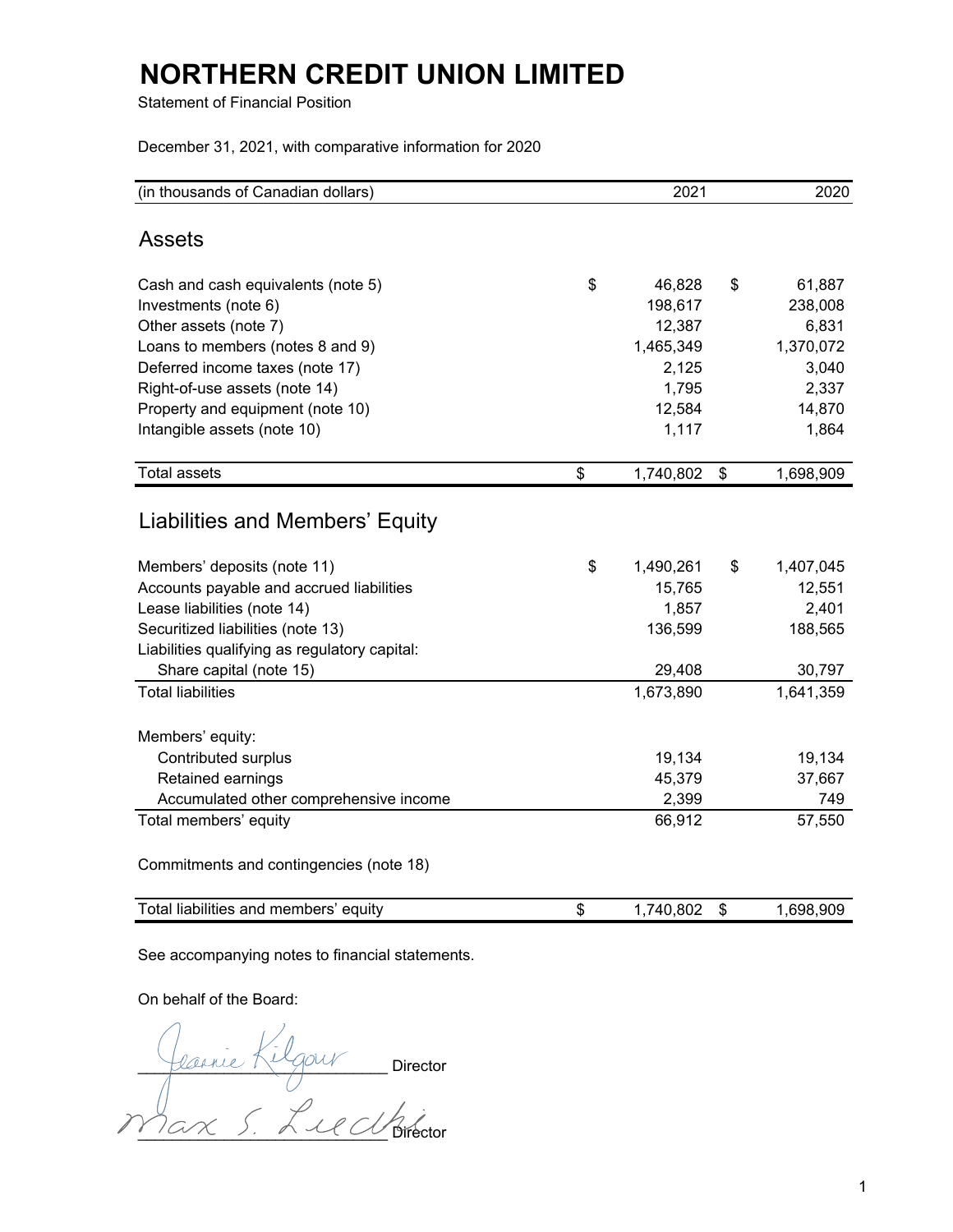# NORTHERN CREDIT UNION LIMITED

Statement of Financial Position

December 31, 2021, with comparative information for 2020

| (in thousands of Canadian dollars) | 2021 | 2020 |
|---|---|---|
| **Assets** | | |
| Cash and cash equivalents (note 5) | $ 46,828 | $ 61,887 |
| Investments (note 6) | 198,617 | 238,008 |
| Other assets (note 7) | 12,387 | 6,831 |
| Loans to members (notes 8 and 9) | 1,465,349 | 1,370,072 |
| Deferred income taxes (note 17) | 2,125 | 3,040 |
| Right-of-use assets (note 14) | 1,795 | 2,337 |
| Property and equipment (note 10) | 12,584 | 14,870 |
| Intangible assets (note 10) | 1,117 | 1,864 |
| Total assets | $ 1,740,802 | $ 1,698,909 |
| **Liabilities and Members' Equity** | | |
| Members' deposits (note 11) | $ 1,490,261 | $ 1,407,045 |
| Accounts payable and accrued liabilities | 15,765 | 12,551 |
| Lease liabilities (note 14) | 1,857 | 2,401 |
| Securitized liabilities (note 13) | 136,599 | 188,565 |
| Liabilities qualifying as regulatory capital: | | |
| Share capital (note 15) | 29,408 | 30,797 |
| Total liabilities | 1,673,890 | 1,641,359 |
| Members' equity: | | |
| Contributed surplus | 19,134 | 19,134 |
| Retained earnings | 45,379 | 37,667 |
| Accumulated other comprehensive income | 2,399 | 749 |
| Total members' equity | 66,912 | 57,550 |
| Commitments and contingencies (note 18) | | |
| Total liabilities and members' equity | $ 1,740,802 | $ 1,698,909 |

See accompanying notes to financial statements.

On behalf of the Board:

Jeannie Kilgour, Director

Max S. Luechi, Director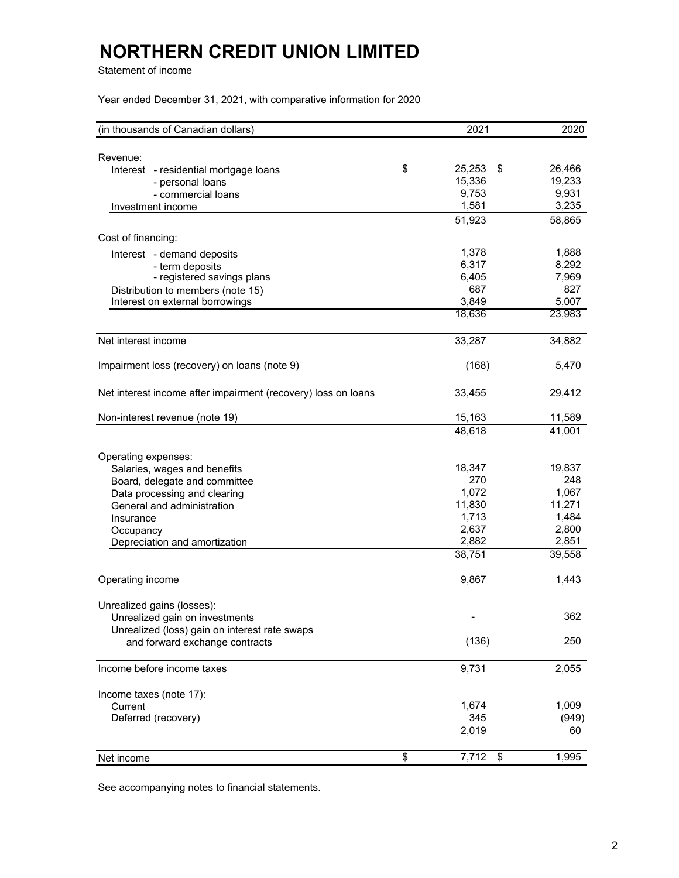# NORTHERN CREDIT UNION LIMITED

Statement of income

Year ended December 31, 2021, with comparative information for 2020

| (in thousands of Canadian dollars) | 2021 | 2020 |
|---|---|---|
| Revenue: | | |
| Interest - residential mortgage loans | $ 25,253 | $ 26,466 |
| - personal loans | 15,336 | 19,233 |
| - commercial loans | 9,753 | 9,931 |
| Investment income | 1,581 | 3,235 |
| | 51,923 | 58,865 |
| Cost of financing: | | |
| Interest - demand deposits | 1,378 | 1,888 |
| - term deposits | 6,317 | 8,292 |
| - registered savings plans | 6,405 | 7,969 |
| Distribution to members (note 15) | 687 | 827 |
| Interest on external borrowings | 3,849 | 5,007 |
| | 18,636 | 23,983 |
| Net interest income | 33,287 | 34,882 |
| Impairment loss (recovery) on loans (note 9) | (168) | 5,470 |
| Net interest income after impairment (recovery) loss on loans | 33,455 | 29,412 |
| Non-interest revenue (note 19) | 15,163 | 11,589 |
| | 48,618 | 41,001 |
| Operating expenses: | | |
| Salaries, wages and benefits | 18,347 | 19,837 |
| Board, delegate and committee | 270 | 248 |
| Data processing and clearing | 1,072 | 1,067 |
| General and administration | 11,830 | 11,271 |
| Insurance | 1,713 | 1,484 |
| Occupancy | 2,637 | 2,800 |
| Depreciation and amortization | 2,882 | 2,851 |
| | 38,751 | 39,558 |
| Operating income | 9,867 | 1,443 |
| Unrealized gains (losses): | | |
| Unrealized gain on investments | - | 362 |
| Unrealized (loss) gain on interest rate swaps and forward exchange contracts | (136) | 250 |
| Income before income taxes | 9,731 | 2,055 |
| Income taxes (note 17): | | |
| Current | 1,674 | 1,009 |
| Deferred (recovery) | 345 | (949) |
| | 2,019 | 60 |
| Net income | $ 7,712 | $ 1,995 |

See accompanying notes to financial statements.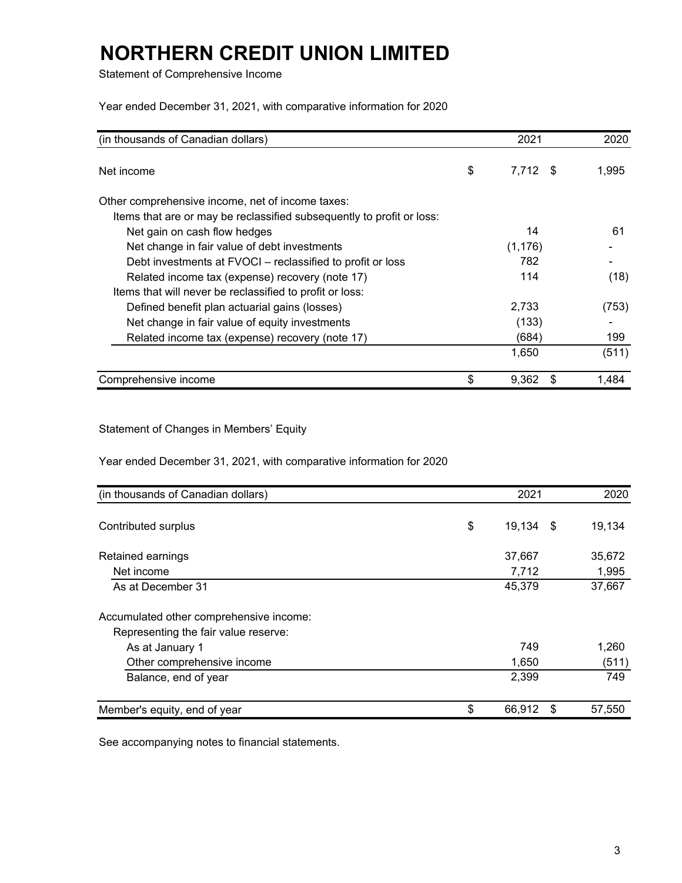# NORTHERN CREDIT UNION LIMITED

Statement of Comprehensive Income

Year ended December 31, 2021, with comparative information for 2020

| (in thousands of Canadian dollars) | 2021 | 2020 |
|---|---|---|
| Net income | $ 7,712 | $ 1,995 |
| Other comprehensive income, net of income taxes: | | |
| Items that are or may be reclassified subsequently to profit or loss: | | |
| Net gain on cash flow hedges | 14 | 61 |
| Net change in fair value of debt investments | (1,176) | - |
| Debt investments at FVOCI – reclassified to profit or loss | 782 | - |
| Related income tax (expense) recovery (note 17) | 114 | (18) |
| Items that will never be reclassified to profit or loss: | | |
| Defined benefit plan actuarial gains (losses) | 2,733 | (753) |
| Net change in fair value of equity investments | (133) | - |
| Related income tax (expense) recovery (note 17) | (684) | 199 |
| | 1,650 | (511) |
| Comprehensive income | $ 9,362 | $ 1,484 |

Statement of Changes in Members' Equity

Year ended December 31, 2021, with comparative information for 2020

| (in thousands of Canadian dollars) | 2021 | 2020 |
|---|---|---|
| Contributed surplus | $ 19,134 | $ 19,134 |
| Retained earnings | 37,667 | 35,672 |
| Net income | 7,712 | 1,995 |
| As at December 31 | 45,379 | 37,667 |
| Accumulated other comprehensive income: | | |
| Representing the fair value reserve: | | |
| As at January 1 | 749 | 1,260 |
| Other comprehensive income | 1,650 | (511) |
| Balance, end of year | 2,399 | 749 |
| Member's equity, end of year | $ 66,912 | $ 57,550 |

See accompanying notes to financial statements.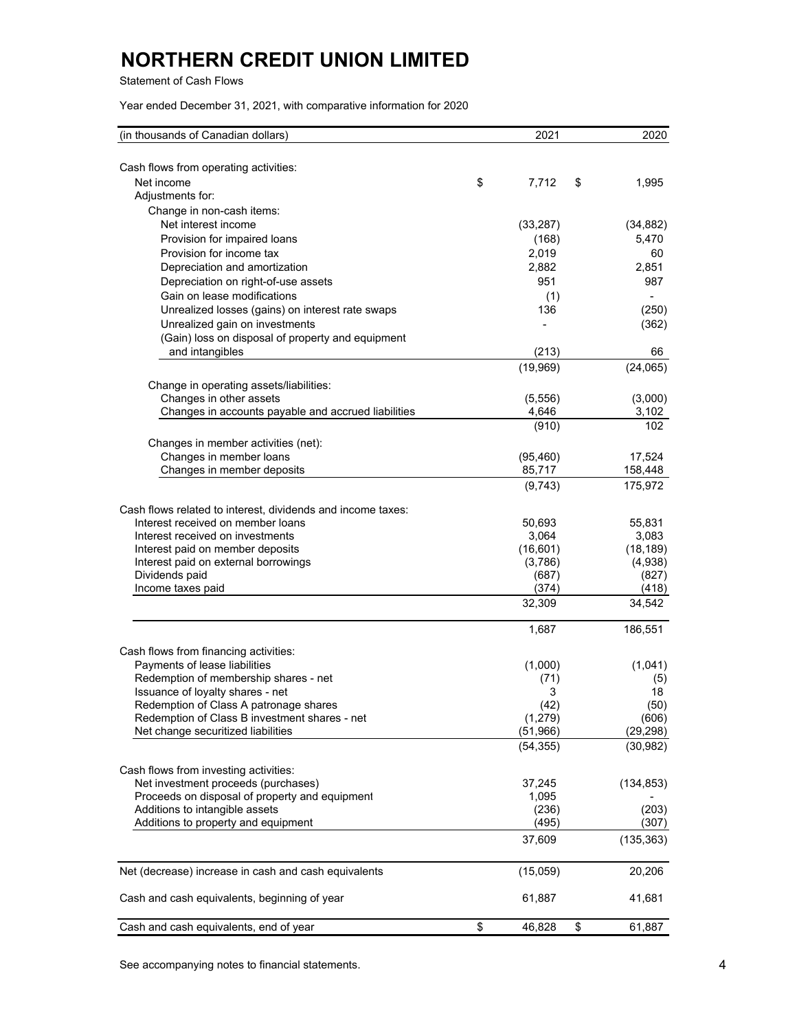# NORTHERN CREDIT UNION LIMITED

Statement of Cash Flows

Year ended December 31, 2021, with comparative information for 2020

| (in thousands of Canadian dollars) | 2021 | 2020 |
|---|---|---|
| Cash flows from operating activities: | | |
| Net income | $ 7,712 | $ 1,995 |
| Adjustments for: | | |
| Change in non-cash items: | | |
| Net interest income | (33,287) | (34,882) |
| Provision for impaired loans | (168) | 5,470 |
| Provision for income tax | 2,019 | 60 |
| Depreciation and amortization | 2,882 | 2,851 |
| Depreciation on right-of-use assets | 951 | 987 |
| Gain on lease modifications | (1) | - |
| Unrealized losses (gains) on interest rate swaps | 136 | (250) |
| Unrealized gain on investments | - | (362) |
| (Gain) loss on disposal of property and equipment and intangibles | (213) | 66 |
| | (19,969) | (24,065) |
| Change in operating assets/liabilities: | | |
| Changes in other assets | (5,556) | (3,000) |
| Changes in accounts payable and accrued liabilities | 4,646 | 3,102 |
| | (910) | 102 |
| Changes in member activities (net): | | |
| Changes in member loans | (95,460) | 17,524 |
| Changes in member deposits | 85,717 | 158,448 |
| | (9,743) | 175,972 |
| Cash flows related to interest, dividends and income taxes: | | |
| Interest received on member loans | 50,693 | 55,831 |
| Interest received on investments | 3,064 | 3,083 |
| Interest paid on member deposits | (16,601) | (18,189) |
| Interest paid on external borrowings | (3,786) | (4,938) |
| Dividends paid | (687) | (827) |
| Income taxes paid | (374) | (418) |
| | 32,309 | 34,542 |
| | 1,687 | 186,551 |
| Cash flows from financing activities: | | |
| Payments of lease liabilities | (1,000) | (1,041) |
| Redemption of membership shares - net | (71) | (5) |
| Issuance of loyalty shares - net | 3 | 18 |
| Redemption of Class A patronage shares | (42) | (50) |
| Redemption of Class B investment shares - net | (1,279) | (606) |
| Net change securitized liabilities | (51,966) | (29,298) |
| | (54,355) | (30,982) |
| Cash flows from investing activities: | | |
| Net investment proceeds (purchases) | 37,245 | (134,853) |
| Proceeds on disposal of property and equipment | 1,095 | - |
| Additions to intangible assets | (236) | (203) |
| Additions to property and equipment | (495) | (307) |
| | 37,609 | (135,363) |
| Net (decrease) increase in cash and cash equivalents | (15,059) | 20,206 |
| Cash and cash equivalents, beginning of year | 61,887 | 41,681 |
| Cash and cash equivalents, end of year | $ 46,828 | $ 61,887 |

See accompanying notes to financial statements.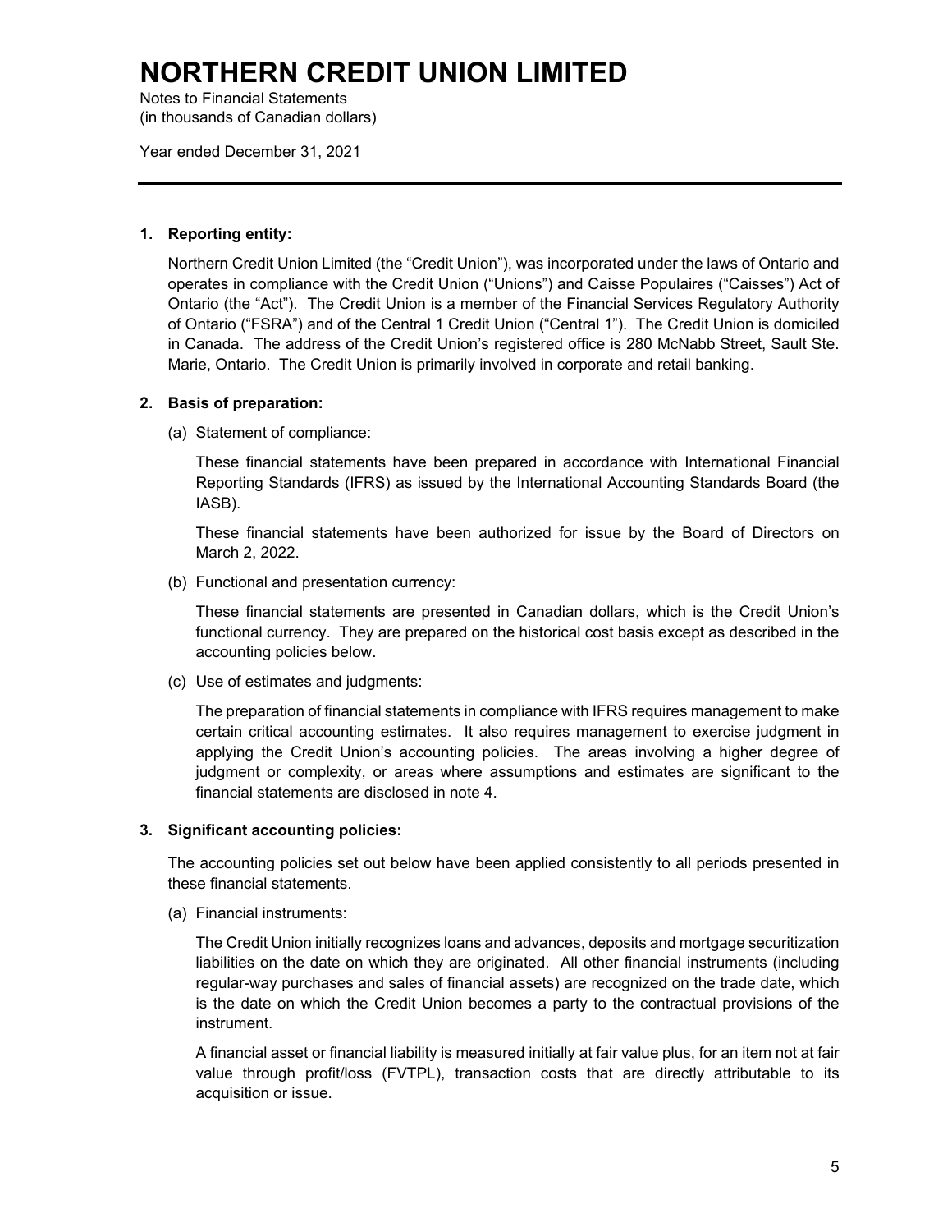# NORTHERN CREDIT UNION LIMITED

Notes to Financial Statements
(in thousands of Canadian dollars)

Year ended December 31, 2021

## 1. Reporting entity:

Northern Credit Union Limited (the "Credit Union"), was incorporated under the laws of Ontario and operates in compliance with the Credit Union ("Unions") and Caisse Populaires ("Caisses") Act of Ontario (the "Act"). The Credit Union is a member of the Financial Services Regulatory Authority of Ontario ("FSRA") and of the Central 1 Credit Union ("Central 1"). The Credit Union is domiciled in Canada. The address of the Credit Union's registered office is 280 McNabb Street, Sault Ste. Marie, Ontario. The Credit Union is primarily involved in corporate and retail banking.

## 2. Basis of preparation:

(a) Statement of compliance:

These financial statements have been prepared in accordance with International Financial Reporting Standards (IFRS) as issued by the International Accounting Standards Board (the IASB).

These financial statements have been authorized for issue by the Board of Directors on March 2, 2022.

(b) Functional and presentation currency:

These financial statements are presented in Canadian dollars, which is the Credit Union's functional currency. They are prepared on the historical cost basis except as described in the accounting policies below.

(c) Use of estimates and judgments:

The preparation of financial statements in compliance with IFRS requires management to make certain critical accounting estimates. It also requires management to exercise judgment in applying the Credit Union's accounting policies. The areas involving a higher degree of judgment or complexity, or areas where assumptions and estimates are significant to the financial statements are disclosed in note 4.

## 3. Significant accounting policies:

The accounting policies set out below have been applied consistently to all periods presented in these financial statements.

(a) Financial instruments:

The Credit Union initially recognizes loans and advances, deposits and mortgage securitization liabilities on the date on which they are originated. All other financial instruments (including regular-way purchases and sales of financial assets) are recognized on the trade date, which is the date on which the Credit Union becomes a party to the contractual provisions of the instrument.

A financial asset or financial liability is measured initially at fair value plus, for an item not at fair value through profit/loss (FVTPL), transaction costs that are directly attributable to its acquisition or issue.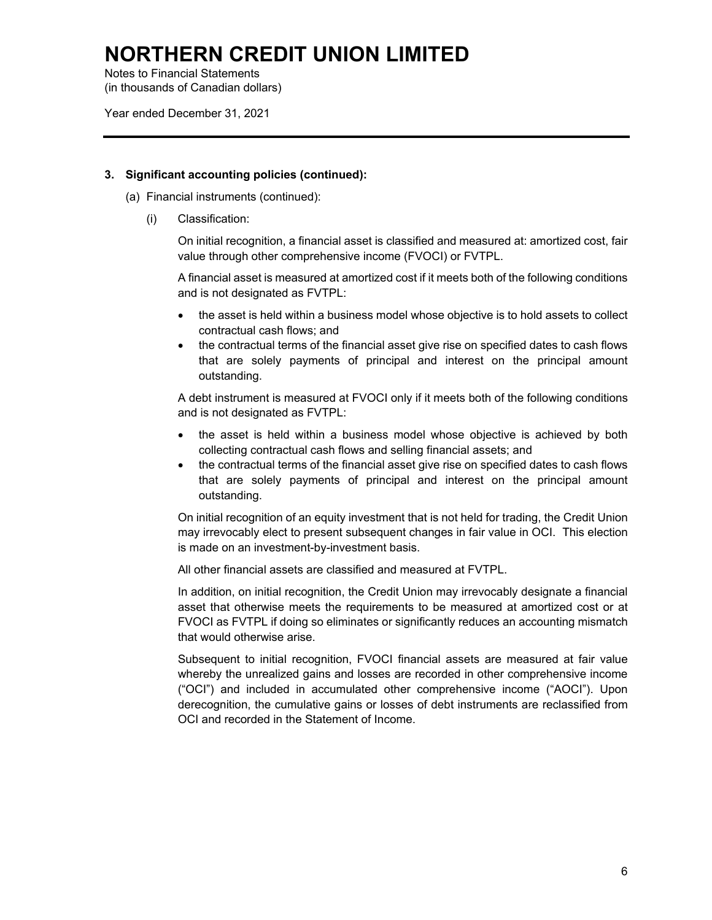### 3. Significant accounting policies (continued):

(a) Financial instruments (continued):

(i) Classification:

On initial recognition, a financial asset is classified and measured at: amortized cost, fair value through other comprehensive income (FVOCI) or FVTPL.

A financial asset is measured at amortized cost if it meets both of the following conditions and is not designated as FVTPL:

- the asset is held within a business model whose objective is to hold assets to collect contractual cash flows; and
- the contractual terms of the financial asset give rise on specified dates to cash flows that are solely payments of principal and interest on the principal amount outstanding.

A debt instrument is measured at FVOCI only if it meets both of the following conditions and is not designated as FVTPL:

- the asset is held within a business model whose objective is achieved by both collecting contractual cash flows and selling financial assets; and
- the contractual terms of the financial asset give rise on specified dates to cash flows that are solely payments of principal and interest on the principal amount outstanding.

On initial recognition of an equity investment that is not held for trading, the Credit Union may irrevocably elect to present subsequent changes in fair value in OCI. This election is made on an investment-by-investment basis.

All other financial assets are classified and measured at FVTPL.

In addition, on initial recognition, the Credit Union may irrevocably designate a financial asset that otherwise meets the requirements to be measured at amortized cost or at FVOCI as FVTPL if doing so eliminates or significantly reduces an accounting mismatch that would otherwise arise.

Subsequent to initial recognition, FVOCI financial assets are measured at fair value whereby the unrealized gains and losses are recorded in other comprehensive income ("OCI") and included in accumulated other comprehensive income ("AOCI"). Upon derecognition, the cumulative gains or losses of debt instruments are reclassified from OCI and recorded in the Statement of Income.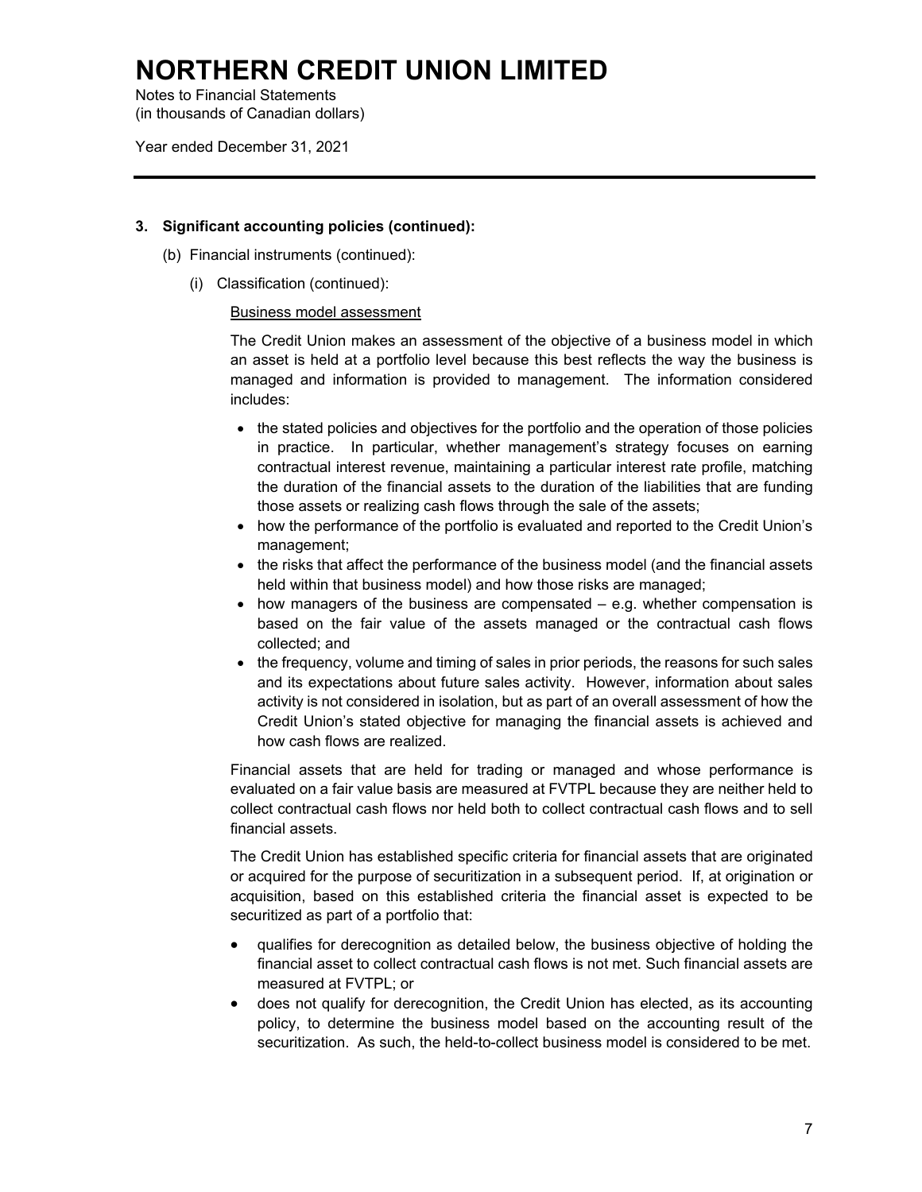### 3. Significant accounting policies (continued):

(b) Financial instruments (continued):

(i) Classification (continued):

<u>Business model assessment</u>

The Credit Union makes an assessment of the objective of a business model in which an asset is held at a portfolio level because this best reflects the way the business is managed and information is provided to management. The information considered includes:

- the stated policies and objectives for the portfolio and the operation of those policies in practice. In particular, whether management's strategy focuses on earning contractual interest revenue, maintaining a particular interest rate profile, matching the duration of the financial assets to the duration of the liabilities that are funding those assets or realizing cash flows through the sale of the assets;
- how the performance of the portfolio is evaluated and reported to the Credit Union's management;
- the risks that affect the performance of the business model (and the financial assets held within that business model) and how those risks are managed;
- how managers of the business are compensated – e.g. whether compensation is based on the fair value of the assets managed or the contractual cash flows collected; and
- the frequency, volume and timing of sales in prior periods, the reasons for such sales and its expectations about future sales activity. However, information about sales activity is not considered in isolation, but as part of an overall assessment of how the Credit Union's stated objective for managing the financial assets is achieved and how cash flows are realized.

Financial assets that are held for trading or managed and whose performance is evaluated on a fair value basis are measured at FVTPL because they are neither held to collect contractual cash flows nor held both to collect contractual cash flows and to sell financial assets.

The Credit Union has established specific criteria for financial assets that are originated or acquired for the purpose of securitization in a subsequent period. If, at origination or acquisition, based on this established criteria the financial asset is expected to be securitized as part of a portfolio that:

- qualifies for derecognition as detailed below, the business objective of holding the financial asset to collect contractual cash flows is not met. Such financial assets are measured at FVTPL; or
- does not qualify for derecognition, the Credit Union has elected, as its accounting policy, to determine the business model based on the accounting result of the securitization. As such, the held-to-collect business model is considered to be met.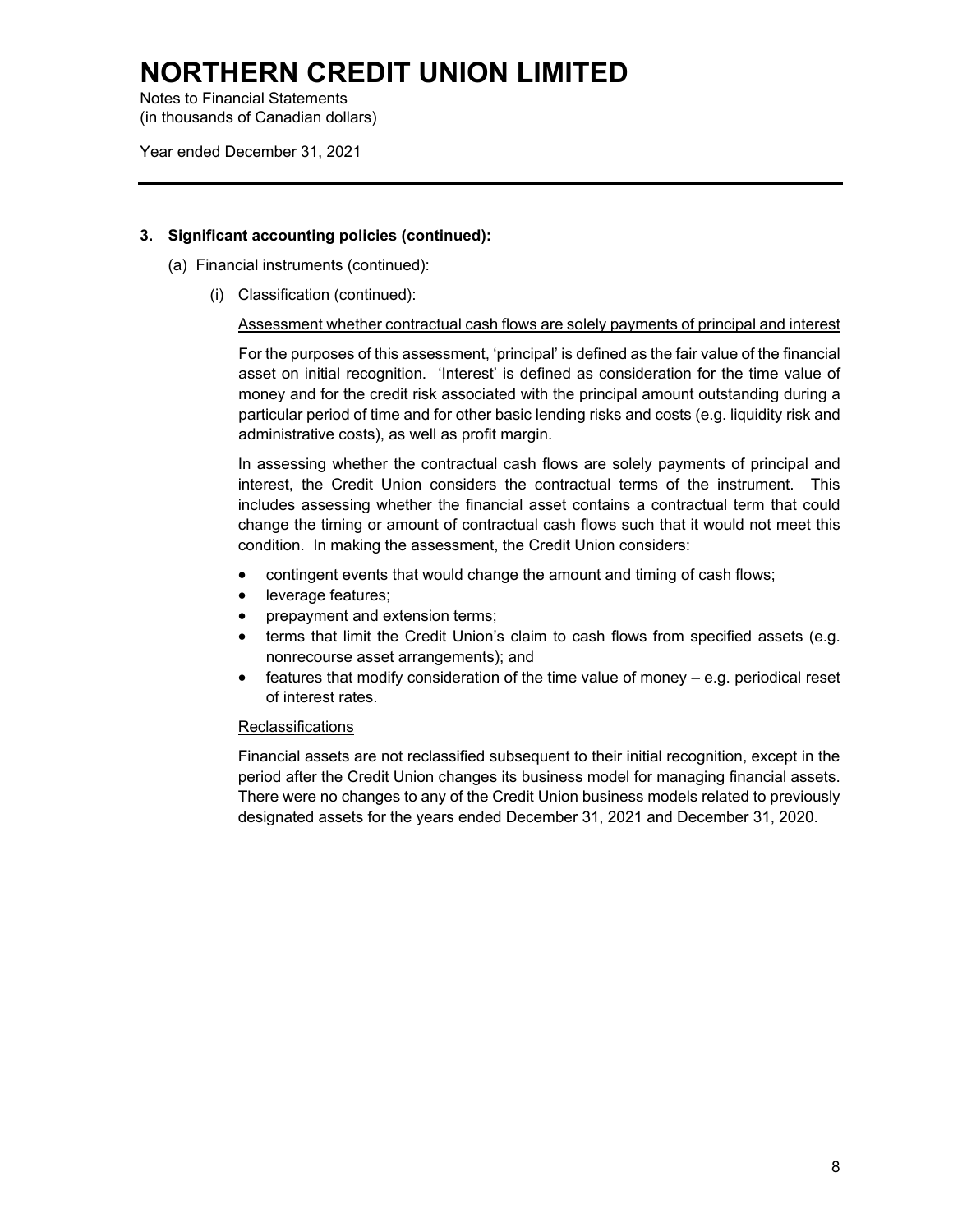### 3. Significant accounting policies (continued):

(a) Financial instruments (continued):

(i) Classification (continued):

Assessment whether contractual cash flows are solely payments of principal and interest

For the purposes of this assessment, 'principal' is defined as the fair value of the financial asset on initial recognition. 'Interest' is defined as consideration for the time value of money and for the credit risk associated with the principal amount outstanding during a particular period of time and for other basic lending risks and costs (e.g. liquidity risk and administrative costs), as well as profit margin.

In assessing whether the contractual cash flows are solely payments of principal and interest, the Credit Union considers the contractual terms of the instrument. This includes assessing whether the financial asset contains a contractual term that could change the timing or amount of contractual cash flows such that it would not meet this condition. In making the assessment, the Credit Union considers:

- contingent events that would change the amount and timing of cash flows;
- leverage features;
- prepayment and extension terms;
- terms that limit the Credit Union's claim to cash flows from specified assets (e.g. nonrecourse asset arrangements); and
- features that modify consideration of the time value of money – e.g. periodical reset of interest rates.

Reclassifications

Financial assets are not reclassified subsequent to their initial recognition, except in the period after the Credit Union changes its business model for managing financial assets. There were no changes to any of the Credit Union business models related to previously designated assets for the years ended December 31, 2021 and December 31, 2020.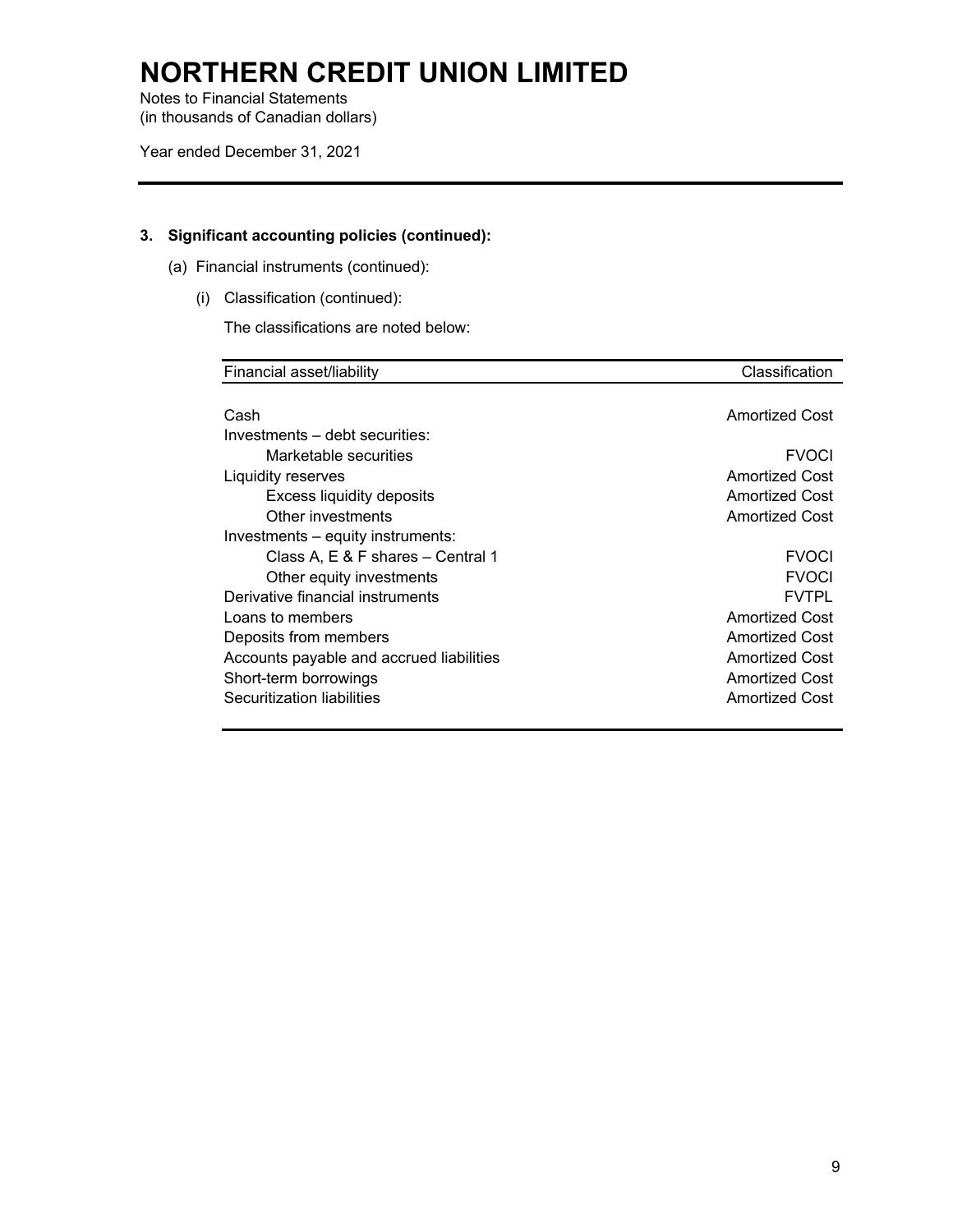# NORTHERN CREDIT UNION LIMITED

Notes to Financial Statements
(in thousands of Canadian dollars)

Year ended December 31, 2021

## 3. Significant accounting policies (continued):

(a) Financial instruments (continued):

(i) Classification (continued):

The classifications are noted below:

| Financial asset/liability | Classification |
|---|---|
| Cash | Amortized Cost |
| Investments – debt securities: | |
| Marketable securities | FVOCI |
| Liquidity reserves | Amortized Cost |
| Excess liquidity deposits | Amortized Cost |
| Other investments | Amortized Cost |
| Investments – equity instruments: | |
| Class A, E & F shares – Central 1 | FVOCI |
| Other equity investments | FVOCI |
| Derivative financial instruments | FVTPL |
| Loans to members | Amortized Cost |
| Deposits from members | Amortized Cost |
| Accounts payable and accrued liabilities | Amortized Cost |
| Short-term borrowings | Amortized Cost |
| Securitization liabilities | Amortized Cost |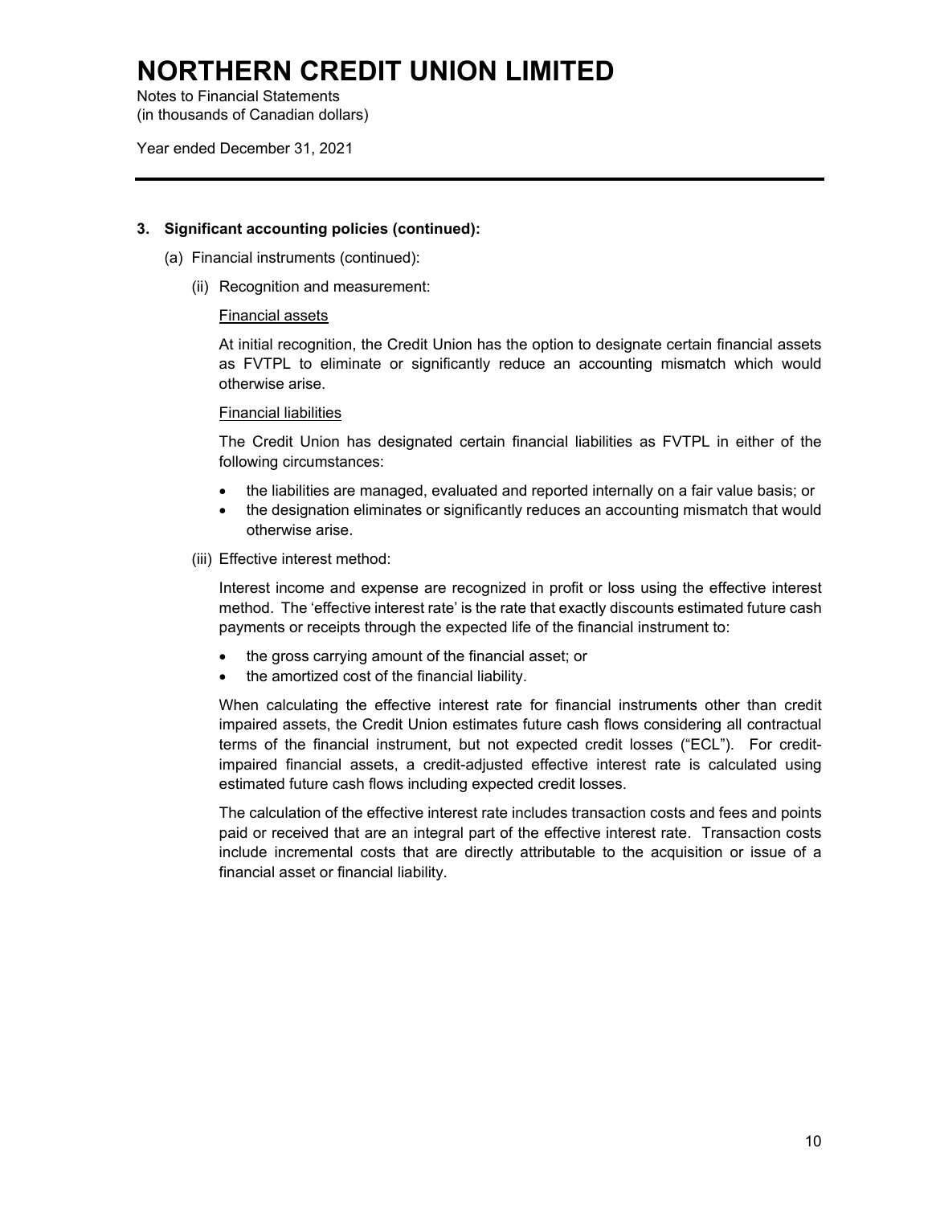### 3. Significant accounting policies (continued):

(a) Financial instruments (continued):

(ii) Recognition and measurement:

Financial assets

At initial recognition, the Credit Union has the option to designate certain financial assets as FVTPL to eliminate or significantly reduce an accounting mismatch which would otherwise arise.

Financial liabilities

The Credit Union has designated certain financial liabilities as FVTPL in either of the following circumstances:

- the liabilities are managed, evaluated and reported internally on a fair value basis; or
- the designation eliminates or significantly reduces an accounting mismatch that would otherwise arise.

(iii) Effective interest method:

Interest income and expense are recognized in profit or loss using the effective interest method. The 'effective interest rate' is the rate that exactly discounts estimated future cash payments or receipts through the expected life of the financial instrument to:

- the gross carrying amount of the financial asset; or
- the amortized cost of the financial liability.

When calculating the effective interest rate for financial instruments other than credit impaired assets, the Credit Union estimates future cash flows considering all contractual terms of the financial instrument, but not expected credit losses ("ECL"). For credit-impaired financial assets, a credit-adjusted effective interest rate is calculated using estimated future cash flows including expected credit losses.

The calculation of the effective interest rate includes transaction costs and fees and points paid or received that are an integral part of the effective interest rate. Transaction costs include incremental costs that are directly attributable to the acquisition or issue of a financial asset or financial liability.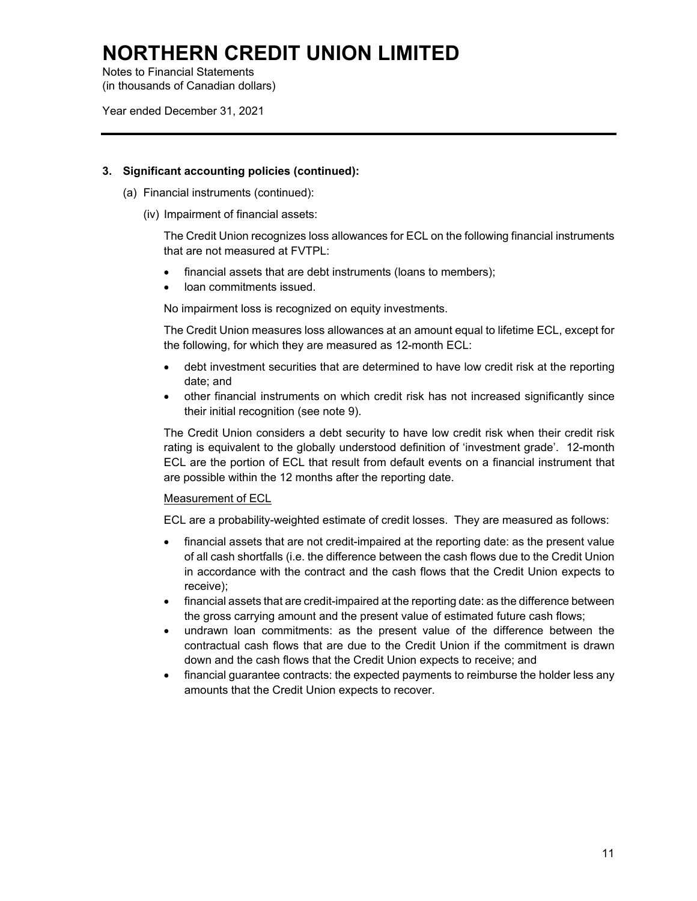### 3. Significant accounting policies (continued):

(a) Financial instruments (continued):

(iv) Impairment of financial assets:

The Credit Union recognizes loss allowances for ECL on the following financial instruments that are not measured at FVTPL:

- financial assets that are debt instruments (loans to members);
- loan commitments issued.

No impairment loss is recognized on equity investments.

The Credit Union measures loss allowances at an amount equal to lifetime ECL, except for the following, for which they are measured as 12-month ECL:

- debt investment securities that are determined to have low credit risk at the reporting date; and
- other financial instruments on which credit risk has not increased significantly since their initial recognition (see note 9).

The Credit Union considers a debt security to have low credit risk when their credit risk rating is equivalent to the globally understood definition of 'investment grade'. 12-month ECL are the portion of ECL that result from default events on a financial instrument that are possible within the 12 months after the reporting date.

Measurement of ECL

ECL are a probability-weighted estimate of credit losses. They are measured as follows:

- financial assets that are not credit-impaired at the reporting date: as the present value of all cash shortfalls (i.e. the difference between the cash flows due to the Credit Union in accordance with the contract and the cash flows that the Credit Union expects to receive);
- financial assets that are credit-impaired at the reporting date: as the difference between the gross carrying amount and the present value of estimated future cash flows;
- undrawn loan commitments: as the present value of the difference between the contractual cash flows that are due to the Credit Union if the commitment is drawn down and the cash flows that the Credit Union expects to receive; and
- financial guarantee contracts: the expected payments to reimburse the holder less any amounts that the Credit Union expects to recover.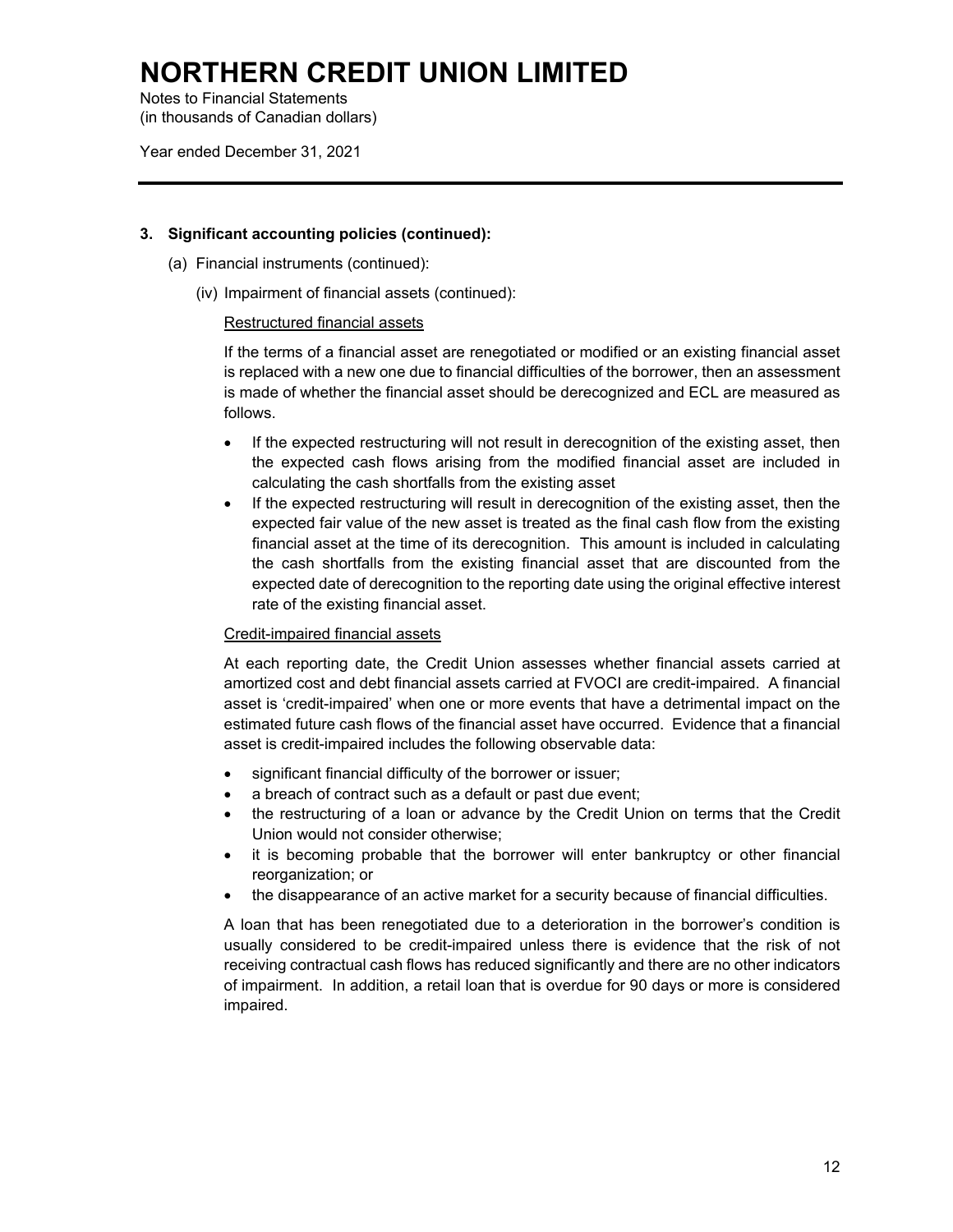# NORTHERN CREDIT UNION LIMITED

Notes to Financial Statements
(in thousands of Canadian dollars)

Year ended December 31, 2021

### 3. Significant accounting policies (continued):

(a) Financial instruments (continued):

(iv) Impairment of financial assets (continued):

Restructured financial assets

If the terms of a financial asset are renegotiated or modified or an existing financial asset is replaced with a new one due to financial difficulties of the borrower, then an assessment is made of whether the financial asset should be derecognized and ECL are measured as follows.

- If the expected restructuring will not result in derecognition of the existing asset, then the expected cash flows arising from the modified financial asset are included in calculating the cash shortfalls from the existing asset
- If the expected restructuring will result in derecognition of the existing asset, then the expected fair value of the new asset is treated as the final cash flow from the existing financial asset at the time of its derecognition. This amount is included in calculating the cash shortfalls from the existing financial asset that are discounted from the expected date of derecognition to the reporting date using the original effective interest rate of the existing financial asset.

Credit-impaired financial assets

At each reporting date, the Credit Union assesses whether financial assets carried at amortized cost and debt financial assets carried at FVOCI are credit-impaired. A financial asset is 'credit-impaired' when one or more events that have a detrimental impact on the estimated future cash flows of the financial asset have occurred. Evidence that a financial asset is credit-impaired includes the following observable data:

- significant financial difficulty of the borrower or issuer;
- a breach of contract such as a default or past due event;
- the restructuring of a loan or advance by the Credit Union on terms that the Credit Union would not consider otherwise;
- it is becoming probable that the borrower will enter bankruptcy or other financial reorganization; or
- the disappearance of an active market for a security because of financial difficulties.

A loan that has been renegotiated due to a deterioration in the borrower's condition is usually considered to be credit-impaired unless there is evidence that the risk of not receiving contractual cash flows has reduced significantly and there are no other indicators of impairment. In addition, a retail loan that is overdue for 90 days or more is considered impaired.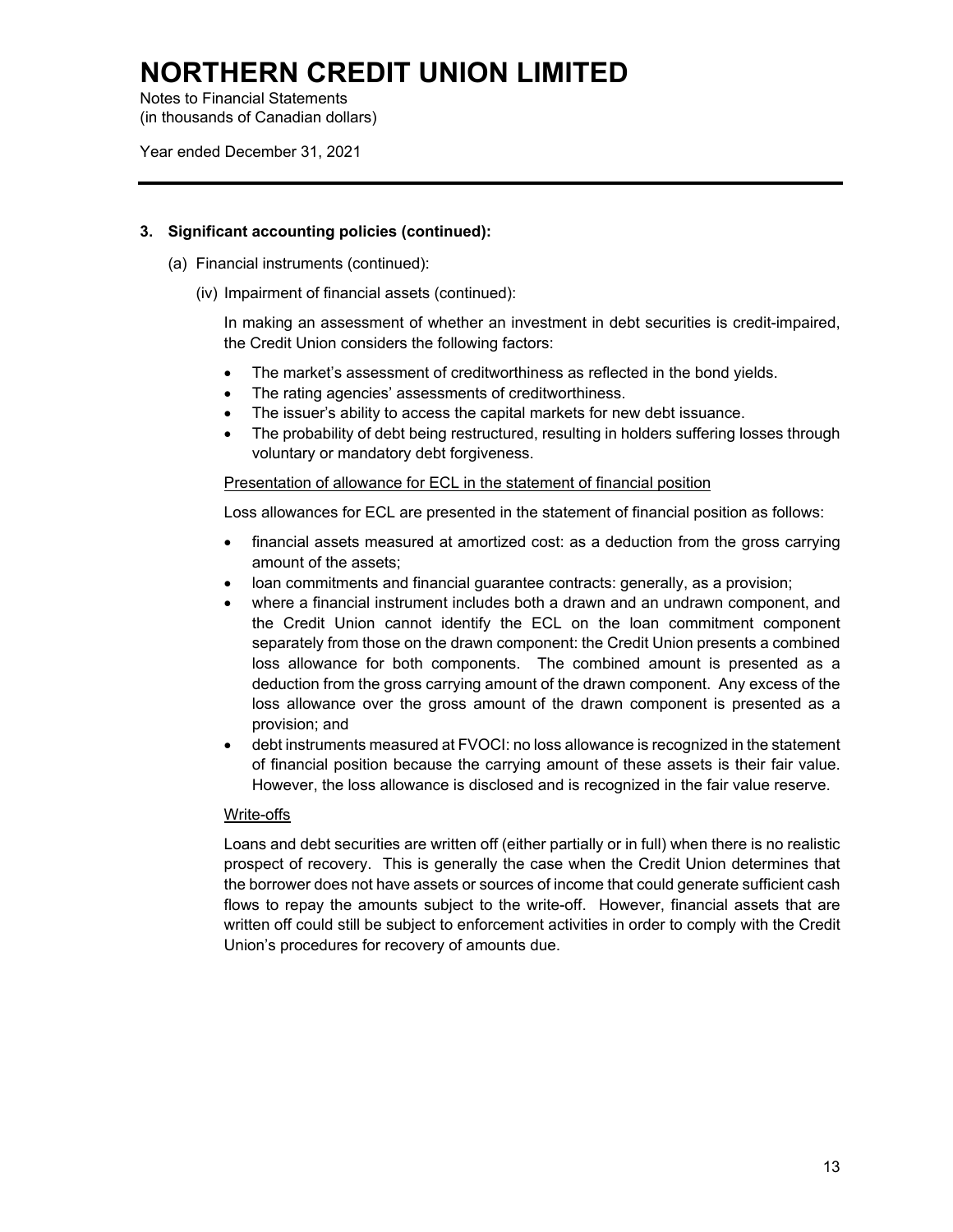### 3. Significant accounting policies (continued):

(a) Financial instruments (continued):

(iv) Impairment of financial assets (continued):

In making an assessment of whether an investment in debt securities is credit-impaired, the Credit Union considers the following factors:

- The market's assessment of creditworthiness as reflected in the bond yields.
- The rating agencies' assessments of creditworthiness.
- The issuer's ability to access the capital markets for new debt issuance.
- The probability of debt being restructured, resulting in holders suffering losses through voluntary or mandatory debt forgiveness.

Presentation of allowance for ECL in the statement of financial position

Loss allowances for ECL are presented in the statement of financial position as follows:

- financial assets measured at amortized cost: as a deduction from the gross carrying amount of the assets;
- loan commitments and financial guarantee contracts: generally, as a provision;
- where a financial instrument includes both a drawn and an undrawn component, and the Credit Union cannot identify the ECL on the loan commitment component separately from those on the drawn component: the Credit Union presents a combined loss allowance for both components. The combined amount is presented as a deduction from the gross carrying amount of the drawn component. Any excess of the loss allowance over the gross amount of the drawn component is presented as a provision; and
- debt instruments measured at FVOCI: no loss allowance is recognized in the statement of financial position because the carrying amount of these assets is their fair value. However, the loss allowance is disclosed and is recognized in the fair value reserve.

Write-offs

Loans and debt securities are written off (either partially or in full) when there is no realistic prospect of recovery. This is generally the case when the Credit Union determines that the borrower does not have assets or sources of income that could generate sufficient cash flows to repay the amounts subject to the write-off. However, financial assets that are written off could still be subject to enforcement activities in order to comply with the Credit Union's procedures for recovery of amounts due.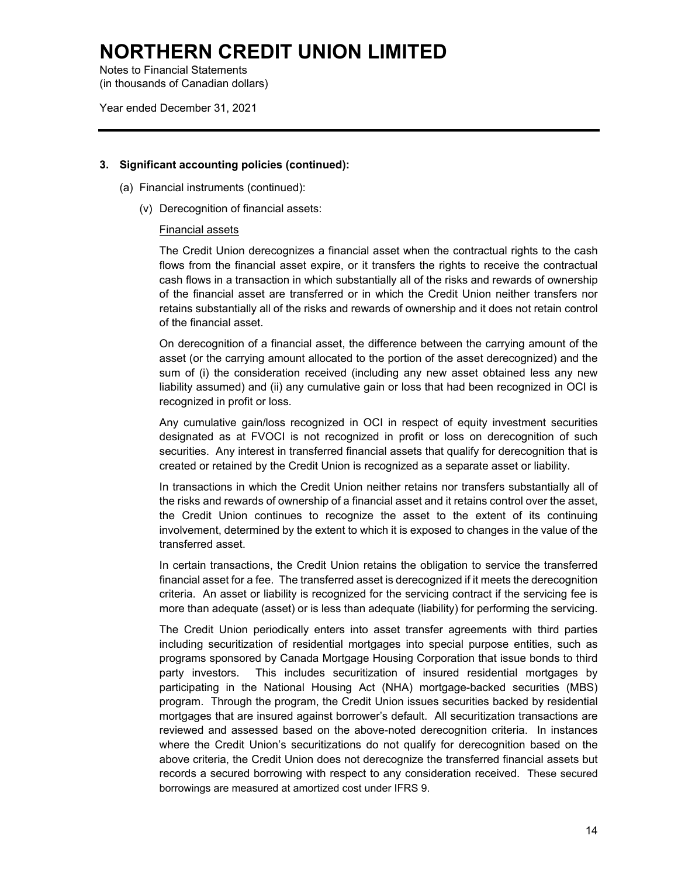# NORTHERN CREDIT UNION LIMITED

Notes to Financial Statements
(in thousands of Canadian dollars)

Year ended December 31, 2021

**3. Significant accounting policies (continued):**

(a) Financial instruments (continued):

(v) Derecognition of financial assets:

Financial assets

The Credit Union derecognizes a financial asset when the contractual rights to the cash flows from the financial asset expire, or it transfers the rights to receive the contractual cash flows in a transaction in which substantially all of the risks and rewards of ownership of the financial asset are transferred or in which the Credit Union neither transfers nor retains substantially all of the risks and rewards of ownership and it does not retain control of the financial asset.

On derecognition of a financial asset, the difference between the carrying amount of the asset (or the carrying amount allocated to the portion of the asset derecognized) and the sum of (i) the consideration received (including any new asset obtained less any new liability assumed) and (ii) any cumulative gain or loss that had been recognized in OCI is recognized in profit or loss.

Any cumulative gain/loss recognized in OCI in respect of equity investment securities designated as at FVOCI is not recognized in profit or loss on derecognition of such securities. Any interest in transferred financial assets that qualify for derecognition that is created or retained by the Credit Union is recognized as a separate asset or liability.

In transactions in which the Credit Union neither retains nor transfers substantially all of the risks and rewards of ownership of a financial asset and it retains control over the asset, the Credit Union continues to recognize the asset to the extent of its continuing involvement, determined by the extent to which it is exposed to changes in the value of the transferred asset.

In certain transactions, the Credit Union retains the obligation to service the transferred financial asset for a fee. The transferred asset is derecognized if it meets the derecognition criteria. An asset or liability is recognized for the servicing contract if the servicing fee is more than adequate (asset) or is less than adequate (liability) for performing the servicing.

The Credit Union periodically enters into asset transfer agreements with third parties including securitization of residential mortgages into special purpose entities, such as programs sponsored by Canada Mortgage Housing Corporation that issue bonds to third party investors. This includes securitization of insured residential mortgages by participating in the National Housing Act (NHA) mortgage-backed securities (MBS) program. Through the program, the Credit Union issues securities backed by residential mortgages that are insured against borrower's default. All securitization transactions are reviewed and assessed based on the above-noted derecognition criteria. In instances where the Credit Union's securitizations do not qualify for derecognition based on the above criteria, the Credit Union does not derecognize the transferred financial assets but records a secured borrowing with respect to any consideration received. These secured borrowings are measured at amortized cost under IFRS 9.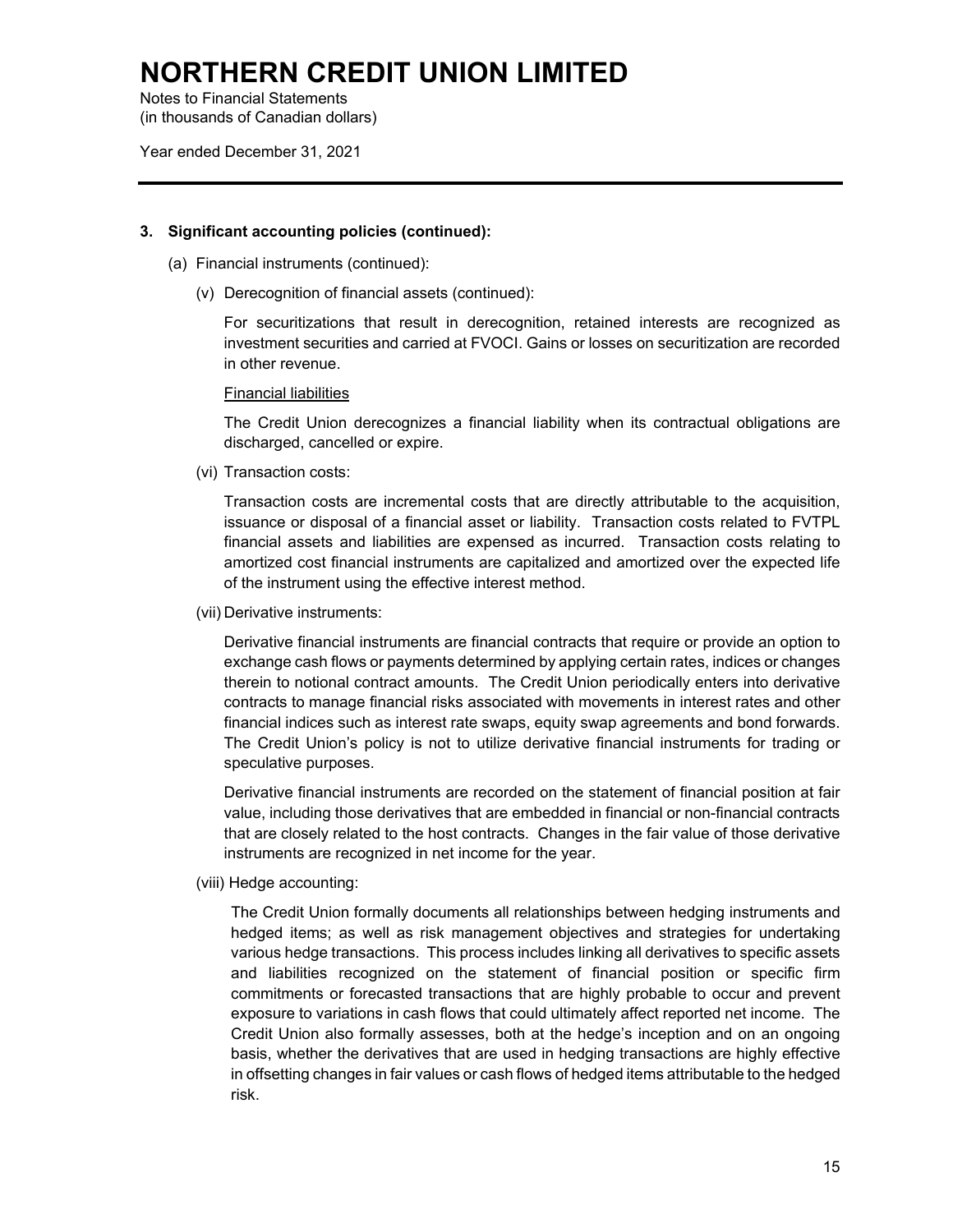# NORTHERN CREDIT UNION LIMITED

Notes to Financial Statements
(in thousands of Canadian dollars)

Year ended December 31, 2021

**3. Significant accounting policies (continued):**

(a) Financial instruments (continued):

(v) Derecognition of financial assets (continued):

For securitizations that result in derecognition, retained interests are recognized as investment securities and carried at FVOCI. Gains or losses on securitization are recorded in other revenue.

Financial liabilities

The Credit Union derecognizes a financial liability when its contractual obligations are discharged, cancelled or expire.

(vi) Transaction costs:

Transaction costs are incremental costs that are directly attributable to the acquisition, issuance or disposal of a financial asset or liability. Transaction costs related to FVTPL financial assets and liabilities are expensed as incurred. Transaction costs relating to amortized cost financial instruments are capitalized and amortized over the expected life of the instrument using the effective interest method.

(vii) Derivative instruments:

Derivative financial instruments are financial contracts that require or provide an option to exchange cash flows or payments determined by applying certain rates, indices or changes therein to notional contract amounts. The Credit Union periodically enters into derivative contracts to manage financial risks associated with movements in interest rates and other financial indices such as interest rate swaps, equity swap agreements and bond forwards. The Credit Union's policy is not to utilize derivative financial instruments for trading or speculative purposes.

Derivative financial instruments are recorded on the statement of financial position at fair value, including those derivatives that are embedded in financial or non-financial contracts that are closely related to the host contracts. Changes in the fair value of those derivative instruments are recognized in net income for the year.

(viii) Hedge accounting:

The Credit Union formally documents all relationships between hedging instruments and hedged items; as well as risk management objectives and strategies for undertaking various hedge transactions. This process includes linking all derivatives to specific assets and liabilities recognized on the statement of financial position or specific firm commitments or forecasted transactions that are highly probable to occur and prevent exposure to variations in cash flows that could ultimately affect reported net income. The Credit Union also formally assesses, both at the hedge's inception and on an ongoing basis, whether the derivatives that are used in hedging transactions are highly effective in offsetting changes in fair values or cash flows of hedged items attributable to the hedged risk.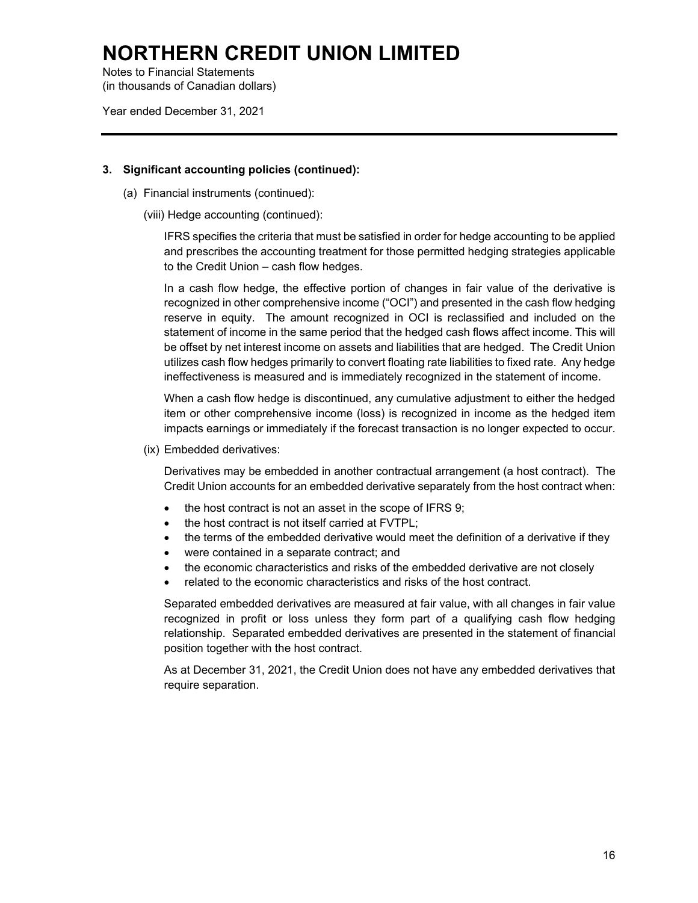# NORTHERN CREDIT UNION LIMITED

Notes to Financial Statements
(in thousands of Canadian dollars)

Year ended December 31, 2021

**3. Significant accounting policies (continued):**

(a) Financial instruments (continued):

(viii) Hedge accounting (continued):

IFRS specifies the criteria that must be satisfied in order for hedge accounting to be applied and prescribes the accounting treatment for those permitted hedging strategies applicable to the Credit Union – cash flow hedges.

In a cash flow hedge, the effective portion of changes in fair value of the derivative is recognized in other comprehensive income ("OCI") and presented in the cash flow hedging reserve in equity. The amount recognized in OCI is reclassified and included on the statement of income in the same period that the hedged cash flows affect income. This will be offset by net interest income on assets and liabilities that are hedged. The Credit Union utilizes cash flow hedges primarily to convert floating rate liabilities to fixed rate. Any hedge ineffectiveness is measured and is immediately recognized in the statement of income.

When a cash flow hedge is discontinued, any cumulative adjustment to either the hedged item or other comprehensive income (loss) is recognized in income as the hedged item impacts earnings or immediately if the forecast transaction is no longer expected to occur.

(ix) Embedded derivatives:

Derivatives may be embedded in another contractual arrangement (a host contract). The Credit Union accounts for an embedded derivative separately from the host contract when:

- the host contract is not an asset in the scope of IFRS 9;
- the host contract is not itself carried at FVTPL;
- the terms of the embedded derivative would meet the definition of a derivative if they
- were contained in a separate contract; and
- the economic characteristics and risks of the embedded derivative are not closely
- related to the economic characteristics and risks of the host contract.

Separated embedded derivatives are measured at fair value, with all changes in fair value recognized in profit or loss unless they form part of a qualifying cash flow hedging relationship. Separated embedded derivatives are presented in the statement of financial position together with the host contract.

As at December 31, 2021, the Credit Union does not have any embedded derivatives that require separation.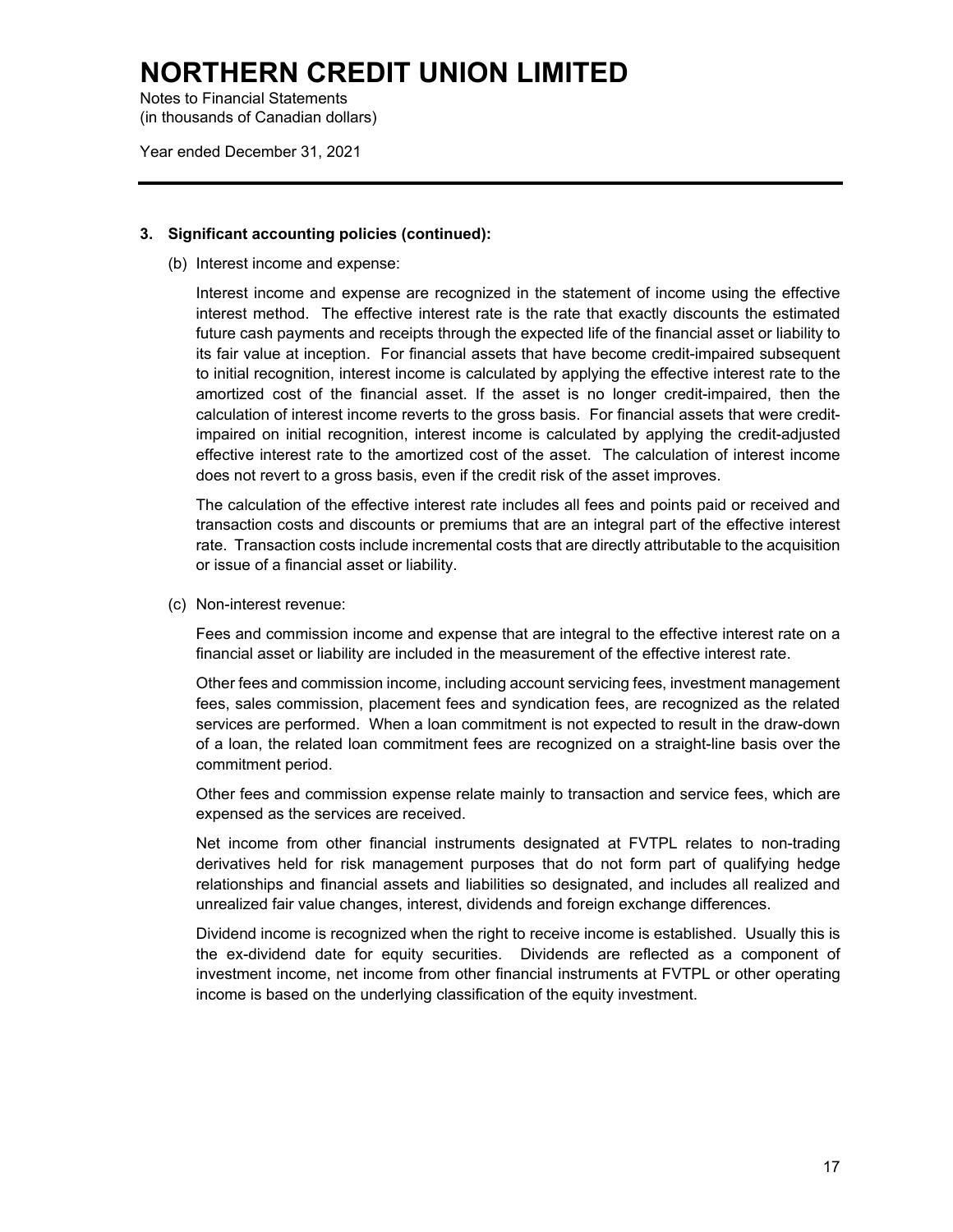# NORTHERN CREDIT UNION LIMITED

Notes to Financial Statements
(in thousands of Canadian dollars)

Year ended December 31, 2021

**3. Significant accounting policies (continued):**

(b) Interest income and expense:

Interest income and expense are recognized in the statement of income using the effective interest method. The effective interest rate is the rate that exactly discounts the estimated future cash payments and receipts through the expected life of the financial asset or liability to its fair value at inception. For financial assets that have become credit-impaired subsequent to initial recognition, interest income is calculated by applying the effective interest rate to the amortized cost of the financial asset. If the asset is no longer credit-impaired, then the calculation of interest income reverts to the gross basis. For financial assets that were credit-impaired on initial recognition, interest income is calculated by applying the credit-adjusted effective interest rate to the amortized cost of the asset. The calculation of interest income does not revert to a gross basis, even if the credit risk of the asset improves.

The calculation of the effective interest rate includes all fees and points paid or received and transaction costs and discounts or premiums that are an integral part of the effective interest rate. Transaction costs include incremental costs that are directly attributable to the acquisition or issue of a financial asset or liability.

(c) Non-interest revenue:

Fees and commission income and expense that are integral to the effective interest rate on a financial asset or liability are included in the measurement of the effective interest rate.

Other fees and commission income, including account servicing fees, investment management fees, sales commission, placement fees and syndication fees, are recognized as the related services are performed. When a loan commitment is not expected to result in the draw-down of a loan, the related loan commitment fees are recognized on a straight-line basis over the commitment period.

Other fees and commission expense relate mainly to transaction and service fees, which are expensed as the services are received.

Net income from other financial instruments designated at FVTPL relates to non-trading derivatives held for risk management purposes that do not form part of qualifying hedge relationships and financial assets and liabilities so designated, and includes all realized and unrealized fair value changes, interest, dividends and foreign exchange differences.

Dividend income is recognized when the right to receive income is established. Usually this is the ex-dividend date for equity securities. Dividends are reflected as a component of investment income, net income from other financial instruments at FVTPL or other operating income is based on the underlying classification of the equity investment.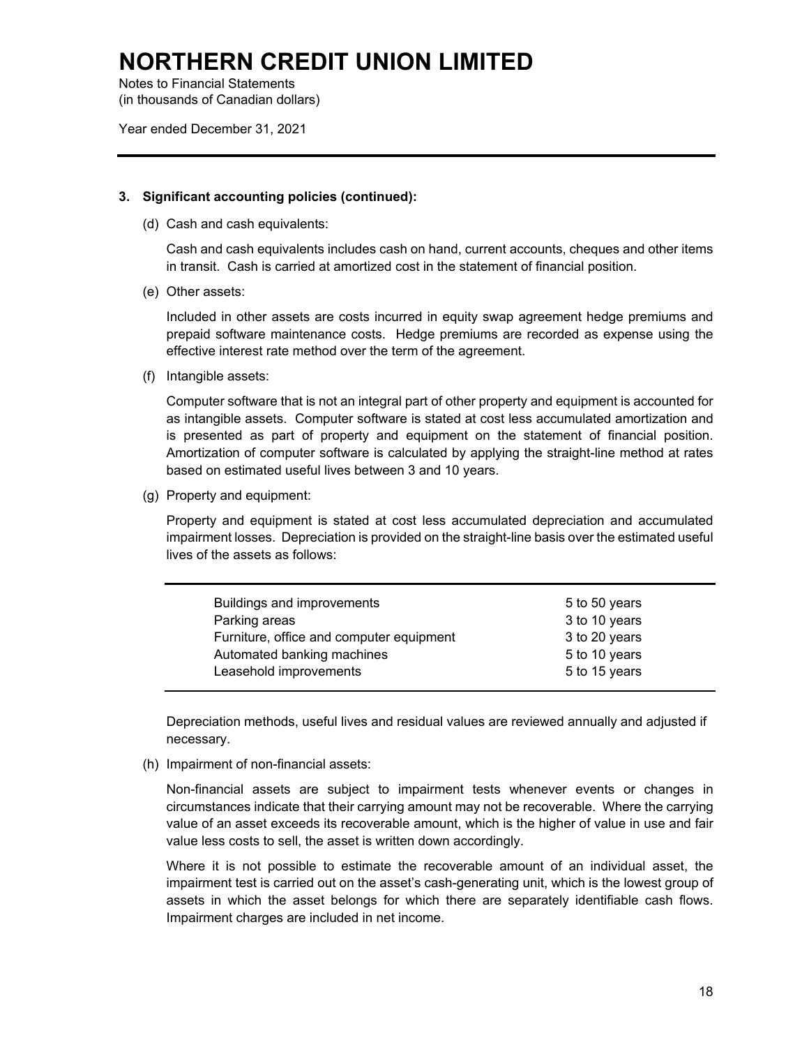# NORTHERN CREDIT UNION LIMITED

Notes to Financial Statements
(in thousands of Canadian dollars)

Year ended December 31, 2021

**3. Significant accounting policies (continued):**

(d) Cash and cash equivalents:

Cash and cash equivalents includes cash on hand, current accounts, cheques and other items in transit. Cash is carried at amortized cost in the statement of financial position.

(e) Other assets:

Included in other assets are costs incurred in equity swap agreement hedge premiums and prepaid software maintenance costs. Hedge premiums are recorded as expense using the effective interest rate method over the term of the agreement.

(f) Intangible assets:

Computer software that is not an integral part of other property and equipment is accounted for as intangible assets. Computer software is stated at cost less accumulated amortization and is presented as part of property and equipment on the statement of financial position. Amortization of computer software is calculated by applying the straight-line method at rates based on estimated useful lives between 3 and 10 years.

(g) Property and equipment:

Property and equipment is stated at cost less accumulated depreciation and accumulated impairment losses. Depreciation is provided on the straight-line basis over the estimated useful lives of the assets as follows:

| | |
|---|---|
| Buildings and improvements | 5 to 50 years |
| Parking areas | 3 to 10 years |
| Furniture, office and computer equipment | 3 to 20 years |
| Automated banking machines | 5 to 10 years |
| Leasehold improvements | 5 to 15 years |

Depreciation methods, useful lives and residual values are reviewed annually and adjusted if necessary.

(h) Impairment of non-financial assets:

Non-financial assets are subject to impairment tests whenever events or changes in circumstances indicate that their carrying amount may not be recoverable. Where the carrying value of an asset exceeds its recoverable amount, which is the higher of value in use and fair value less costs to sell, the asset is written down accordingly.

Where it is not possible to estimate the recoverable amount of an individual asset, the impairment test is carried out on the asset's cash-generating unit, which is the lowest group of assets in which the asset belongs for which there are separately identifiable cash flows. Impairment charges are included in net income.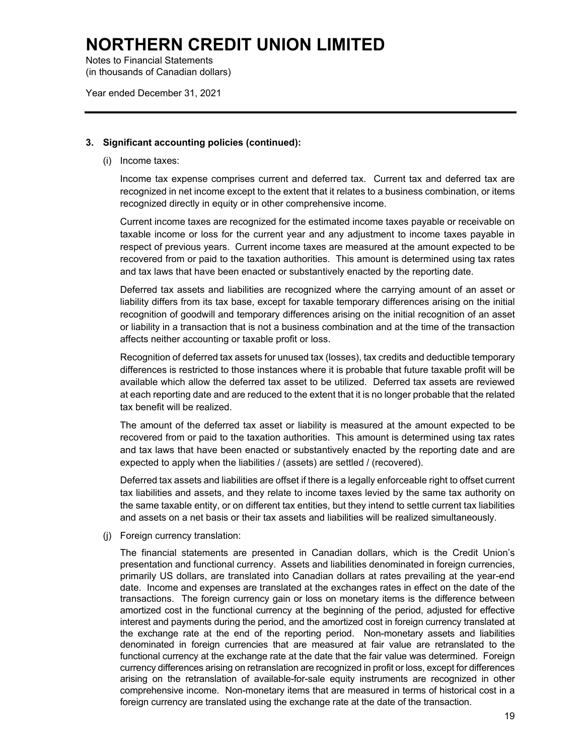# NORTHERN CREDIT UNION LIMITED

Notes to Financial Statements
(in thousands of Canadian dollars)

Year ended December 31, 2021

**3. Significant accounting policies (continued):**

(i) Income taxes:

Income tax expense comprises current and deferred tax. Current tax and deferred tax are recognized in net income except to the extent that it relates to a business combination, or items recognized directly in equity or in other comprehensive income.

Current income taxes are recognized for the estimated income taxes payable or receivable on taxable income or loss for the current year and any adjustment to income taxes payable in respect of previous years. Current income taxes are measured at the amount expected to be recovered from or paid to the taxation authorities. This amount is determined using tax rates and tax laws that have been enacted or substantively enacted by the reporting date.

Deferred tax assets and liabilities are recognized where the carrying amount of an asset or liability differs from its tax base, except for taxable temporary differences arising on the initial recognition of goodwill and temporary differences arising on the initial recognition of an asset or liability in a transaction that is not a business combination and at the time of the transaction affects neither accounting or taxable profit or loss.

Recognition of deferred tax assets for unused tax (losses), tax credits and deductible temporary differences is restricted to those instances where it is probable that future taxable profit will be available which allow the deferred tax asset to be utilized. Deferred tax assets are reviewed at each reporting date and are reduced to the extent that it is no longer probable that the related tax benefit will be realized.

The amount of the deferred tax asset or liability is measured at the amount expected to be recovered from or paid to the taxation authorities. This amount is determined using tax rates and tax laws that have been enacted or substantively enacted by the reporting date and are expected to apply when the liabilities / (assets) are settled / (recovered).

Deferred tax assets and liabilities are offset if there is a legally enforceable right to offset current tax liabilities and assets, and they relate to income taxes levied by the same tax authority on the same taxable entity, or on different tax entities, but they intend to settle current tax liabilities and assets on a net basis or their tax assets and liabilities will be realized simultaneously.

(j) Foreign currency translation:

The financial statements are presented in Canadian dollars, which is the Credit Union's presentation and functional currency. Assets and liabilities denominated in foreign currencies, primarily US dollars, are translated into Canadian dollars at rates prevailing at the year-end date. Income and expenses are translated at the exchanges rates in effect on the date of the transactions. The foreign currency gain or loss on monetary items is the difference between amortized cost in the functional currency at the beginning of the period, adjusted for effective interest and payments during the period, and the amortized cost in foreign currency translated at the exchange rate at the end of the reporting period. Non-monetary assets and liabilities denominated in foreign currencies that are measured at fair value are retranslated to the functional currency at the exchange rate at the date that the fair value was determined. Foreign currency differences arising on retranslation are recognized in profit or loss, except for differences arising on the retranslation of available-for-sale equity instruments are recognized in other comprehensive income. Non-monetary items that are measured in terms of historical cost in a foreign currency are translated using the exchange rate at the date of the transaction.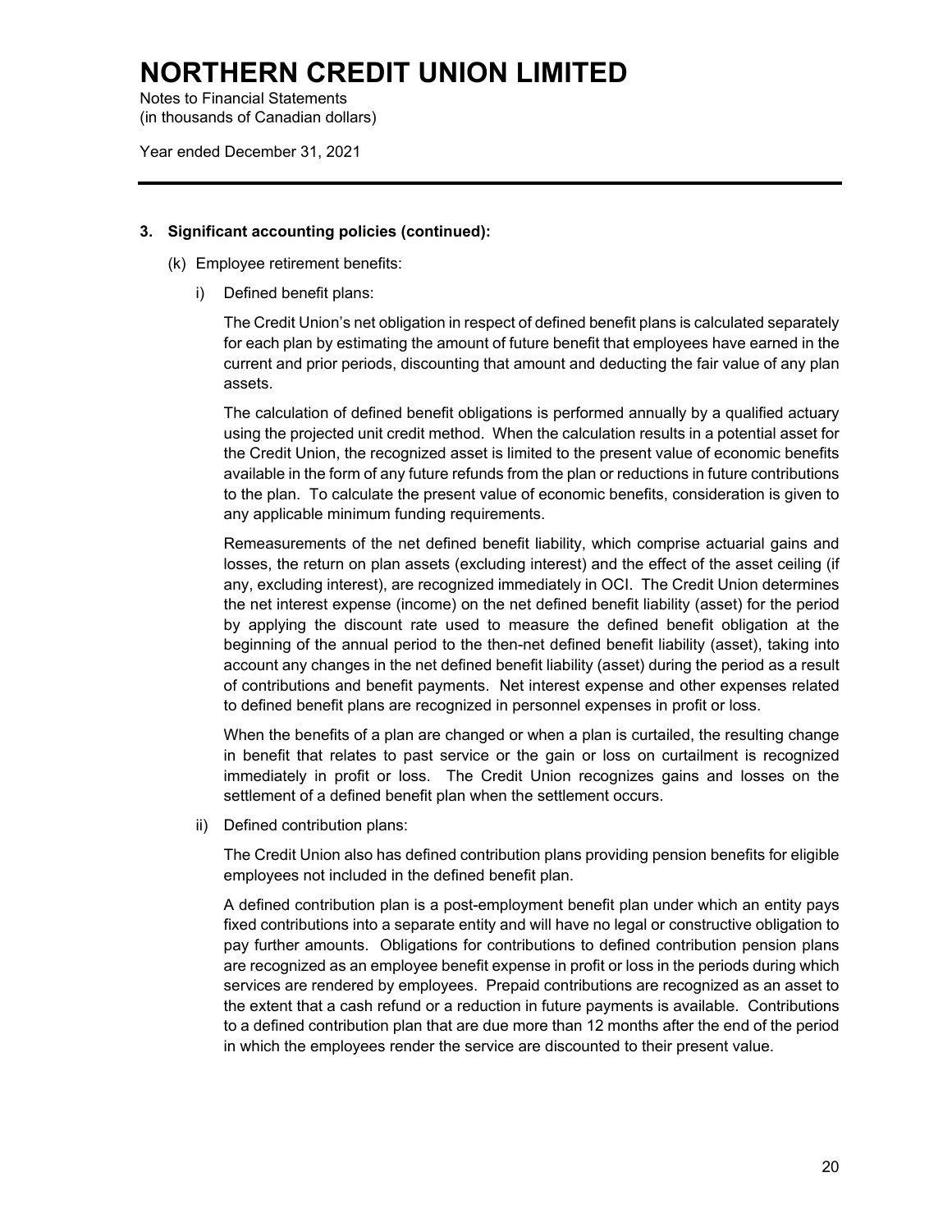### 3. Significant accounting policies (continued):

(k) Employee retirement benefits:

i) Defined benefit plans:

The Credit Union's net obligation in respect of defined benefit plans is calculated separately for each plan by estimating the amount of future benefit that employees have earned in the current and prior periods, discounting that amount and deducting the fair value of any plan assets.

The calculation of defined benefit obligations is performed annually by a qualified actuary using the projected unit credit method. When the calculation results in a potential asset for the Credit Union, the recognized asset is limited to the present value of economic benefits available in the form of any future refunds from the plan or reductions in future contributions to the plan. To calculate the present value of economic benefits, consideration is given to any applicable minimum funding requirements.

Remeasurements of the net defined benefit liability, which comprise actuarial gains and losses, the return on plan assets (excluding interest) and the effect of the asset ceiling (if any, excluding interest), are recognized immediately in OCI. The Credit Union determines the net interest expense (income) on the net defined benefit liability (asset) for the period by applying the discount rate used to measure the defined benefit obligation at the beginning of the annual period to the then-net defined benefit liability (asset), taking into account any changes in the net defined benefit liability (asset) during the period as a result of contributions and benefit payments. Net interest expense and other expenses related to defined benefit plans are recognized in personnel expenses in profit or loss.

When the benefits of a plan are changed or when a plan is curtailed, the resulting change in benefit that relates to past service or the gain or loss on curtailment is recognized immediately in profit or loss. The Credit Union recognizes gains and losses on the settlement of a defined benefit plan when the settlement occurs.

ii) Defined contribution plans:

The Credit Union also has defined contribution plans providing pension benefits for eligible employees not included in the defined benefit plan.

A defined contribution plan is a post-employment benefit plan under which an entity pays fixed contributions into a separate entity and will have no legal or constructive obligation to pay further amounts. Obligations for contributions to defined contribution pension plans are recognized as an employee benefit expense in profit or loss in the periods during which services are rendered by employees. Prepaid contributions are recognized as an asset to the extent that a cash refund or a reduction in future payments is available. Contributions to a defined contribution plan that are due more than 12 months after the end of the period in which the employees render the service are discounted to their present value.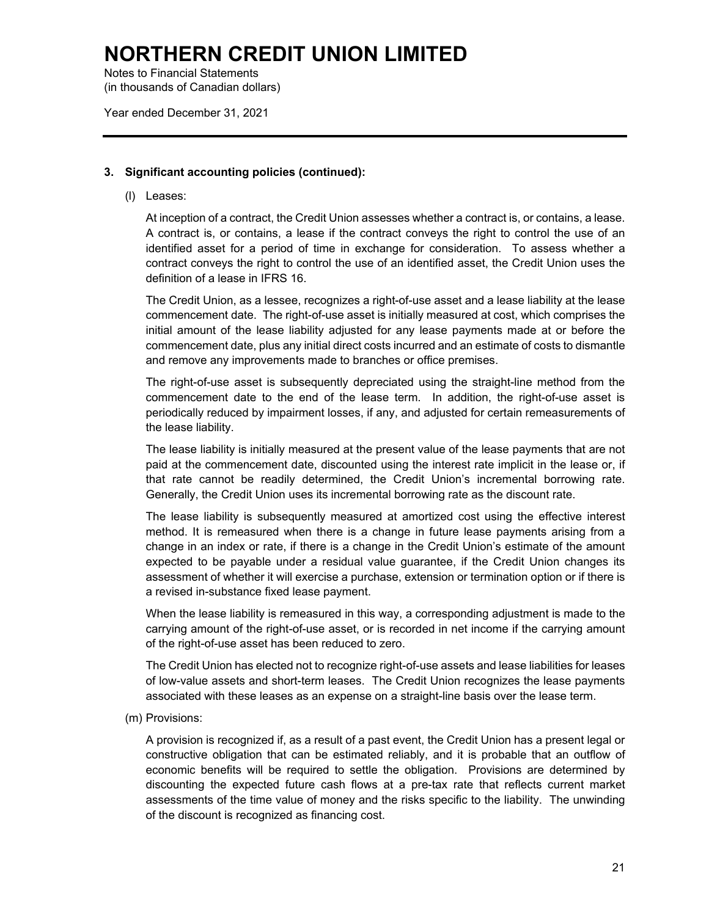# NORTHERN CREDIT UNION LIMITED

Notes to Financial Statements
(in thousands of Canadian dollars)

Year ended December 31, 2021

**3. Significant accounting policies (continued):**

(l) Leases:

At inception of a contract, the Credit Union assesses whether a contract is, or contains, a lease. A contract is, or contains, a lease if the contract conveys the right to control the use of an identified asset for a period of time in exchange for consideration. To assess whether a contract conveys the right to control the use of an identified asset, the Credit Union uses the definition of a lease in IFRS 16.

The Credit Union, as a lessee, recognizes a right-of-use asset and a lease liability at the lease commencement date. The right-of-use asset is initially measured at cost, which comprises the initial amount of the lease liability adjusted for any lease payments made at or before the commencement date, plus any initial direct costs incurred and an estimate of costs to dismantle and remove any improvements made to branches or office premises.

The right-of-use asset is subsequently depreciated using the straight-line method from the commencement date to the end of the lease term. In addition, the right-of-use asset is periodically reduced by impairment losses, if any, and adjusted for certain remeasurements of the lease liability.

The lease liability is initially measured at the present value of the lease payments that are not paid at the commencement date, discounted using the interest rate implicit in the lease or, if that rate cannot be readily determined, the Credit Union's incremental borrowing rate. Generally, the Credit Union uses its incremental borrowing rate as the discount rate.

The lease liability is subsequently measured at amortized cost using the effective interest method. It is remeasured when there is a change in future lease payments arising from a change in an index or rate, if there is a change in the Credit Union's estimate of the amount expected to be payable under a residual value guarantee, if the Credit Union changes its assessment of whether it will exercise a purchase, extension or termination option or if there is a revised in-substance fixed lease payment.

When the lease liability is remeasured in this way, a corresponding adjustment is made to the carrying amount of the right-of-use asset, or is recorded in net income if the carrying amount of the right-of-use asset has been reduced to zero.

The Credit Union has elected not to recognize right-of-use assets and lease liabilities for leases of low-value assets and short-term leases. The Credit Union recognizes the lease payments associated with these leases as an expense on a straight-line basis over the lease term.

(m) Provisions:

A provision is recognized if, as a result of a past event, the Credit Union has a present legal or constructive obligation that can be estimated reliably, and it is probable that an outflow of economic benefits will be required to settle the obligation. Provisions are determined by discounting the expected future cash flows at a pre-tax rate that reflects current market assessments of the time value of money and the risks specific to the liability. The unwinding of the discount is recognized as financing cost.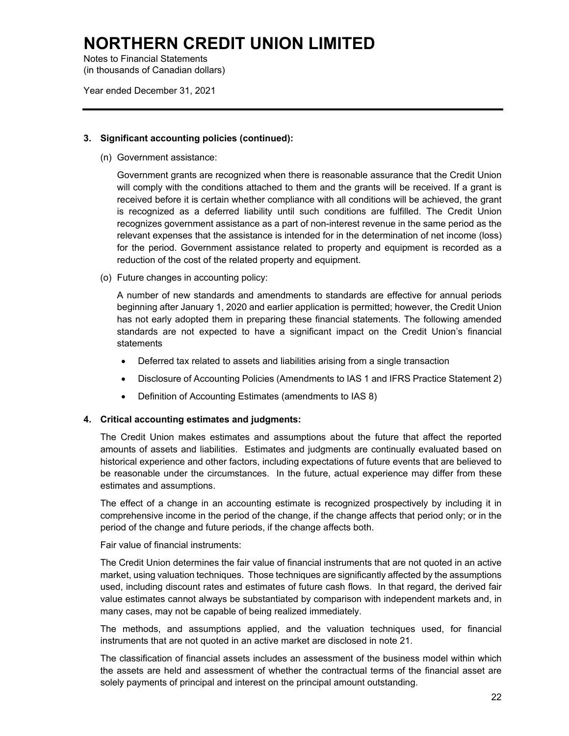### 3. Significant accounting policies (continued):

(n) Government assistance:

Government grants are recognized when there is reasonable assurance that the Credit Union will comply with the conditions attached to them and the grants will be received. If a grant is received before it is certain whether compliance with all conditions will be achieved, the grant is recognized as a deferred liability until such conditions are fulfilled. The Credit Union recognizes government assistance as a part of non-interest revenue in the same period as the relevant expenses that the assistance is intended for in the determination of net income (loss) for the period. Government assistance related to property and equipment is recorded as a reduction of the cost of the related property and equipment.

(o) Future changes in accounting policy:

A number of new standards and amendments to standards are effective for annual periods beginning after January 1, 2020 and earlier application is permitted; however, the Credit Union has not early adopted them in preparing these financial statements. The following amended standards are not expected to have a significant impact on the Credit Union's financial statements

- Deferred tax related to assets and liabilities arising from a single transaction
- Disclosure of Accounting Policies (Amendments to IAS 1 and IFRS Practice Statement 2)
- Definition of Accounting Estimates (amendments to IAS 8)

### 4. Critical accounting estimates and judgments:

The Credit Union makes estimates and assumptions about the future that affect the reported amounts of assets and liabilities. Estimates and judgments are continually evaluated based on historical experience and other factors, including expectations of future events that are believed to be reasonable under the circumstances. In the future, actual experience may differ from these estimates and assumptions.

The effect of a change in an accounting estimate is recognized prospectively by including it in comprehensive income in the period of the change, if the change affects that period only; or in the period of the change and future periods, if the change affects both.

Fair value of financial instruments:

The Credit Union determines the fair value of financial instruments that are not quoted in an active market, using valuation techniques. Those techniques are significantly affected by the assumptions used, including discount rates and estimates of future cash flows. In that regard, the derived fair value estimates cannot always be substantiated by comparison with independent markets and, in many cases, may not be capable of being realized immediately.

The methods, and assumptions applied, and the valuation techniques used, for financial instruments that are not quoted in an active market are disclosed in note 21.

The classification of financial assets includes an assessment of the business model within which the assets are held and assessment of whether the contractual terms of the financial asset are solely payments of principal and interest on the principal amount outstanding.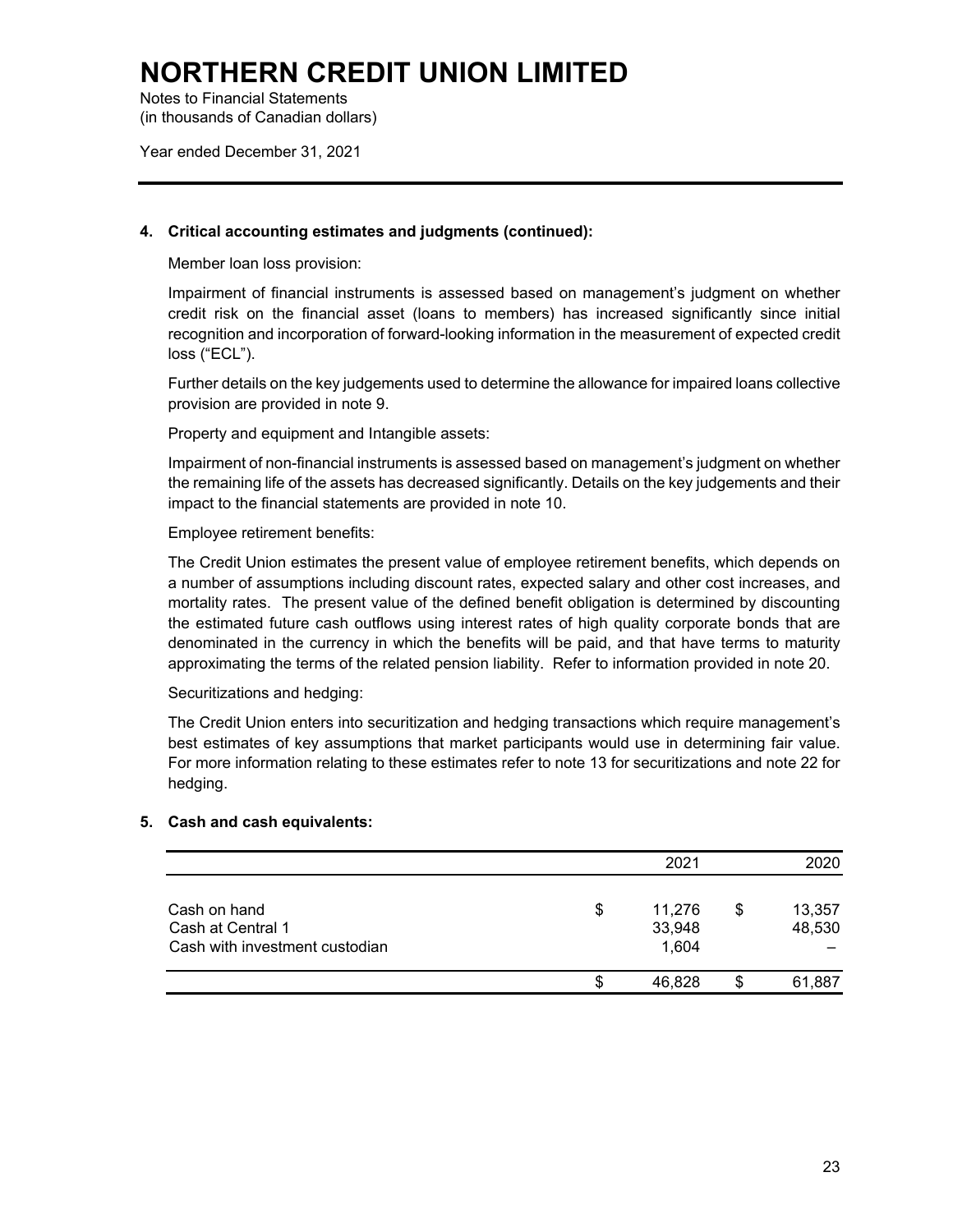# NORTHERN CREDIT UNION LIMITED

Notes to Financial Statements
(in thousands of Canadian dollars)

Year ended December 31, 2021

**4. Critical accounting estimates and judgments (continued):**

Member loan loss provision:

Impairment of financial instruments is assessed based on management's judgment on whether credit risk on the financial asset (loans to members) has increased significantly since initial recognition and incorporation of forward-looking information in the measurement of expected credit loss ("ECL").

Further details on the key judgements used to determine the allowance for impaired loans collective provision are provided in note 9.

Property and equipment and Intangible assets:

Impairment of non-financial instruments is assessed based on management's judgment on whether the remaining life of the assets has decreased significantly. Details on the key judgements and their impact to the financial statements are provided in note 10.

Employee retirement benefits:

The Credit Union estimates the present value of employee retirement benefits, which depends on a number of assumptions including discount rates, expected salary and other cost increases, and mortality rates. The present value of the defined benefit obligation is determined by discounting the estimated future cash outflows using interest rates of high quality corporate bonds that are denominated in the currency in which the benefits will be paid, and that have terms to maturity approximating the terms of the related pension liability. Refer to information provided in note 20.

Securitizations and hedging:

The Credit Union enters into securitization and hedging transactions which require management's best estimates of key assumptions that market participants would use in determining fair value. For more information relating to these estimates refer to note 13 for securitizations and note 22 for hedging.

**5. Cash and cash equivalents:**

| | 2021 | 2020 |
|---|---|---|
| Cash on hand | $ 11,276 | $ 13,357 |
| Cash at Central 1 | 33,948 | 48,530 |
| Cash with investment custodian | 1,604 | – |
| | $ 46,828 | $ 61,887 |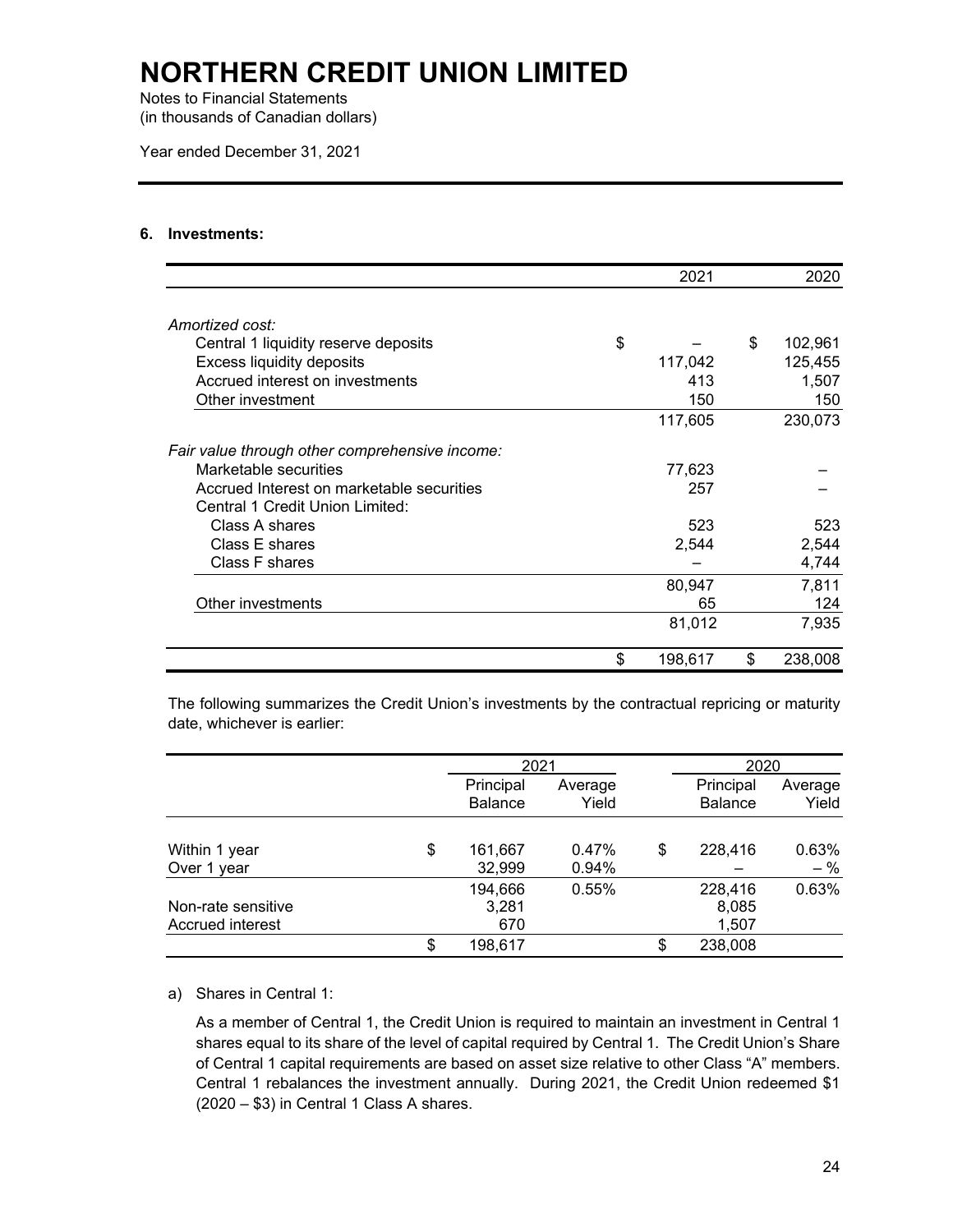# NORTHERN CREDIT UNION LIMITED

Notes to Financial Statements
(in thousands of Canadian dollars)

Year ended December 31, 2021

### 6. Investments:

| | 2021 | 2020 |
|---|---|---|
| *Amortized cost:* | | |
| Central 1 liquidity reserve deposits | $ – | $ 102,961 |
| Excess liquidity deposits | 117,042 | 125,455 |
| Accrued interest on investments | 413 | 1,507 |
| Other investment | 150 | 150 |
| | 117,605 | 230,073 |
| *Fair value through other comprehensive income:* | | |
| Marketable securities | 77,623 | – |
| Accrued Interest on marketable securities | 257 | – |
| Central 1 Credit Union Limited: | | |
| Class A shares | 523 | 523 |
| Class E shares | 2,544 | 2,544 |
| Class F shares | – | 4,744 |
| | 80,947 | 7,811 |
| Other investments | 65 | 124 |
| | 81,012 | 7,935 |
| | $ 198,617 | $ 238,008 |

The following summarizes the Credit Union's investments by the contractual repricing or maturity date, whichever is earlier:

| | 2021 | | 2020 | |
|---|---|---|---|---|
| | Principal Balance | Average Yield | Principal Balance | Average Yield |
| Within 1 year | $ 161,667 | 0.47% | $ 228,416 | 0.63% |
| Over 1 year | 32,999 | 0.94% | – | – % |
| | 194,666 | 0.55% | 228,416 | 0.63% |
| Non-rate sensitive | 3,281 | | 8,085 | |
| Accrued interest | 670 | | 1,507 | |
| | $ 198,617 | | $ 238,008 | |

a) Shares in Central 1:

As a member of Central 1, the Credit Union is required to maintain an investment in Central 1 shares equal to its share of the level of capital required by Central 1. The Credit Union's Share of Central 1 capital requirements are based on asset size relative to other Class "A" members. Central 1 rebalances the investment annually. During 2021, the Credit Union redeemed $1 (2020 – $3) in Central 1 Class A shares.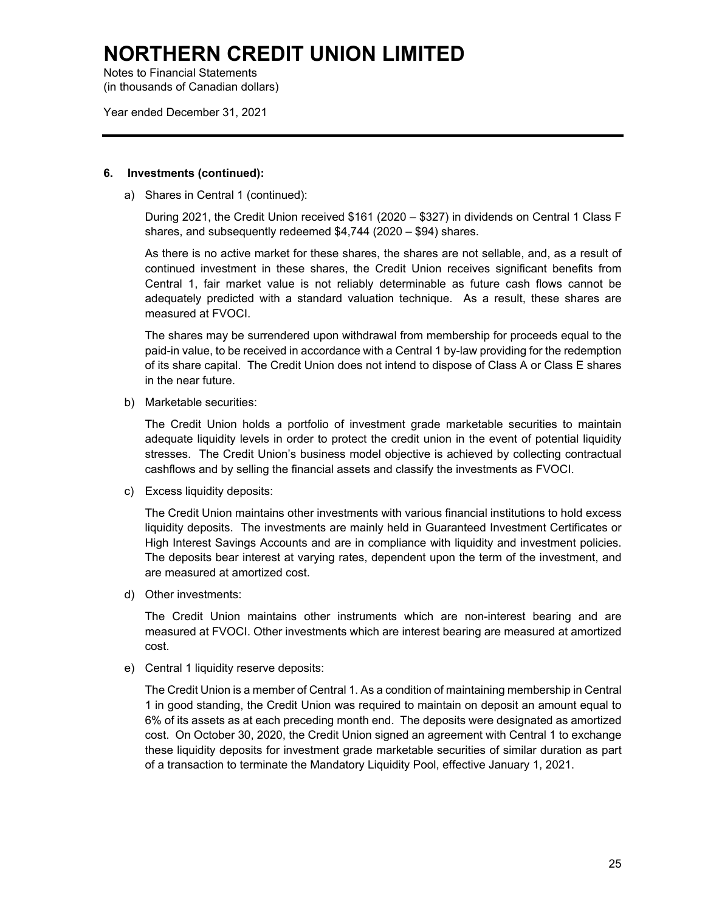# NORTHERN CREDIT UNION LIMITED

Notes to Financial Statements
(in thousands of Canadian dollars)

Year ended December 31, 2021

## 6. Investments (continued):

a) Shares in Central 1 (continued):

During 2021, the Credit Union received $161 (2020 – $327) in dividends on Central 1 Class F shares, and subsequently redeemed $4,744 (2020 – $94) shares.

As there is no active market for these shares, the shares are not sellable, and, as a result of continued investment in these shares, the Credit Union receives significant benefits from Central 1, fair market value is not reliably determinable as future cash flows cannot be adequately predicted with a standard valuation technique. As a result, these shares are measured at FVOCI.

The shares may be surrendered upon withdrawal from membership for proceeds equal to the paid-in value, to be received in accordance with a Central 1 by-law providing for the redemption of its share capital. The Credit Union does not intend to dispose of Class A or Class E shares in the near future.

b) Marketable securities:

The Credit Union holds a portfolio of investment grade marketable securities to maintain adequate liquidity levels in order to protect the credit union in the event of potential liquidity stresses. The Credit Union's business model objective is achieved by collecting contractual cashflows and by selling the financial assets and classify the investments as FVOCI.

c) Excess liquidity deposits:

The Credit Union maintains other investments with various financial institutions to hold excess liquidity deposits. The investments are mainly held in Guaranteed Investment Certificates or High Interest Savings Accounts and are in compliance with liquidity and investment policies. The deposits bear interest at varying rates, dependent upon the term of the investment, and are measured at amortized cost.

d) Other investments:

The Credit Union maintains other instruments which are non-interest bearing and are measured at FVOCI. Other investments which are interest bearing are measured at amortized cost.

e) Central 1 liquidity reserve deposits:

The Credit Union is a member of Central 1. As a condition of maintaining membership in Central 1 in good standing, the Credit Union was required to maintain on deposit an amount equal to 6% of its assets as at each preceding month end. The deposits were designated as amortized cost. On October 30, 2020, the Credit Union signed an agreement with Central 1 to exchange these liquidity deposits for investment grade marketable securities of similar duration as part of a transaction to terminate the Mandatory Liquidity Pool, effective January 1, 2021.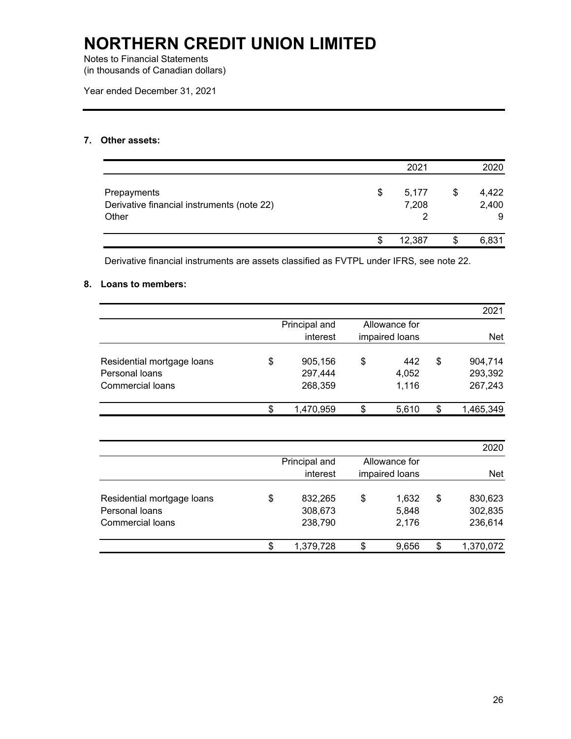# NORTHERN CREDIT UNION LIMITED

Notes to Financial Statements
(in thousands of Canadian dollars)

Year ended December 31, 2021

## 7. Other assets:

| | 2021 | 2020 |
|---|---:|---:|
| Prepayments | $ 5,177 | $ 4,422 |
| Derivative financial instruments (note 22) | 7,208 | 2,400 |
| Other | 2 | 9 |
| | $ 12,387 | $ 6,831 |

Derivative financial instruments are assets classified as FVTPL under IFRS, see note 22.

## 8. Loans to members:

| | | | 2021 |
|---|---:|---:|---:|
| | Principal and interest | Allowance for impaired loans | Net |
| Residential mortgage loans | $ 905,156 | $ 442 | $ 904,714 |
| Personal loans | 297,444 | 4,052 | 293,392 |
| Commercial loans | 268,359 | 1,116 | 267,243 |
| | $ 1,470,959 | $ 5,610 | $ 1,465,349 |

| | | | 2020 |
|---|---:|---:|---:|
| | Principal and interest | Allowance for impaired loans | Net |
| Residential mortgage loans | $ 832,265 | $ 1,632 | $ 830,623 |
| Personal loans | 308,673 | 5,848 | 302,835 |
| Commercial loans | 238,790 | 2,176 | 236,614 |
| | $ 1,379,728 | $ 9,656 | $ 1,370,072 |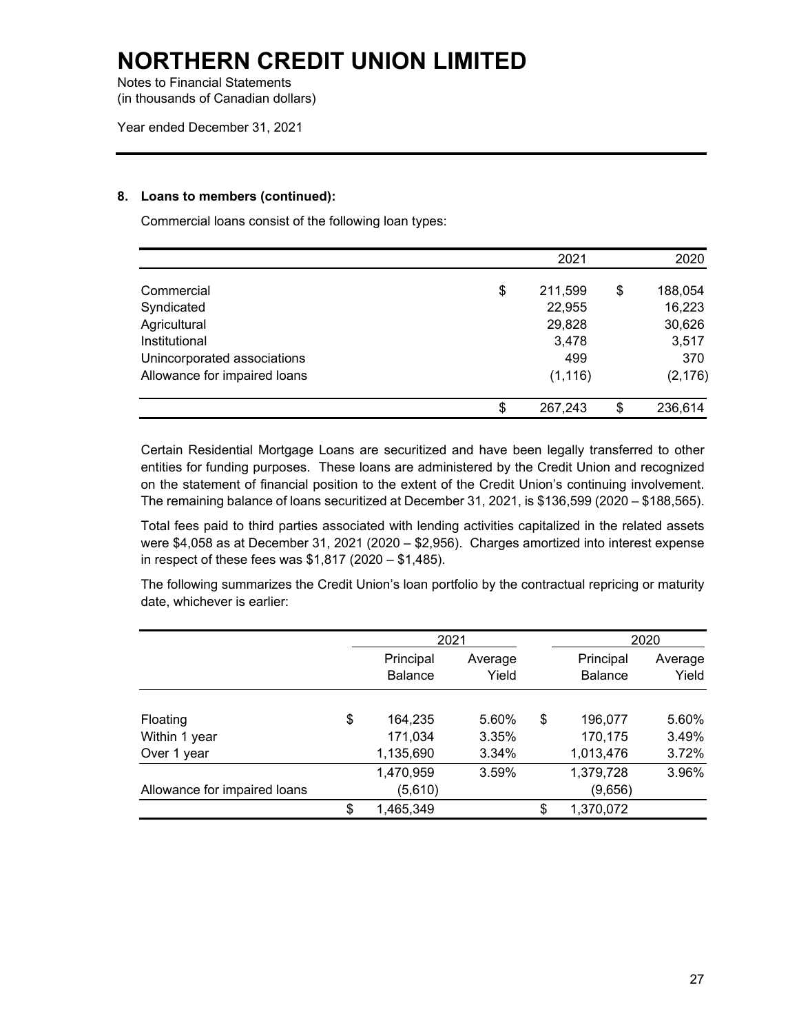# NORTHERN CREDIT UNION LIMITED

Notes to Financial Statements
(in thousands of Canadian dollars)

Year ended December 31, 2021

### 8. Loans to members (continued):

Commercial loans consist of the following loan types:

| | 2021 | 2020 |
|---|---|---|
| Commercial | $ 211,599 | $ 188,054 |
| Syndicated | 22,955 | 16,223 |
| Agricultural | 29,828 | 30,626 |
| Institutional | 3,478 | 3,517 |
| Unincorporated associations | 499 | 370 |
| Allowance for impaired loans | (1,116) | (2,176) |
| | $ 267,243 | $ 236,614 |

Certain Residential Mortgage Loans are securitized and have been legally transferred to other entities for funding purposes. These loans are administered by the Credit Union and recognized on the statement of financial position to the extent of the Credit Union's continuing involvement. The remaining balance of loans securitized at December 31, 2021, is $136,599 (2020 – $188,565).

Total fees paid to third parties associated with lending activities capitalized in the related assets were $4,058 as at December 31, 2021 (2020 – $2,956). Charges amortized into interest expense in respect of these fees was $1,817 (2020 – $1,485).

The following summarizes the Credit Union's loan portfolio by the contractual repricing or maturity date, whichever is earlier:

| | 2021 | | 2020 | |
|---|---|---|---|---|
| | Principal Balance | Average Yield | Principal Balance | Average Yield |
| Floating | $ 164,235 | 5.60% | $ 196,077 | 5.60% |
| Within 1 year | 171,034 | 3.35% | 170,175 | 3.49% |
| Over 1 year | 1,135,690 | 3.34% | 1,013,476 | 3.72% |
| | 1,470,959 | 3.59% | 1,379,728 | 3.96% |
| Allowance for impaired loans | (5,610) | | (9,656) | |
| | $ 1,465,349 | | $ 1,370,072 | |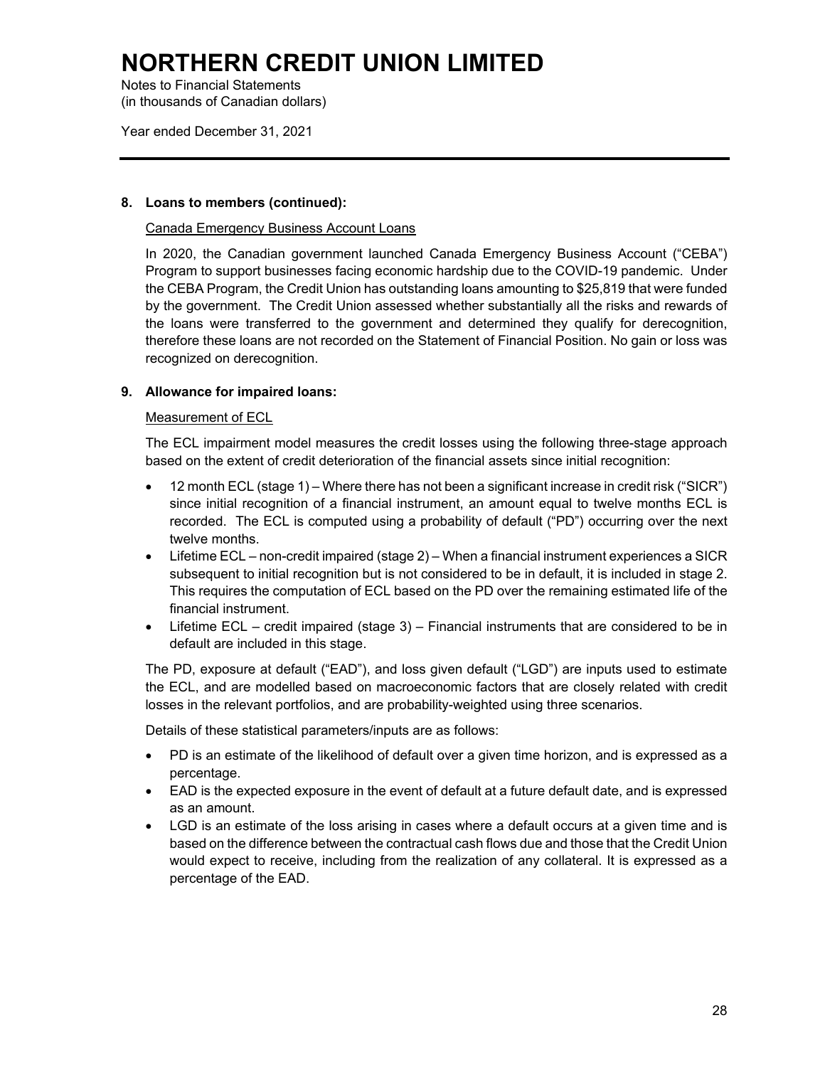# NORTHERN CREDIT UNION LIMITED

Notes to Financial Statements
(in thousands of Canadian dollars)

Year ended December 31, 2021

**8. Loans to members (continued):**

Canada Emergency Business Account Loans

In 2020, the Canadian government launched Canada Emergency Business Account ("CEBA") Program to support businesses facing economic hardship due to the COVID-19 pandemic. Under the CEBA Program, the Credit Union has outstanding loans amounting to $25,819 that were funded by the government. The Credit Union assessed whether substantially all the risks and rewards of the loans were transferred to the government and determined they qualify for derecognition, therefore these loans are not recorded on the Statement of Financial Position. No gain or loss was recognized on derecognition.

**9. Allowance for impaired loans:**

Measurement of ECL

The ECL impairment model measures the credit losses using the following three-stage approach based on the extent of credit deterioration of the financial assets since initial recognition:

- 12 month ECL (stage 1) – Where there has not been a significant increase in credit risk ("SICR") since initial recognition of a financial instrument, an amount equal to twelve months ECL is recorded. The ECL is computed using a probability of default ("PD") occurring over the next twelve months.
- Lifetime ECL – non-credit impaired (stage 2) – When a financial instrument experiences a SICR subsequent to initial recognition but is not considered to be in default, it is included in stage 2. This requires the computation of ECL based on the PD over the remaining estimated life of the financial instrument.
- Lifetime ECL – credit impaired (stage 3) – Financial instruments that are considered to be in default are included in this stage.

The PD, exposure at default ("EAD"), and loss given default ("LGD") are inputs used to estimate the ECL, and are modelled based on macroeconomic factors that are closely related with credit losses in the relevant portfolios, and are probability-weighted using three scenarios.

Details of these statistical parameters/inputs are as follows:

- PD is an estimate of the likelihood of default over a given time horizon, and is expressed as a percentage.
- EAD is the expected exposure in the event of default at a future default date, and is expressed as an amount.
- LGD is an estimate of the loss arising in cases where a default occurs at a given time and is based on the difference between the contractual cash flows due and those that the Credit Union would expect to receive, including from the realization of any collateral. It is expressed as a percentage of the EAD.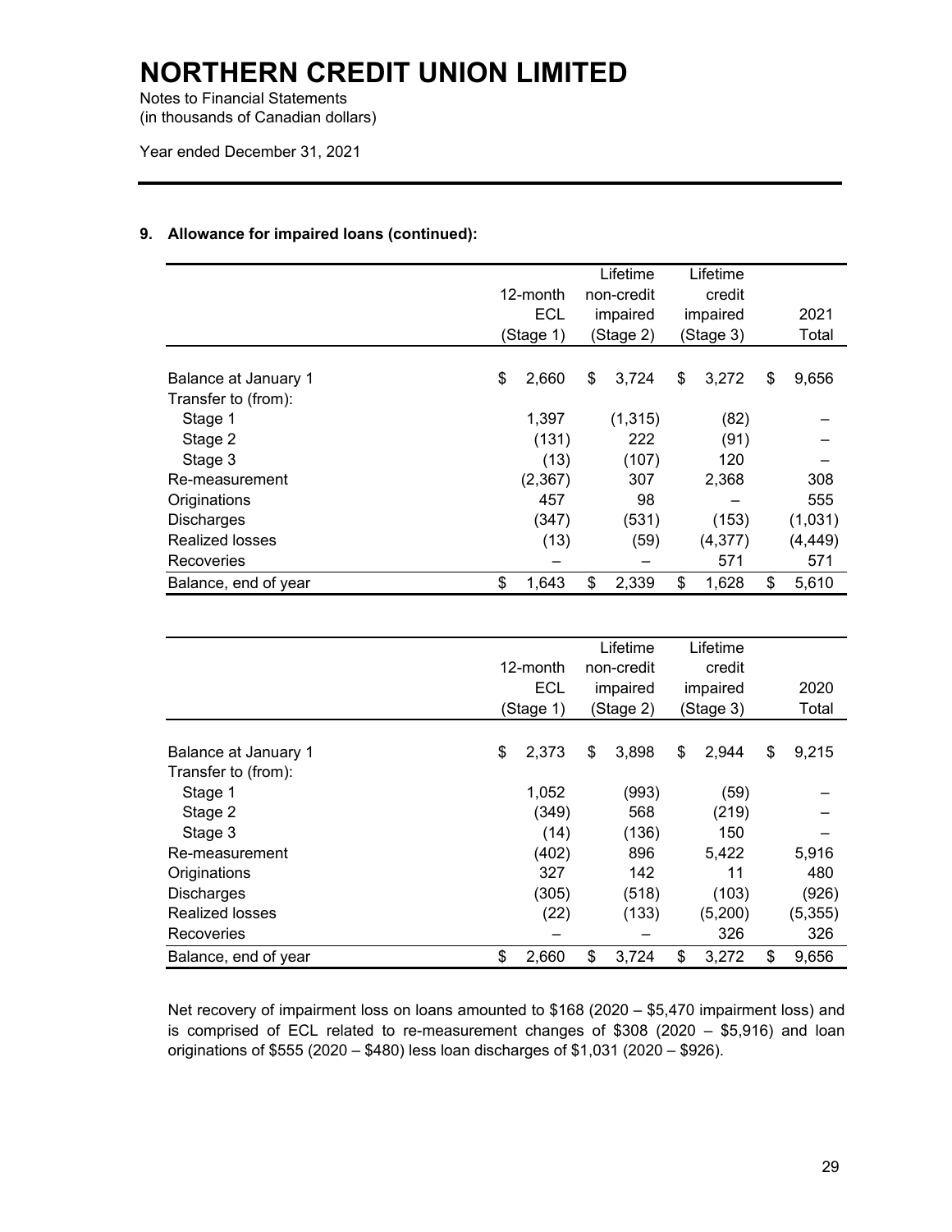# NORTHERN CREDIT UNION LIMITED

Notes to Financial Statements
(in thousands of Canadian dollars)

Year ended December 31, 2021

## 9. Allowance for impaired loans (continued):

| | 12-month ECL (Stage 1) | Lifetime non-credit impaired (Stage 2) | Lifetime credit impaired (Stage 3) | 2021 Total |
|---|---|---|---|---|
| Balance at January 1 | $ 2,660 | $ 3,724 | $ 3,272 | $ 9,656 |
| Transfer to (from): | | | | |
| Stage 1 | 1,397 | (1,315) | (82) | – |
| Stage 2 | (131) | 222 | (91) | – |
| Stage 3 | (13) | (107) | 120 | – |
| Re-measurement | (2,367) | 307 | 2,368 | 308 |
| Originations | 457 | 98 | – | 555 |
| Discharges | (347) | (531) | (153) | (1,031) |
| Realized losses | (13) | (59) | (4,377) | (4,449) |
| Recoveries | – | – | 571 | 571 |
| Balance, end of year | $ 1,643 | $ 2,339 | $ 1,628 | $ 5,610 |

| | 12-month ECL (Stage 1) | Lifetime non-credit impaired (Stage 2) | Lifetime credit impaired (Stage 3) | 2020 Total |
|---|---|---|---|---|
| Balance at January 1 | $ 2,373 | $ 3,898 | $ 2,944 | $ 9,215 |
| Transfer to (from): | | | | |
| Stage 1 | 1,052 | (993) | (59) | – |
| Stage 2 | (349) | 568 | (219) | – |
| Stage 3 | (14) | (136) | 150 | – |
| Re-measurement | (402) | 896 | 5,422 | 5,916 |
| Originations | 327 | 142 | 11 | 480 |
| Discharges | (305) | (518) | (103) | (926) |
| Realized losses | (22) | (133) | (5,200) | (5,355) |
| Recoveries | – | – | 326 | 326 |
| Balance, end of year | $ 2,660 | $ 3,724 | $ 3,272 | $ 9,656 |

Net recovery of impairment loss on loans amounted to $168 (2020 – $5,470 impairment loss) and is comprised of ECL related to re-measurement changes of $308 (2020 – $5,916) and loan originations of $555 (2020 – $480) less loan discharges of $1,031 (2020 – $926).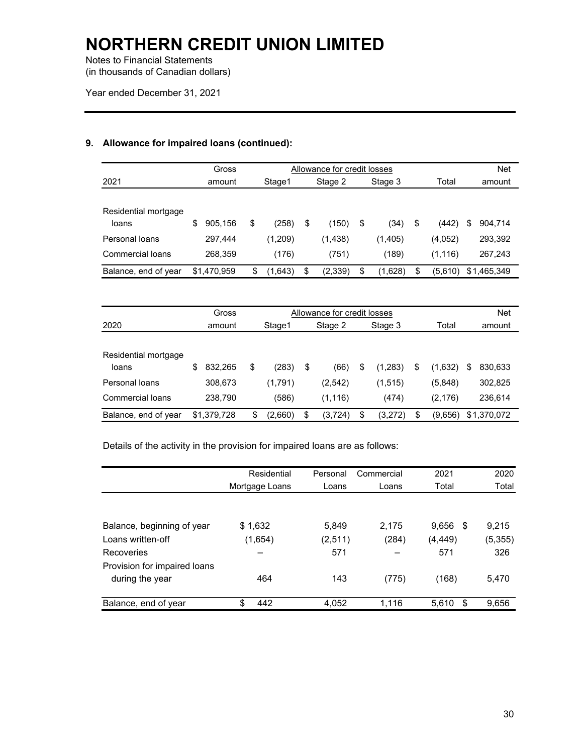# NORTHERN CREDIT UNION LIMITED

Notes to Financial Statements
(in thousands of Canadian dollars)

Year ended December 31, 2021

## 9. Allowance for impaired loans (continued):

| 2021 | Gross amount | Allowance for credit losses Stage1 | Stage 2 | Stage 3 | Total | Net amount |
|---|---|---|---|---|---|---|
| Residential mortgage loans | $ 905,156 | $ (258) | $ (150) | $ (34) | $ (442) | $ 904,714 |
| Personal loans | 297,444 | (1,209) | (1,438) | (1,405) | (4,052) | 293,392 |
| Commercial loans | 268,359 | (176) | (751) | (189) | (1,116) | 267,243 |
| Balance, end of year | $1,470,959 | $ (1,643) | $ (2,339) | $ (1,628) | $ (5,610) | $1,465,349 |

| 2020 | Gross amount | Allowance for credit losses Stage1 | Stage 2 | Stage 3 | Total | Net amount |
|---|---|---|---|---|---|---|
| Residential mortgage loans | $ 832,265 | $ (283) | $ (66) | $ (1,283) | $ (1,632) | $ 830,633 |
| Personal loans | 308,673 | (1,791) | (2,542) | (1,515) | (5,848) | 302,825 |
| Commercial loans | 238,790 | (586) | (1,116) | (474) | (2,176) | 236,614 |
| Balance, end of year | $1,379,728 | $ (2,660) | $ (3,724) | $ (3,272) | $ (9,656) | $1,370,072 |

Details of the activity in the provision for impaired loans are as follows:

| | Residential Mortgage Loans | Personal Loans | Commercial Loans | 2021 Total | 2020 Total |
|---|---|---|---|---|---|
| Balance, beginning of year | $ 1,632 | 5,849 | 2,175 | 9,656 | $ 9,215 |
| Loans written-off | (1,654) | (2,511) | (284) | (4,449) | (5,355) |
| Recoveries | – | 571 | – | 571 | 326 |
| Provision for impaired loans during the year | 464 | 143 | (775) | (168) | 5,470 |
| Balance, end of year | $ 442 | 4,052 | 1,116 | 5,610 | $ 9,656 |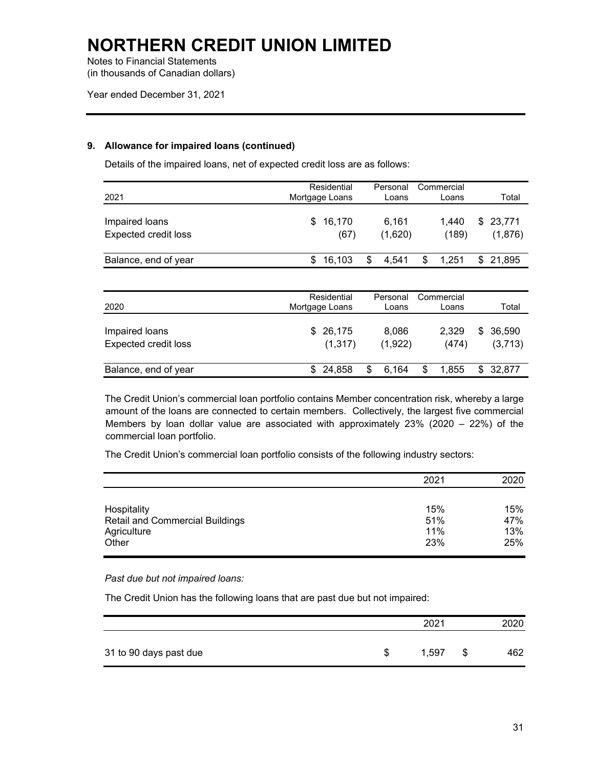### 9. Allowance for impaired loans (continued)

Details of the impaired loans, net of expected credit loss are as follows:

| 2021 | Residential Mortgage Loans | Personal Loans | Commercial Loans | Total |
|---|---|---|---|---|
| Impaired loans | $ 16,170 | 6,161 | 1,440 | $ 23,771 |
| Expected credit loss | (67) | (1,620) | (189) | (1,876) |
| Balance, end of year | $ 16,103 | $ 4,541 | $ 1,251 | $ 21,895 |

| 2020 | Residential Mortgage Loans | Personal Loans | Commercial Loans | Total |
|---|---|---|---|---|
| Impaired loans | $ 26,175 | 8,086 | 2,329 | $ 36,590 |
| Expected credit loss | (1,317) | (1,922) | (474) | (3,713) |
| Balance, end of year | $ 24,858 | $ 6,164 | $ 1,855 | $ 32,877 |

The Credit Union's commercial loan portfolio contains Member concentration risk, whereby a large amount of the loans are connected to certain members. Collectively, the largest five commercial Members by loan dollar value are associated with approximately 23% (2020 – 22%) of the commercial loan portfolio.

The Credit Union's commercial loan portfolio consists of the following industry sectors:

| | 2021 | 2020 |
|---|---|---|
| Hospitality | 15% | 15% |
| Retail and Commercial Buildings | 51% | 47% |
| Agriculture | 11% | 13% |
| Other | 23% | 25% |

*Past due but not impaired loans:*

The Credit Union has the following loans that are past due but not impaired:

| | 2021 | 2020 |
|---|---|---|
| 31 to 90 days past due | $ 1,597 | $ 462 |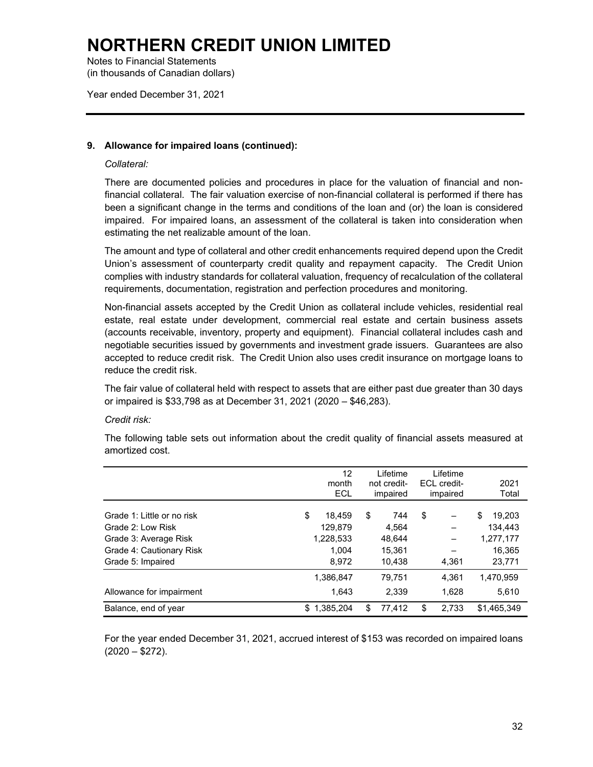# NORTHERN CREDIT UNION LIMITED

Notes to Financial Statements
(in thousands of Canadian dollars)

Year ended December 31, 2021

### 9. Allowance for impaired loans (continued):

*Collateral:*

There are documented policies and procedures in place for the valuation of financial and non-financial collateral. The fair valuation exercise of non-financial collateral is performed if there has been a significant change in the terms and conditions of the loan and (or) the loan is considered impaired. For impaired loans, an assessment of the collateral is taken into consideration when estimating the net realizable amount of the loan.

The amount and type of collateral and other credit enhancements required depend upon the Credit Union's assessment of counterparty credit quality and repayment capacity. The Credit Union complies with industry standards for collateral valuation, frequency of recalculation of the collateral requirements, documentation, registration and perfection procedures and monitoring.

Non-financial assets accepted by the Credit Union as collateral include vehicles, residential real estate, real estate under development, commercial real estate and certain business assets (accounts receivable, inventory, property and equipment). Financial collateral includes cash and negotiable securities issued by governments and investment grade issuers. Guarantees are also accepted to reduce credit risk. The Credit Union also uses credit insurance on mortgage loans to reduce the credit risk.

The fair value of collateral held with respect to assets that are either past due greater than 30 days or impaired is $33,798 as at December 31, 2021 (2020 – $46,283).

*Credit risk:*

The following table sets out information about the credit quality of financial assets measured at amortized cost.

| | 12 month ECL | Lifetime not credit-impaired | Lifetime ECL credit-impaired | 2021 Total |
|---|---|---|---|---|
| Grade 1: Little or no risk | $ 18,459 | $ 744 | $ – | $ 19,203 |
| Grade 2: Low Risk | 129,879 | 4,564 | – | 134,443 |
| Grade 3: Average Risk | 1,228,533 | 48,644 | – | 1,277,177 |
| Grade 4: Cautionary Risk | 1,004 | 15,361 | – | 16,365 |
| Grade 5: Impaired | 8,972 | 10,438 | 4,361 | 23,771 |
| | 1,386,847 | 79,751 | 4,361 | 1,470,959 |
| Allowance for impairment | 1,643 | 2,339 | 1,628 | 5,610 |
| Balance, end of year | $ 1,385,204 | $ 77,412 | $ 2,733 | $1,465,349 |

For the year ended December 31, 2021, accrued interest of $153 was recorded on impaired loans (2020 – $272).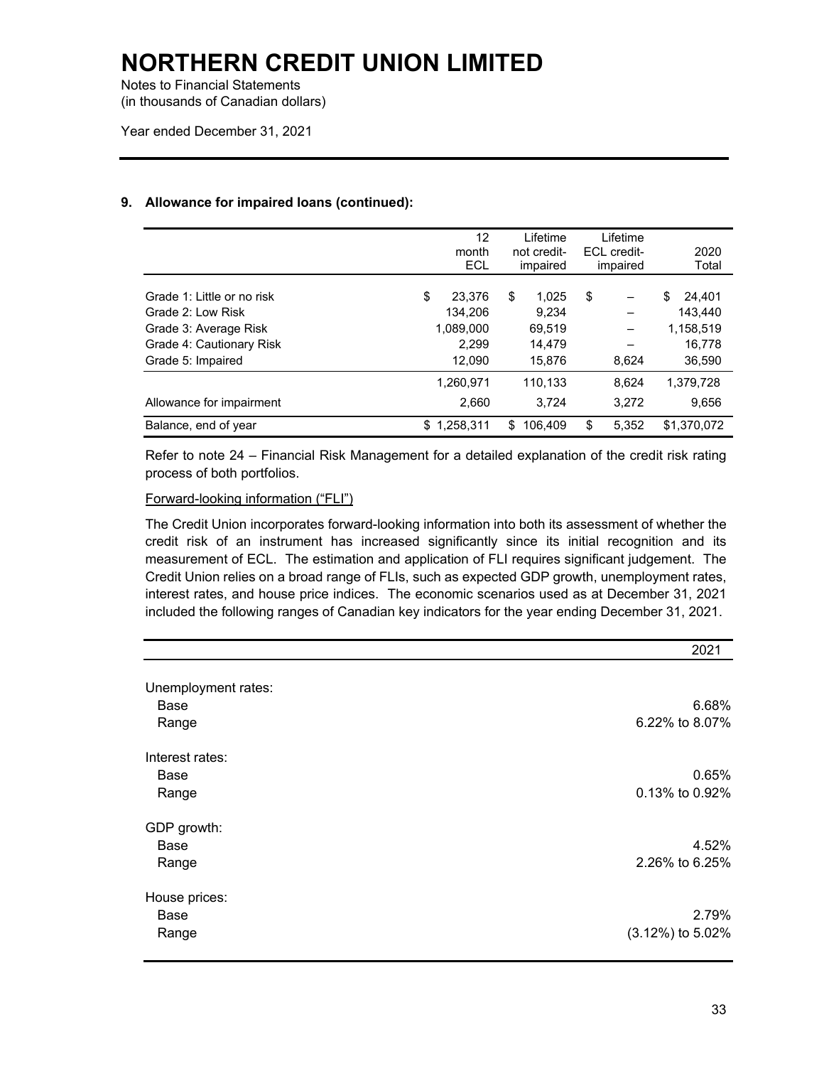# NORTHERN CREDIT UNION LIMITED

Notes to Financial Statements
(in thousands of Canadian dollars)

Year ended December 31, 2021

## 9. Allowance for impaired loans (continued):

| | 12 month ECL | Lifetime not credit-impaired | Lifetime ECL credit-impaired | 2020 Total |
|---|---|---|---|---|
| Grade 1: Little or no risk | $ 23,376 | $ 1,025 | $ – | $ 24,401 |
| Grade 2: Low Risk | 134,206 | 9,234 | – | 143,440 |
| Grade 3: Average Risk | 1,089,000 | 69,519 | – | 1,158,519 |
| Grade 4: Cautionary Risk | 2,299 | 14,479 | – | 16,778 |
| Grade 5: Impaired | 12,090 | 15,876 | 8,624 | 36,590 |
| | 1,260,971 | 110,133 | 8,624 | 1,379,728 |
| Allowance for impairment | 2,660 | 3,724 | 3,272 | 9,656 |
| Balance, end of year | $ 1,258,311 | $ 106,409 | $ 5,352 | $1,370,072 |

Refer to note 24 – Financial Risk Management for a detailed explanation of the credit risk rating process of both portfolios.

Forward-looking information ("FLI")

The Credit Union incorporates forward-looking information into both its assessment of whether the credit risk of an instrument has increased significantly since its initial recognition and its measurement of ECL. The estimation and application of FLI requires significant judgement. The Credit Union relies on a broad range of FLIs, such as expected GDP growth, unemployment rates, interest rates, and house price indices. The economic scenarios used as at December 31, 2021 included the following ranges of Canadian key indicators for the year ending December 31, 2021.

| | 2021 |
|---|---|
| Unemployment rates: | |
| Base | 6.68% |
| Range | 6.22% to 8.07% |
| Interest rates: | |
| Base | 0.65% |
| Range | 0.13% to 0.92% |
| GDP growth: | |
| Base | 4.52% |
| Range | 2.26% to 6.25% |
| House prices: | |
| Base | 2.79% |
| Range | (3.12%) to 5.02% |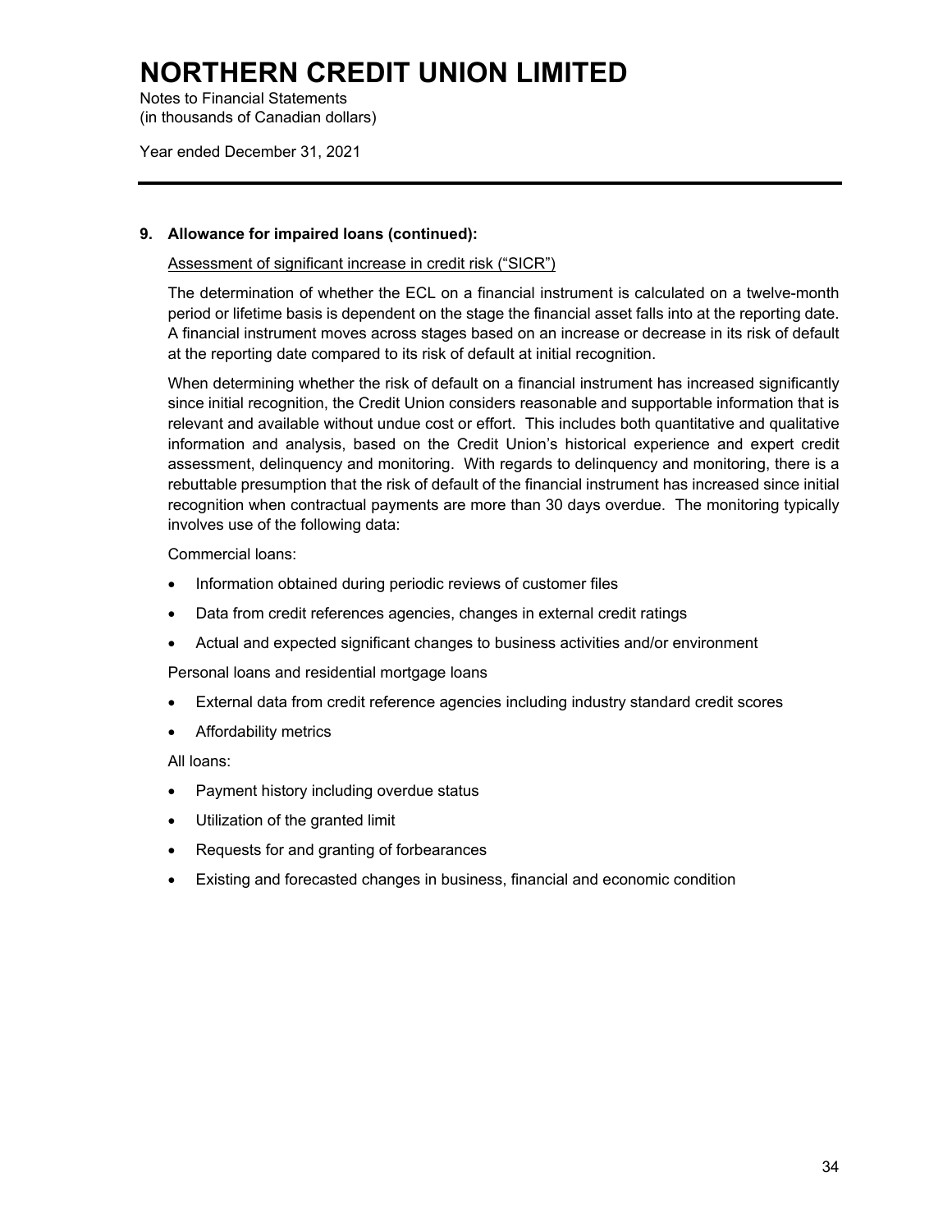# NORTHERN CREDIT UNION LIMITED

Notes to Financial Statements
(in thousands of Canadian dollars)

Year ended December 31, 2021

**9. Allowance for impaired loans (continued):**

Assessment of significant increase in credit risk ("SICR")

The determination of whether the ECL on a financial instrument is calculated on a twelve-month period or lifetime basis is dependent on the stage the financial asset falls into at the reporting date. A financial instrument moves across stages based on an increase or decrease in its risk of default at the reporting date compared to its risk of default at initial recognition.

When determining whether the risk of default on a financial instrument has increased significantly since initial recognition, the Credit Union considers reasonable and supportable information that is relevant and available without undue cost or effort. This includes both quantitative and qualitative information and analysis, based on the Credit Union's historical experience and expert credit assessment, delinquency and monitoring. With regards to delinquency and monitoring, there is a rebuttable presumption that the risk of default of the financial instrument has increased since initial recognition when contractual payments are more than 30 days overdue. The monitoring typically involves use of the following data:

Commercial loans:

- Information obtained during periodic reviews of customer files
- Data from credit references agencies, changes in external credit ratings
- Actual and expected significant changes to business activities and/or environment

Personal loans and residential mortgage loans

- External data from credit reference agencies including industry standard credit scores
- Affordability metrics

All loans:

- Payment history including overdue status
- Utilization of the granted limit
- Requests for and granting of forbearances
- Existing and forecasted changes in business, financial and economic condition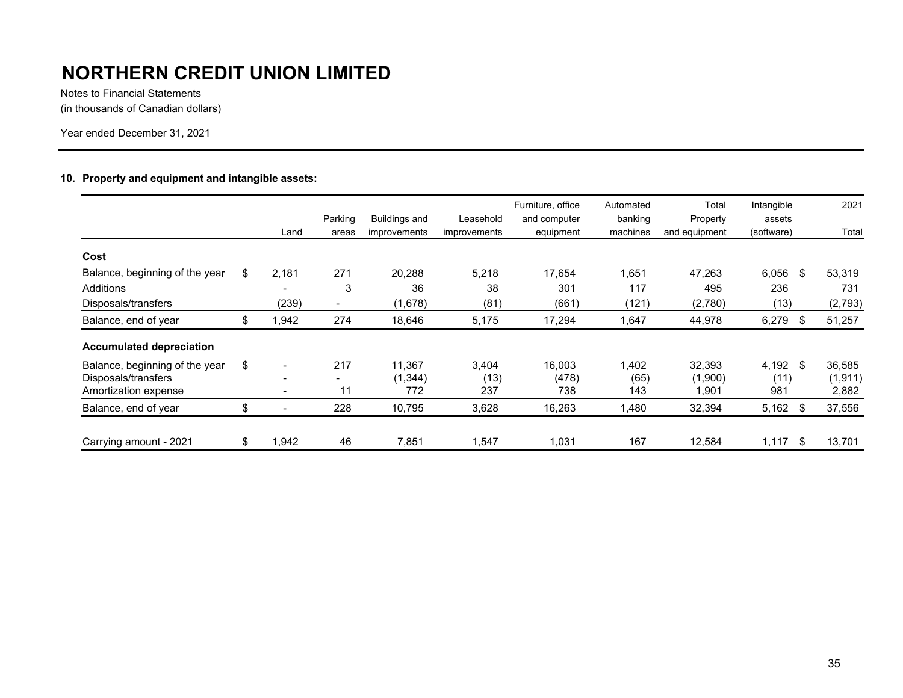# NORTHERN CREDIT UNION LIMITED

Notes to Financial Statements
(in thousands of Canadian dollars)

Year ended December 31, 2021

## 10. Property and equipment and intangible assets:

| | Land | Parking areas | Buildings and improvements | Leasehold improvements | Furniture, office and computer equipment | Automated banking machines | Total Property and equipment | Intangible assets (software) | 2021 Total |
|---|---|---|---|---|---|---|---|---|---|
| **Cost** | | | | | | | | | |
| Balance, beginning of the year | $ 2,181 | 271 | 20,288 | 5,218 | 17,654 | 1,651 | 47,263 | 6,056 | $ 53,319 |
| Additions | - | 3 | 36 | 38 | 301 | 117 | 495 | 236 | 731 |
| Disposals/transfers | (239) | - | (1,678) | (81) | (661) | (121) | (2,780) | (13) | (2,793) |
| Balance, end of year | $ 1,942 | 274 | 18,646 | 5,175 | 17,294 | 1,647 | 44,978 | 6,279 | $ 51,257 |
| **Accumulated depreciation** | | | | | | | | | |
| Balance, beginning of the year | $ - | 217 | 11,367 | 3,404 | 16,003 | 1,402 | 32,393 | 4,192 | $ 36,585 |
| Disposals/transfers | - | - | (1,344) | (13) | (478) | (65) | (1,900) | (11) | (1,911) |
| Amortization expense | - | 11 | 772 | 237 | 738 | 143 | 1,901 | 981 | 2,882 |
| Balance, end of year | $ - | 228 | 10,795 | 3,628 | 16,263 | 1,480 | 32,394 | 5,162 | $ 37,556 |
| Carrying amount - 2021 | $ 1,942 | 46 | 7,851 | 1,547 | 1,031 | 167 | 12,584 | 1,117 | $ 13,701 |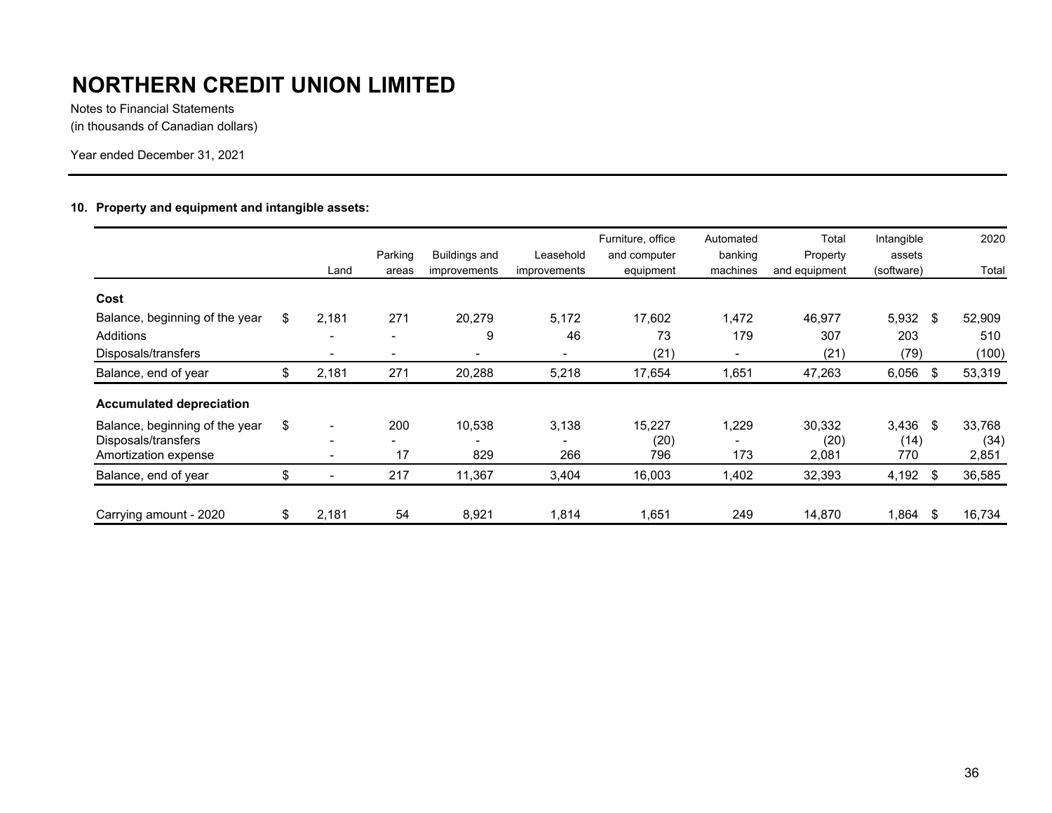# NORTHERN CREDIT UNION LIMITED

Notes to Financial Statements
(in thousands of Canadian dollars)

Year ended December 31, 2021

**10. Property and equipment and intangible assets:**

| | Land | Parking areas | Buildings and improvements | Leasehold improvements | Furniture, office and computer equipment | Automated banking machines | Total Property and equipment | Intangible assets (software) | 2020 Total |
|---|---|---|---|---|---|---|---|---|---|
| **Cost** | | | | | | | | | |
| Balance, beginning of the year | $ 2,181 | 271 | 20,279 | 5,172 | 17,602 | 1,472 | 46,977 | 5,932 | $ 52,909 |
| Additions | - | - | 9 | 46 | 73 | 179 | 307 | 203 | 510 |
| Disposals/transfers | - | - | - | - | (21) | - | (21) | (79) | (100) |
| Balance, end of year | $ 2,181 | 271 | 20,288 | 5,218 | 17,654 | 1,651 | 47,263 | 6,056 | $ 53,319 |
| **Accumulated depreciation** | | | | | | | | | |
| Balance, beginning of the year | $ - | 200 | 10,538 | 3,138 | 15,227 | 1,229 | 30,332 | 3,436 | $ 33,768 |
| Disposals/transfers | - | - | - | - | (20) | - | (20) | (14) | (34) |
| Amortization expense | - | 17 | 829 | 266 | 796 | 173 | 2,081 | 770 | 2,851 |
| Balance, end of year | $ - | 217 | 11,367 | 3,404 | 16,003 | 1,402 | 32,393 | 4,192 | $ 36,585 |
| Carrying amount - 2020 | $ 2,181 | 54 | 8,921 | 1,814 | 1,651 | 249 | 14,870 | 1,864 | $ 16,734 |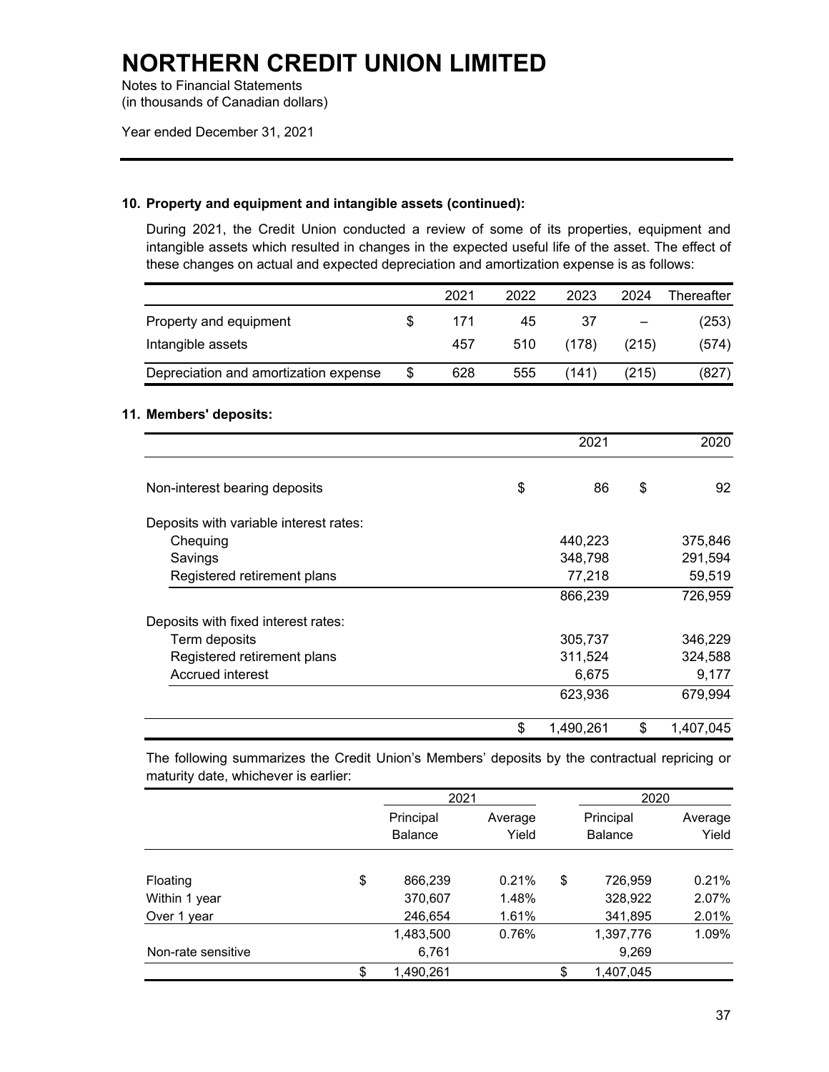# NORTHERN CREDIT UNION LIMITED

Notes to Financial Statements
(in thousands of Canadian dollars)

Year ended December 31, 2021

### 10. Property and equipment and intangible assets (continued):

During 2021, the Credit Union conducted a review of some of its properties, equipment and intangible assets which resulted in changes in the expected useful life of the asset. The effect of these changes on actual and expected depreciation and amortization expense is as follows:

| | 2021 | 2022 | 2023 | 2024 | Thereafter |
|---|---|---|---|---|---|
| Property and equipment | $ 171 | 45 | 37 | – | (253) |
| Intangible assets | 457 | 510 | (178) | (215) | (574) |
| Depreciation and amortization expense | $ 628 | 555 | (141) | (215) | (827) |

### 11. Members' deposits:

| | 2021 | 2020 |
|---|---|---|
| Non-interest bearing deposits | $ 86 | $ 92 |
| Deposits with variable interest rates: | | |
| Chequing | 440,223 | 375,846 |
| Savings | 348,798 | 291,594 |
| Registered retirement plans | 77,218 | 59,519 |
| | 866,239 | 726,959 |
| Deposits with fixed interest rates: | | |
| Term deposits | 305,737 | 346,229 |
| Registered retirement plans | 311,524 | 324,588 |
| Accrued interest | 6,675 | 9,177 |
| | 623,936 | 679,994 |
| | $ 1,490,261 | $ 1,407,045 |

The following summarizes the Credit Union's Members' deposits by the contractual repricing or maturity date, whichever is earlier:

| | 2021 | | 2020 | |
|---|---|---|---|---|
| | Principal Balance | Average Yield | Principal Balance | Average Yield |
| Floating | $ 866,239 | 0.21% | $ 726,959 | 0.21% |
| Within 1 year | 370,607 | 1.48% | 328,922 | 2.07% |
| Over 1 year | 246,654 | 1.61% | 341,895 | 2.01% |
| | 1,483,500 | 0.76% | 1,397,776 | 1.09% |
| Non-rate sensitive | 6,761 | | 9,269 | |
| | $ 1,490,261 | | $ 1,407,045 | |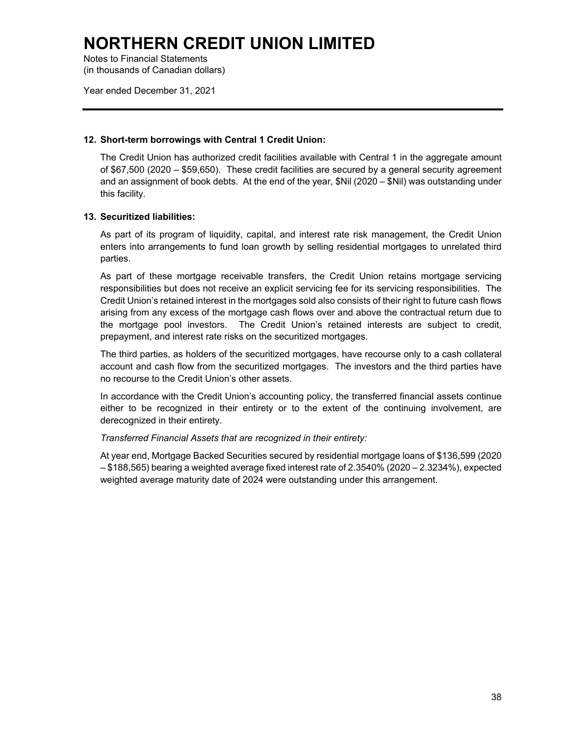# NORTHERN CREDIT UNION LIMITED

Notes to Financial Statements
(in thousands of Canadian dollars)

Year ended December 31, 2021

## 12. Short-term borrowings with Central 1 Credit Union:

The Credit Union has authorized credit facilities available with Central 1 in the aggregate amount of $67,500 (2020 – $59,650). These credit facilities are secured by a general security agreement and an assignment of book debts. At the end of the year, $Nil (2020 – $Nil) was outstanding under this facility.

## 13. Securitized liabilities:

As part of its program of liquidity, capital, and interest rate risk management, the Credit Union enters into arrangements to fund loan growth by selling residential mortgages to unrelated third parties.

As part of these mortgage receivable transfers, the Credit Union retains mortgage servicing responsibilities but does not receive an explicit servicing fee for its servicing responsibilities. The Credit Union's retained interest in the mortgages sold also consists of their right to future cash flows arising from any excess of the mortgage cash flows over and above the contractual return due to the mortgage pool investors. The Credit Union's retained interests are subject to credit, prepayment, and interest rate risks on the securitized mortgages.

The third parties, as holders of the securitized mortgages, have recourse only to a cash collateral account and cash flow from the securitized mortgages. The investors and the third parties have no recourse to the Credit Union's other assets.

In accordance with the Credit Union's accounting policy, the transferred financial assets continue either to be recognized in their entirety or to the extent of the continuing involvement, are derecognized in their entirety.

*Transferred Financial Assets that are recognized in their entirety:*

At year end, Mortgage Backed Securities secured by residential mortgage loans of $136,599 (2020 – $188,565) bearing a weighted average fixed interest rate of 2.3540% (2020 – 2.3234%), expected weighted average maturity date of 2024 were outstanding under this arrangement.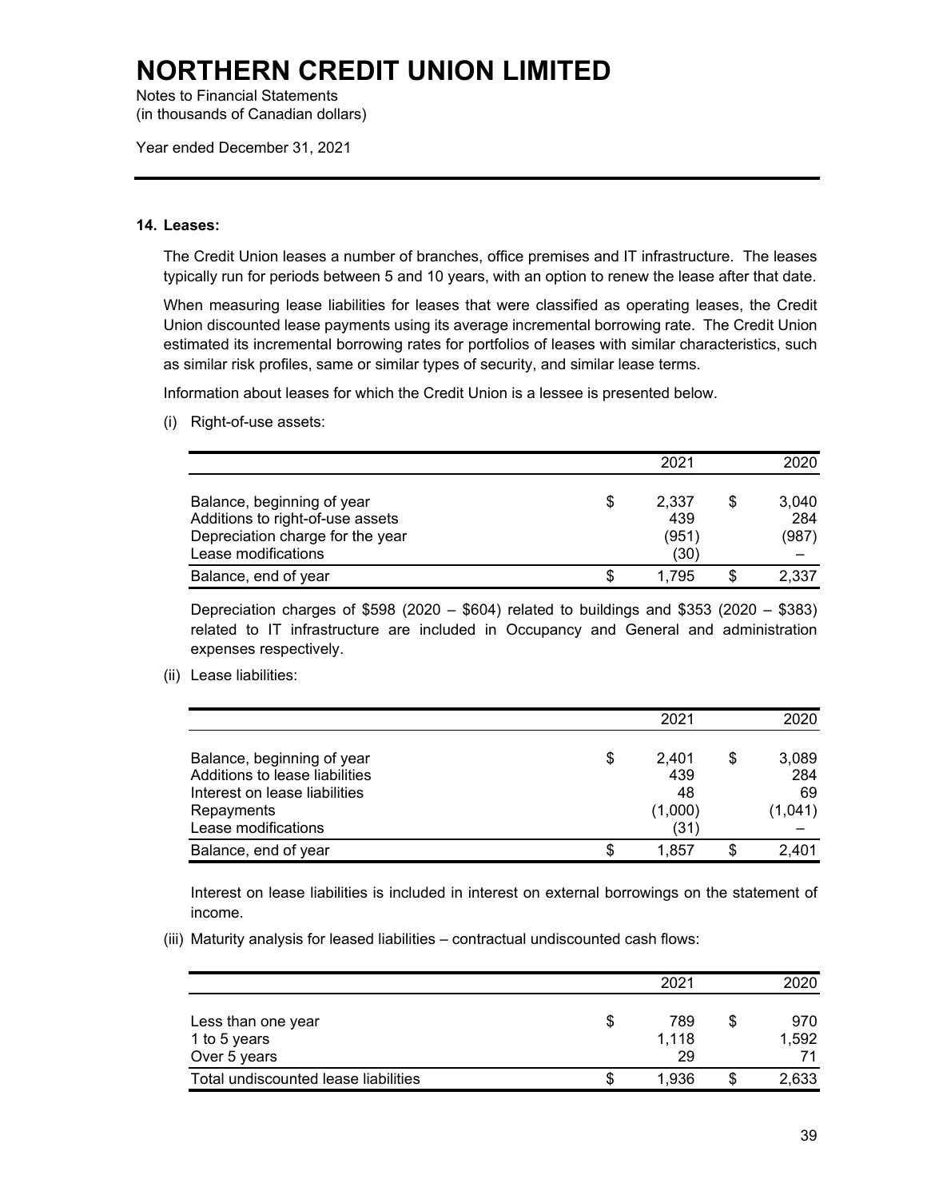# NORTHERN CREDIT UNION LIMITED

Notes to Financial Statements
(in thousands of Canadian dollars)

Year ended December 31, 2021

**14. Leases:**

The Credit Union leases a number of branches, office premises and IT infrastructure. The leases typically run for periods between 5 and 10 years, with an option to renew the lease after that date.

When measuring lease liabilities for leases that were classified as operating leases, the Credit Union discounted lease payments using its average incremental borrowing rate. The Credit Union estimated its incremental borrowing rates for portfolios of leases with similar characteristics, such as similar risk profiles, same or similar types of security, and similar lease terms.

Information about leases for which the Credit Union is a lessee is presented below.

(i) Right-of-use assets:

| | 2021 | 2020 |
|---|---|---|
| Balance, beginning of year | $ 2,337 | $ 3,040 |
| Additions to right-of-use assets | 439 | 284 |
| Depreciation charge for the year | (951) | (987) |
| Lease modifications | (30) | – |
| Balance, end of year | $ 1,795 | $ 2,337 |

Depreciation charges of $598 (2020 – $604) related to buildings and $353 (2020 – $383) related to IT infrastructure are included in Occupancy and General and administration expenses respectively.

(ii) Lease liabilities:

| | 2021 | 2020 |
|---|---|---|
| Balance, beginning of year | $ 2,401 | $ 3,089 |
| Additions to lease liabilities | 439 | 284 |
| Interest on lease liabilities | 48 | 69 |
| Repayments | (1,000) | (1,041) |
| Lease modifications | (31) | – |
| Balance, end of year | $ 1,857 | $ 2,401 |

Interest on lease liabilities is included in interest on external borrowings on the statement of income.

(iii) Maturity analysis for leased liabilities – contractual undiscounted cash flows:

| | 2021 | 2020 |
|---|---|---|
| Less than one year | $ 789 | $ 970 |
| 1 to 5 years | 1,118 | 1,592 |
| Over 5 years | 29 | 71 |
| Total undiscounted lease liabilities | $ 1,936 | $ 2,633 |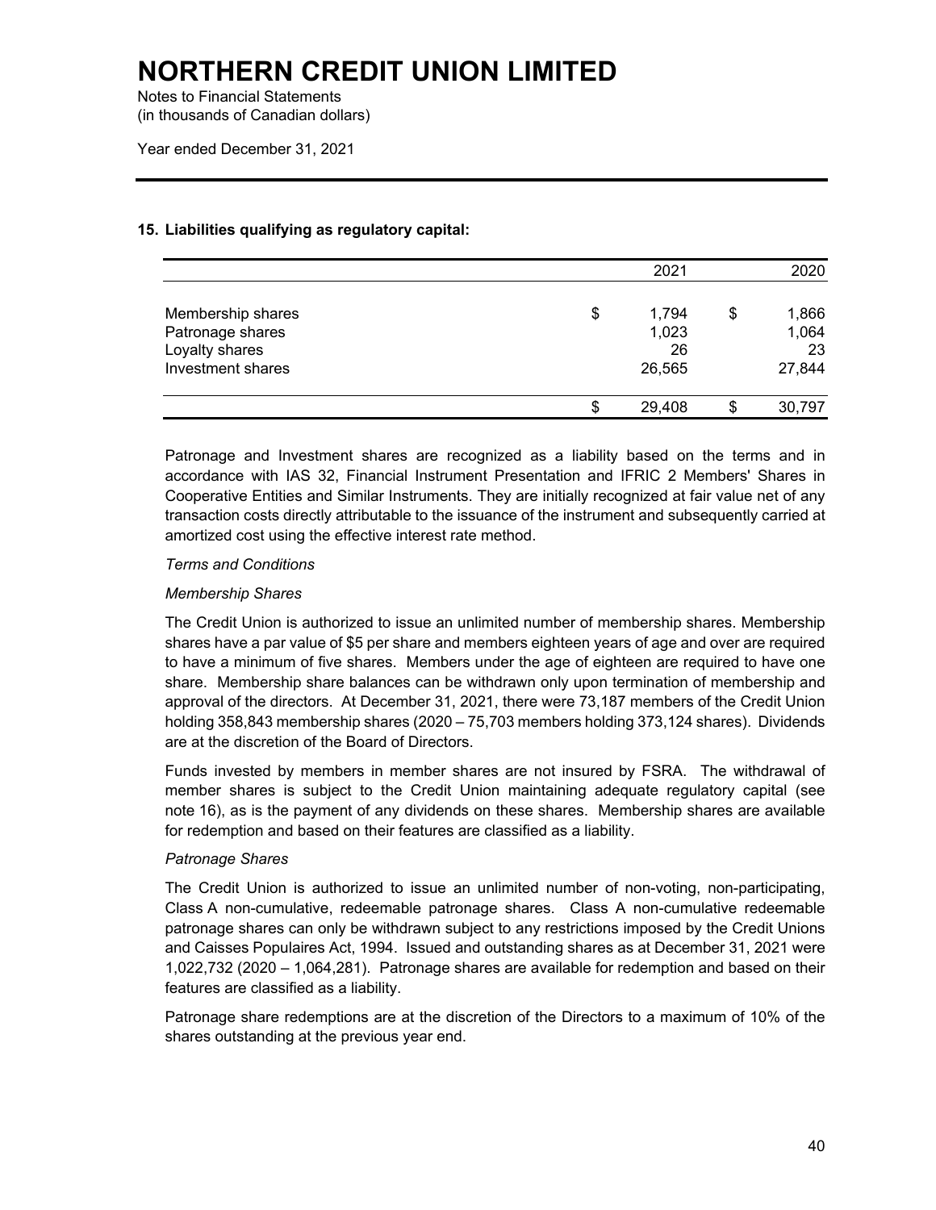# NORTHERN CREDIT UNION LIMITED

Notes to Financial Statements
(in thousands of Canadian dollars)

Year ended December 31, 2021

### 15. Liabilities qualifying as regulatory capital:

| | 2021 | 2020 |
|---|---|---|
| Membership shares | $ 1,794 | $ 1,866 |
| Patronage shares | 1,023 | 1,064 |
| Loyalty shares | 26 | 23 |
| Investment shares | 26,565 | 27,844 |
| | $ 29,408 | $ 30,797 |

Patronage and Investment shares are recognized as a liability based on the terms and in accordance with IAS 32, Financial Instrument Presentation and IFRIC 2 Members' Shares in Cooperative Entities and Similar Instruments. They are initially recognized at fair value net of any transaction costs directly attributable to the issuance of the instrument and subsequently carried at amortized cost using the effective interest rate method.

*Terms and Conditions*

*Membership Shares*

The Credit Union is authorized to issue an unlimited number of membership shares. Membership shares have a par value of $5 per share and members eighteen years of age and over are required to have a minimum of five shares. Members under the age of eighteen are required to have one share. Membership share balances can be withdrawn only upon termination of membership and approval of the directors. At December 31, 2021, there were 73,187 members of the Credit Union holding 358,843 membership shares (2020 – 75,703 members holding 373,124 shares). Dividends are at the discretion of the Board of Directors.

Funds invested by members in member shares are not insured by FSRA. The withdrawal of member shares is subject to the Credit Union maintaining adequate regulatory capital (see note 16), as is the payment of any dividends on these shares. Membership shares are available for redemption and based on their features are classified as a liability.

*Patronage Shares*

The Credit Union is authorized to issue an unlimited number of non-voting, non-participating, Class A non-cumulative, redeemable patronage shares. Class A non-cumulative redeemable patronage shares can only be withdrawn subject to any restrictions imposed by the Credit Unions and Caisses Populaires Act, 1994. Issued and outstanding shares as at December 31, 2021 were 1,022,732 (2020 – 1,064,281). Patronage shares are available for redemption and based on their features are classified as a liability.

Patronage share redemptions are at the discretion of the Directors to a maximum of 10% of the shares outstanding at the previous year end.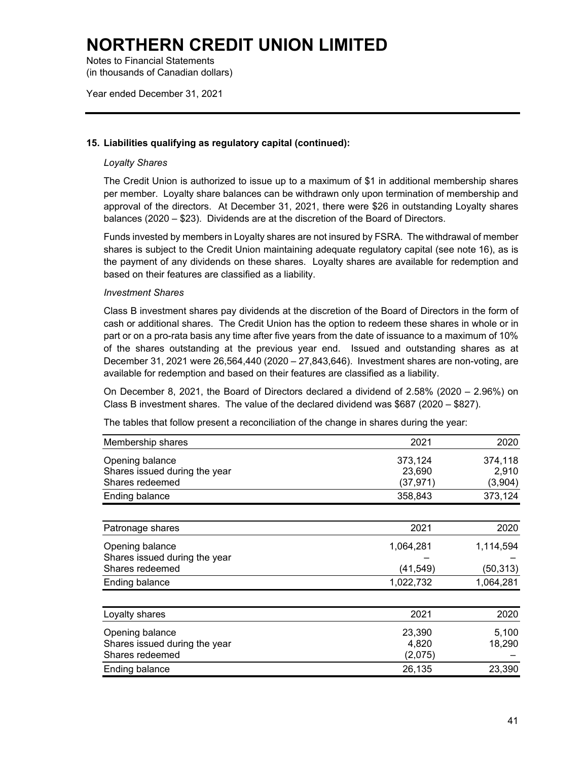# NORTHERN CREDIT UNION LIMITED

Notes to Financial Statements
(in thousands of Canadian dollars)

Year ended December 31, 2021

**15. Liabilities qualifying as regulatory capital (continued):**

*Loyalty Shares*

The Credit Union is authorized to issue up to a maximum of $1 in additional membership shares per member. Loyalty share balances can be withdrawn only upon termination of membership and approval of the directors. At December 31, 2021, there were $26 in outstanding Loyalty shares balances (2020 – $23). Dividends are at the discretion of the Board of Directors.

Funds invested by members in Loyalty shares are not insured by FSRA. The withdrawal of member shares is subject to the Credit Union maintaining adequate regulatory capital (see note 16), as is the payment of any dividends on these shares. Loyalty shares are available for redemption and based on their features are classified as a liability.

*Investment Shares*

Class B investment shares pay dividends at the discretion of the Board of Directors in the form of cash or additional shares. The Credit Union has the option to redeem these shares in whole or in part or on a pro-rata basis any time after five years from the date of issuance to a maximum of 10% of the shares outstanding at the previous year end. Issued and outstanding shares as at December 31, 2021 were 26,564,440 (2020 – 27,843,646). Investment shares are non-voting, are available for redemption and based on their features are classified as a liability.

On December 8, 2021, the Board of Directors declared a dividend of 2.58% (2020 – 2.96%) on Class B investment shares. The value of the declared dividend was $687 (2020 – $827).

The tables that follow present a reconciliation of the change in shares during the year:

| Membership shares | 2021 | 2020 |
|---|---|---|
| Opening balance | 373,124 | 374,118 |
| Shares issued during the year | 23,690 | 2,910 |
| Shares redeemed | (37,971) | (3,904) |
| Ending balance | 358,843 | 373,124 |

| Patronage shares | 2021 | 2020 |
|---|---|---|
| Opening balance | 1,064,281 | 1,114,594 |
| Shares issued during the year | – | – |
| Shares redeemed | (41,549) | (50,313) |
| Ending balance | 1,022,732 | 1,064,281 |

| Loyalty shares | 2021 | 2020 |
|---|---|---|
| Opening balance | 23,390 | 5,100 |
| Shares issued during the year | 4,820 | 18,290 |
| Shares redeemed | (2,075) | – |
| Ending balance | 26,135 | 23,390 |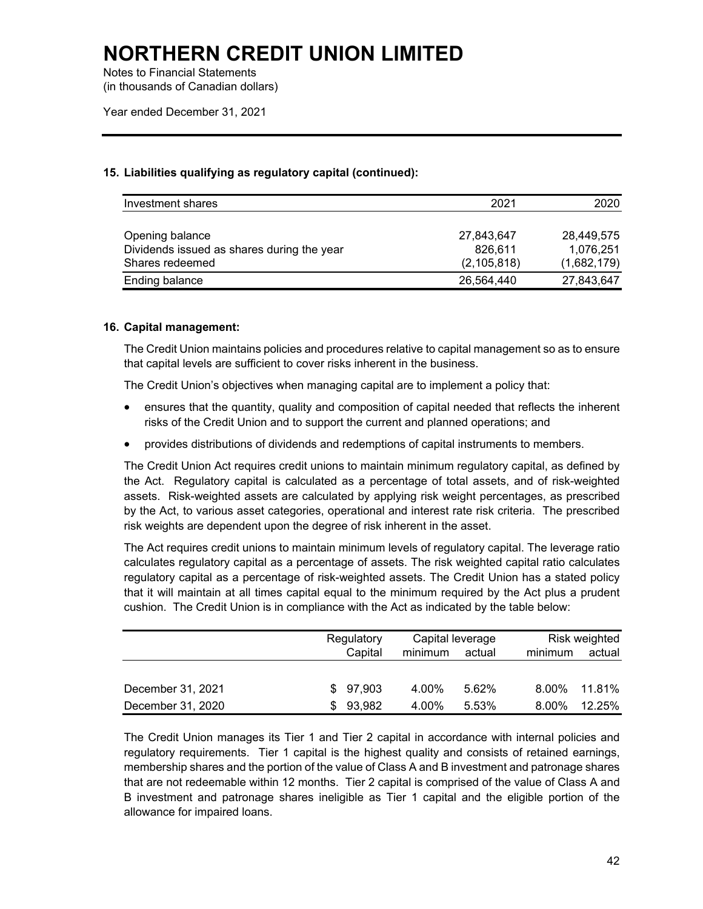# NORTHERN CREDIT UNION LIMITED

Notes to Financial Statements
(in thousands of Canadian dollars)

Year ended December 31, 2021

### 15. Liabilities qualifying as regulatory capital (continued):

| Investment shares | 2021 | 2020 |
|---|---|---|
| Opening balance | 27,843,647 | 28,449,575 |
| Dividends issued as shares during the year | 826,611 | 1,076,251 |
| Shares redeemed | (2,105,818) | (1,682,179) |
| Ending balance | 26,564,440 | 27,843,647 |

### 16. Capital management:

The Credit Union maintains policies and procedures relative to capital management so as to ensure that capital levels are sufficient to cover risks inherent in the business.

The Credit Union's objectives when managing capital are to implement a policy that:

- ensures that the quantity, quality and composition of capital needed that reflects the inherent risks of the Credit Union and to support the current and planned operations; and
- provides distributions of dividends and redemptions of capital instruments to members.

The Credit Union Act requires credit unions to maintain minimum regulatory capital, as defined by the Act. Regulatory capital is calculated as a percentage of total assets, and of risk-weighted assets. Risk-weighted assets are calculated by applying risk weight percentages, as prescribed by the Act, to various asset categories, operational and interest rate risk criteria. The prescribed risk weights are dependent upon the degree of risk inherent in the asset.

The Act requires credit unions to maintain minimum levels of regulatory capital. The leverage ratio calculates regulatory capital as a percentage of assets. The risk weighted capital ratio calculates regulatory capital as a percentage of risk-weighted assets. The Credit Union has a stated policy that it will maintain at all times capital equal to the minimum required by the Act plus a prudent cushion. The Credit Union is in compliance with the Act as indicated by the table below:

| | Regulatory Capital | Capital leverage | | Risk weighted | |
|---|---|---|---|---|---|
| | | minimum | actual | minimum | actual |
| December 31, 2021 | $ 97,903 | 4.00% | 5.62% | 8.00% | 11.81% |
| December 31, 2020 | $ 93,982 | 4.00% | 5.53% | 8.00% | 12.25% |

The Credit Union manages its Tier 1 and Tier 2 capital in accordance with internal policies and regulatory requirements. Tier 1 capital is the highest quality and consists of retained earnings, membership shares and the portion of the value of Class A and B investment and patronage shares that are not redeemable within 12 months. Tier 2 capital is comprised of the value of Class A and B investment and patronage shares ineligible as Tier 1 capital and the eligible portion of the allowance for impaired loans.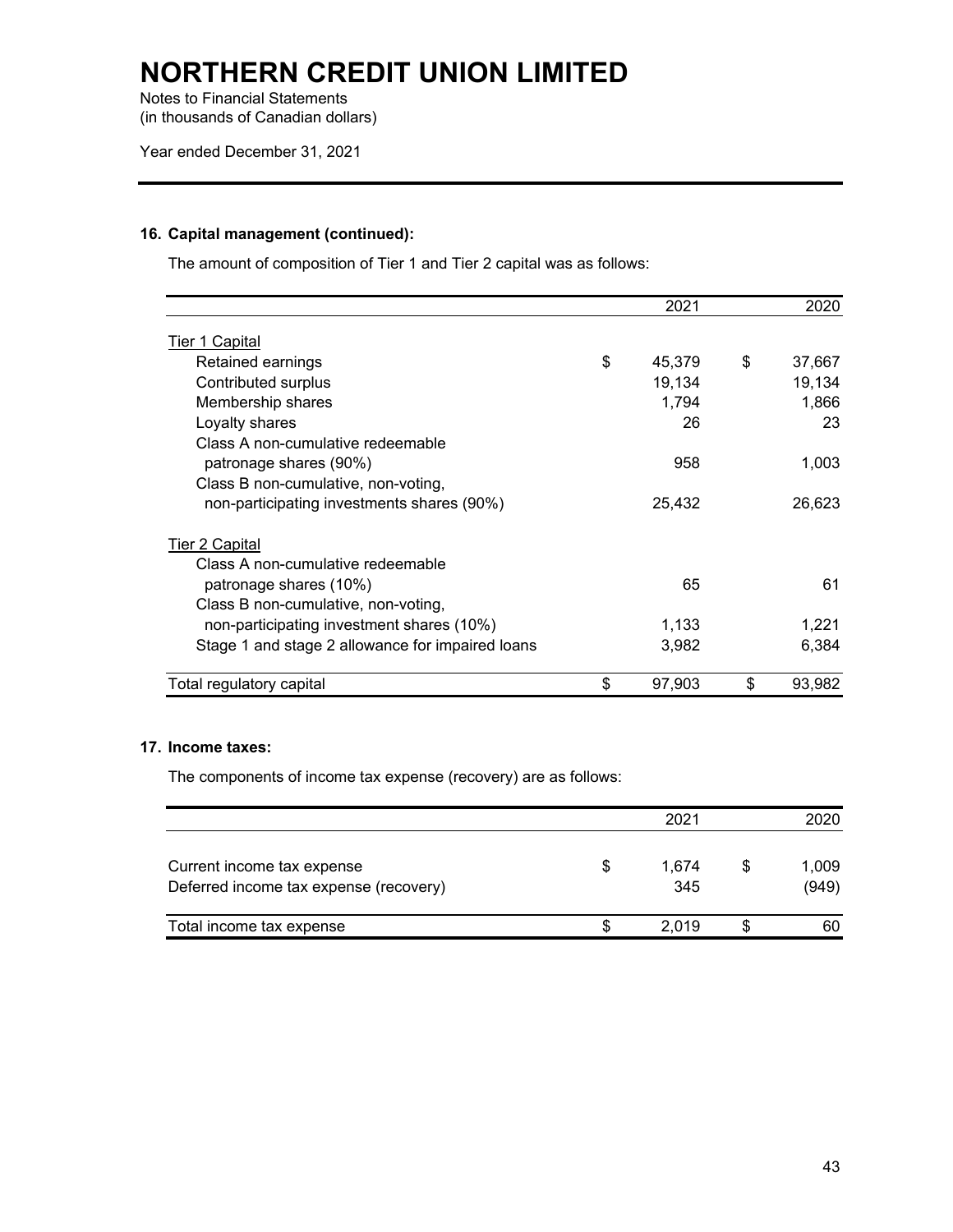# NORTHERN CREDIT UNION LIMITED

Notes to Financial Statements
(in thousands of Canadian dollars)

Year ended December 31, 2021

### 16. Capital management (continued):

The amount of composition of Tier 1 and Tier 2 capital was as follows:

| | 2021 | 2020 |
|---|---|---|
| Tier 1 Capital | | |
| Retained earnings | $ 45,379 | $ 37,667 |
| Contributed surplus | 19,134 | 19,134 |
| Membership shares | 1,794 | 1,866 |
| Loyalty shares | 26 | 23 |
| Class A non-cumulative redeemable patronage shares (90%) | 958 | 1,003 |
| Class B non-cumulative, non-voting, non-participating investments shares (90%) | 25,432 | 26,623 |
| Tier 2 Capital | | |
| Class A non-cumulative redeemable patronage shares (10%) | 65 | 61 |
| Class B non-cumulative, non-voting, non-participating investment shares (10%) | 1,133 | 1,221 |
| Stage 1 and stage 2 allowance for impaired loans | 3,982 | 6,384 |
| Total regulatory capital | $ 97,903 | $ 93,982 |

### 17. Income taxes:

The components of income tax expense (recovery) are as follows:

| | 2021 | 2020 |
|---|---|---|
| Current income tax expense | $ 1,674 | $ 1,009 |
| Deferred income tax expense (recovery) | 345 | (949) |
| Total income tax expense | $ 2,019 | $ 60 |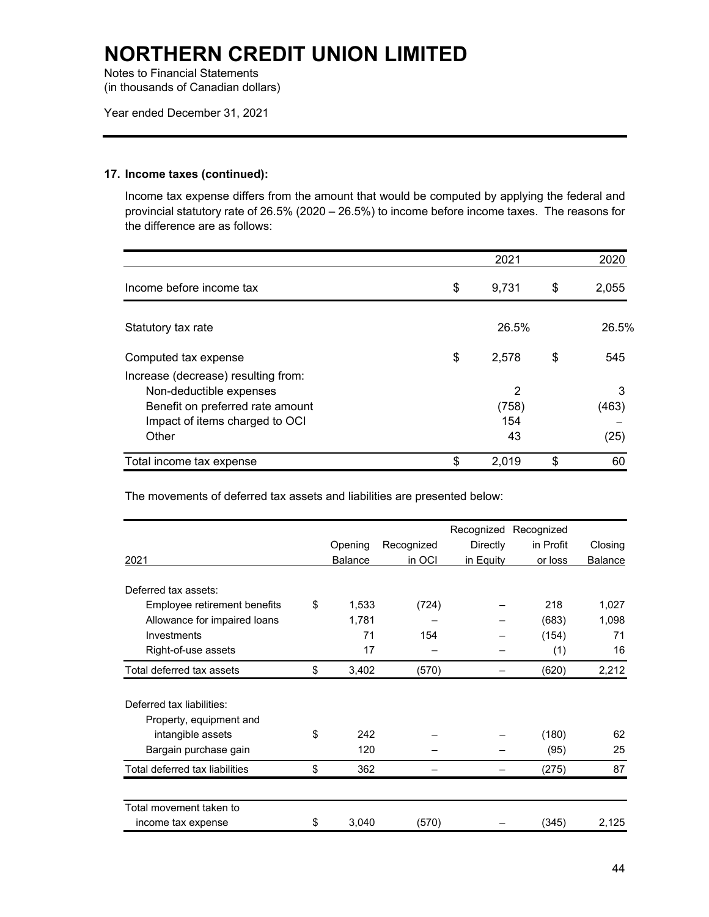# NORTHERN CREDIT UNION LIMITED

Notes to Financial Statements
(in thousands of Canadian dollars)

Year ended December 31, 2021

## 17. Income taxes (continued):

Income tax expense differs from the amount that would be computed by applying the federal and provincial statutory rate of 26.5% (2020 – 26.5%) to income before income taxes. The reasons for the difference are as follows:

| | 2021 | 2020 |
|---|---|---|
| Income before income tax | $ 9,731 | $ 2,055 |
| Statutory tax rate | 26.5% | 26.5% |
| Computed tax expense | $ 2,578 | $ 545 |
| Increase (decrease) resulting from: | | |
| Non-deductible expenses | 2 | 3 |
| Benefit on preferred rate amount | (758) | (463) |
| Impact of items charged to OCI | 154 | – |
| Other | 43 | (25) |
| Total income tax expense | $ 2,019 | $ 60 |

The movements of deferred tax assets and liabilities are presented below:

| 2021 | Opening Balance | Recognized in OCI | Recognized Directly in Equity | Recognized in Profit or loss | Closing Balance |
|---|---|---|---|---|---|
| Deferred tax assets: | | | | | |
| Employee retirement benefits | $ 1,533 | (724) | – | 218 | 1,027 |
| Allowance for impaired loans | 1,781 | – | – | (683) | 1,098 |
| Investments | 71 | 154 | – | (154) | 71 |
| Right-of-use assets | 17 | – | – | (1) | 16 |
| Total deferred tax assets | $ 3,402 | (570) | – | (620) | 2,212 |
| Deferred tax liabilities: | | | | | |
| Property, equipment and intangible assets | $ 242 | – | – | (180) | 62 |
| Bargain purchase gain | 120 | – | – | (95) | 25 |
| Total deferred tax liabilities | $ 362 | – | – | (275) | 87 |
| Total movement taken to income tax expense | $ 3,040 | (570) | – | (345) | 2,125 |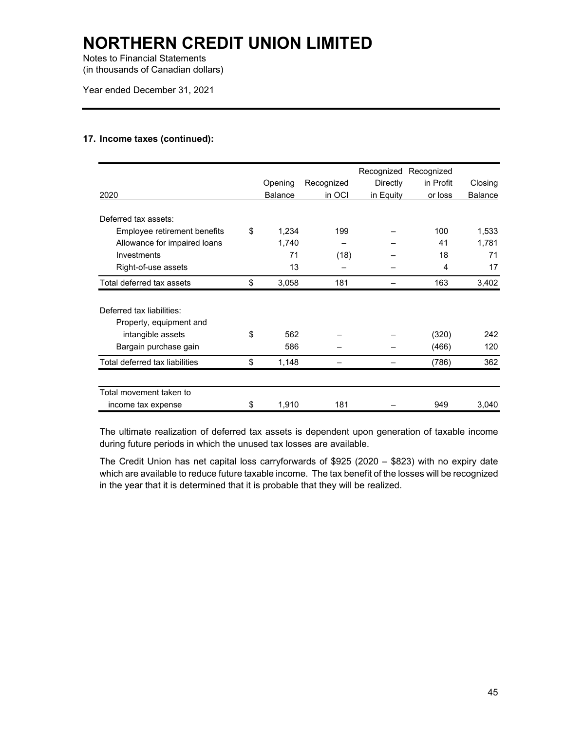# NORTHERN CREDIT UNION LIMITED

Notes to Financial Statements
(in thousands of Canadian dollars)

Year ended December 31, 2021

### 17. Income taxes (continued):

| 2020 | | Opening Balance | Recognized in OCI | Recognized Directly in Equity | Recognized in Profit or loss | Closing Balance |
|---|---|---|---|---|---|---|
| Deferred tax assets: | | | | | | |
| Employee retirement benefits | $ | 1,234 | 199 | – | 100 | 1,533 |
| Allowance for impaired loans | | 1,740 | – | – | 41 | 1,781 |
| Investments | | 71 | (18) | – | 18 | 71 |
| Right-of-use assets | | 13 | – | – | 4 | 17 |
| Total deferred tax assets | $ | 3,058 | 181 | – | 163 | 3,402 |
| Deferred tax liabilities: | | | | | | |
| Property, equipment and intangible assets | $ | 562 | – | – | (320) | 242 |
| Bargain purchase gain | | 586 | – | – | (466) | 120 |
| Total deferred tax liabilities | $ | 1,148 | – | – | (786) | 362 |
| Total movement taken to income tax expense | $ | 1,910 | 181 | – | 949 | 3,040 |

The ultimate realization of deferred tax assets is dependent upon generation of taxable income during future periods in which the unused tax losses are available.

The Credit Union has net capital loss carryforwards of $925 (2020 – $823) with no expiry date which are available to reduce future taxable income. The tax benefit of the losses will be recognized in the year that it is determined that it is probable that they will be realized.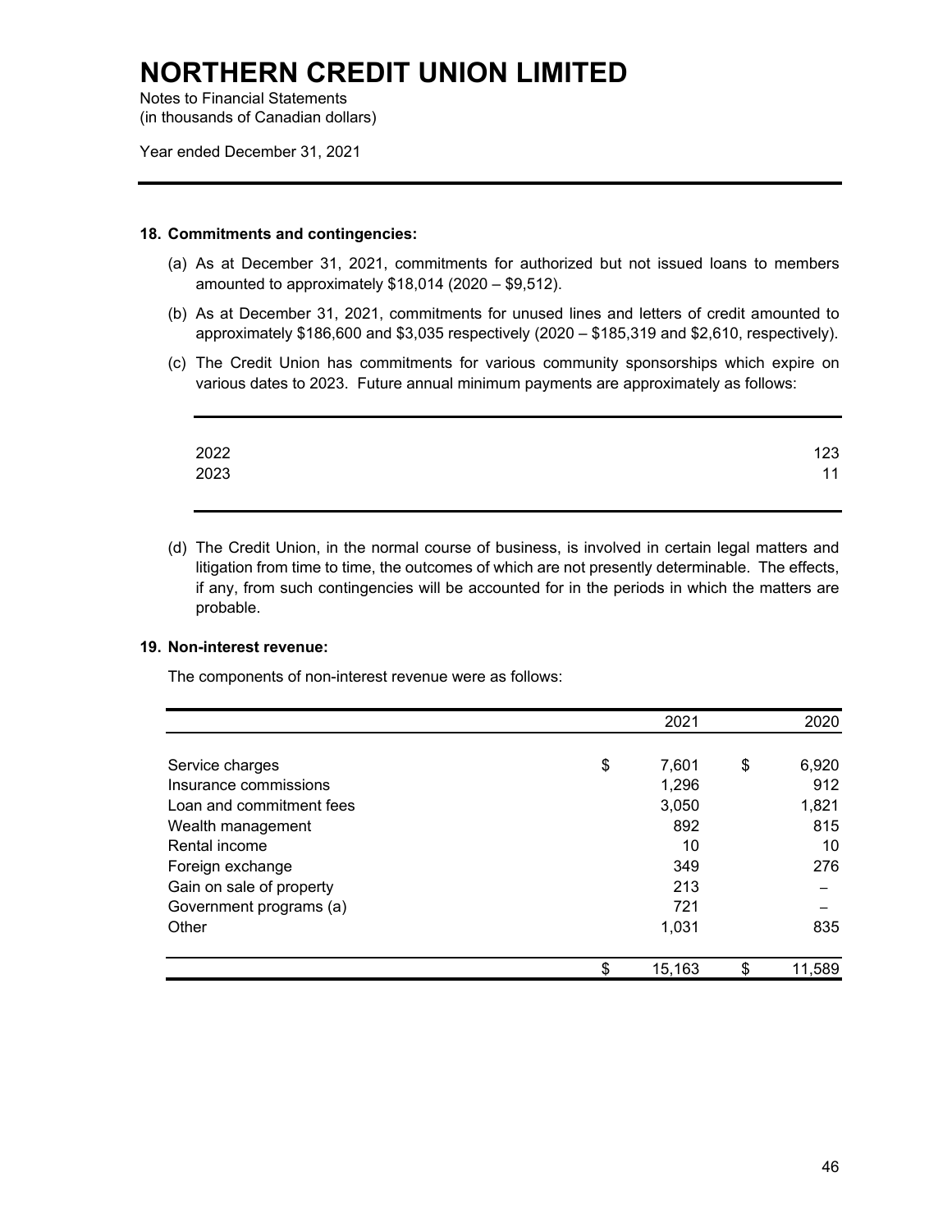# NORTHERN CREDIT UNION LIMITED

Notes to Financial Statements
(in thousands of Canadian dollars)

Year ended December 31, 2021

---

### 18. Commitments and contingencies:

(a) As at December 31, 2021, commitments for authorized but not issued loans to members amounted to approximately $18,014 (2020 – $9,512).

(b) As at December 31, 2021, commitments for unused lines and letters of credit amounted to approximately $186,600 and $3,035 respectively (2020 – $185,319 and $2,610, respectively).

(c) The Credit Union has commitments for various community sponsorships which expire on various dates to 2023. Future annual minimum payments are approximately as follows:

| | |
|---|---:|
| 2022 | 123 |
| 2023 | 11 |

(d) The Credit Union, in the normal course of business, is involved in certain legal matters and litigation from time to time, the outcomes of which are not presently determinable. The effects, if any, from such contingencies will be accounted for in the periods in which the matters are probable.

### 19. Non-interest revenue:

The components of non-interest revenue were as follows:

| | 2021 | 2020 |
|---|---:|---:|
| Service charges | $ 7,601 | $ 6,920 |
| Insurance commissions | 1,296 | 912 |
| Loan and commitment fees | 3,050 | 1,821 |
| Wealth management | 892 | 815 |
| Rental income | 10 | 10 |
| Foreign exchange | 349 | 276 |
| Gain on sale of property | 213 | – |
| Government programs (a) | 721 | – |
| Other | 1,031 | 835 |
| | $ 15,163 | $ 11,589 |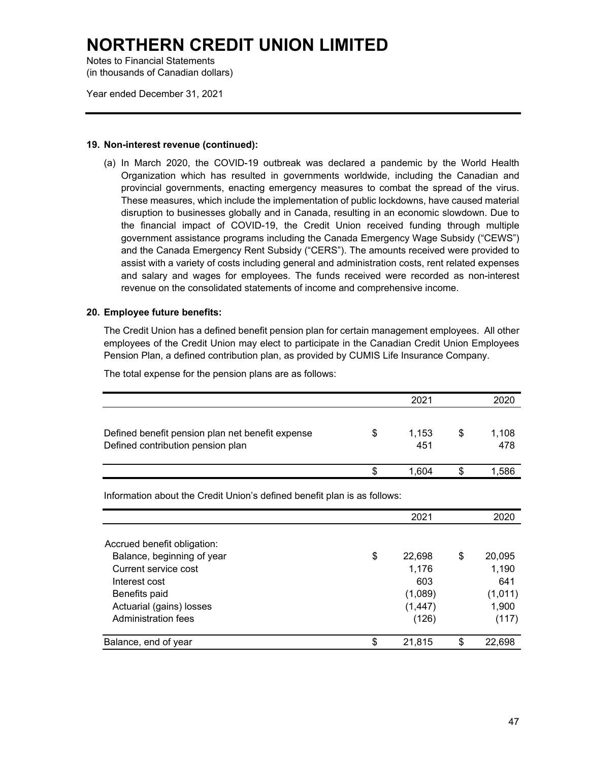# NORTHERN CREDIT UNION LIMITED

Notes to Financial Statements
(in thousands of Canadian dollars)

Year ended December 31, 2021

## 19. Non-interest revenue (continued):

(a) In March 2020, the COVID-19 outbreak was declared a pandemic by the World Health Organization which has resulted in governments worldwide, including the Canadian and provincial governments, enacting emergency measures to combat the spread of the virus. These measures, which include the implementation of public lockdowns, have caused material disruption to businesses globally and in Canada, resulting in an economic slowdown. Due to the financial impact of COVID-19, the Credit Union received funding through multiple government assistance programs including the Canada Emergency Wage Subsidy ("CEWS") and the Canada Emergency Rent Subsidy ("CERS"). The amounts received were provided to assist with a variety of costs including general and administration costs, rent related expenses and salary and wages for employees. The funds received were recorded as non-interest revenue on the consolidated statements of income and comprehensive income.

## 20. Employee future benefits:

The Credit Union has a defined benefit pension plan for certain management employees. All other employees of the Credit Union may elect to participate in the Canadian Credit Union Employees Pension Plan, a defined contribution plan, as provided by CUMIS Life Insurance Company.

The total expense for the pension plans are as follows:

| | 2021 | 2020 |
|---|---|---|
| Defined benefit pension plan net benefit expense | $ 1,153 | $ 1,108 |
| Defined contribution pension plan | 451 | 478 |
| | $ 1,604 | $ 1,586 |

Information about the Credit Union's defined benefit plan is as follows:

| | 2021 | 2020 |
|---|---|---|
| Accrued benefit obligation: | | |
| Balance, beginning of year | $ 22,698 | $ 20,095 |
| Current service cost | 1,176 | 1,190 |
| Interest cost | 603 | 641 |
| Benefits paid | (1,089) | (1,011) |
| Actuarial (gains) losses | (1,447) | 1,900 |
| Administration fees | (126) | (117) |
| Balance, end of year | $ 21,815 | $ 22,698 |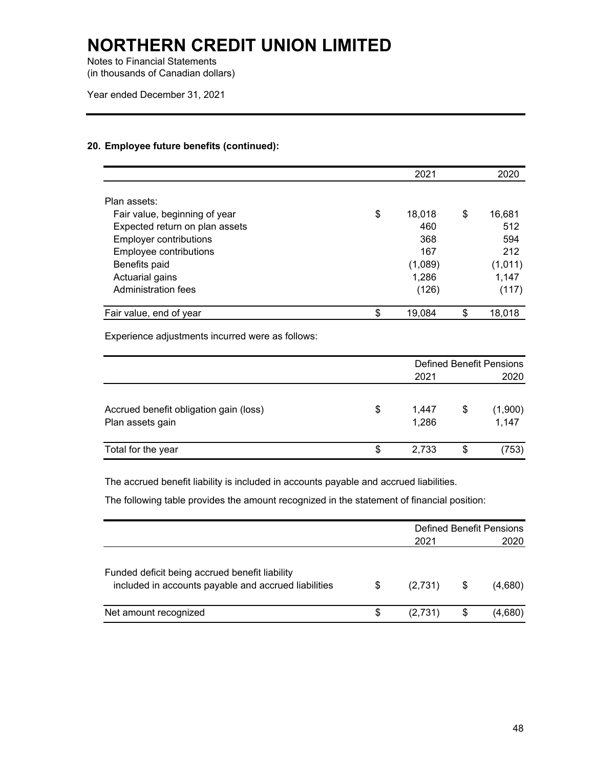# NORTHERN CREDIT UNION LIMITED

Notes to Financial Statements
(in thousands of Canadian dollars)

Year ended December 31, 2021

### 20. Employee future benefits (continued):

| | 2021 | 2020 |
|---|---|---|
| Plan assets: | | |
| Fair value, beginning of year | $ 18,018 | $ 16,681 |
| Expected return on plan assets | 460 | 512 |
| Employer contributions | 368 | 594 |
| Employee contributions | 167 | 212 |
| Benefits paid | (1,089) | (1,011) |
| Actuarial gains | 1,286 | 1,147 |
| Administration fees | (126) | (117) |
| Fair value, end of year | $ 19,084 | $ 18,018 |

Experience adjustments incurred were as follows:

| | Defined Benefit Pensions | |
|---|---|---|
| | 2021 | 2020 |
| Accrued benefit obligation gain (loss) | $ 1,447 | $ (1,900) |
| Plan assets gain | 1,286 | 1,147 |
| Total for the year | $ 2,733 | $ (753) |

The accrued benefit liability is included in accounts payable and accrued liabilities.

The following table provides the amount recognized in the statement of financial position:

| | Defined Benefit Pensions | |
|---|---|---|
| | 2021 | 2020 |
| Funded deficit being accrued benefit liability included in accounts payable and accrued liabilities | $ (2,731) | $ (4,680) |
| Net amount recognized | $ (2,731) | $ (4,680) |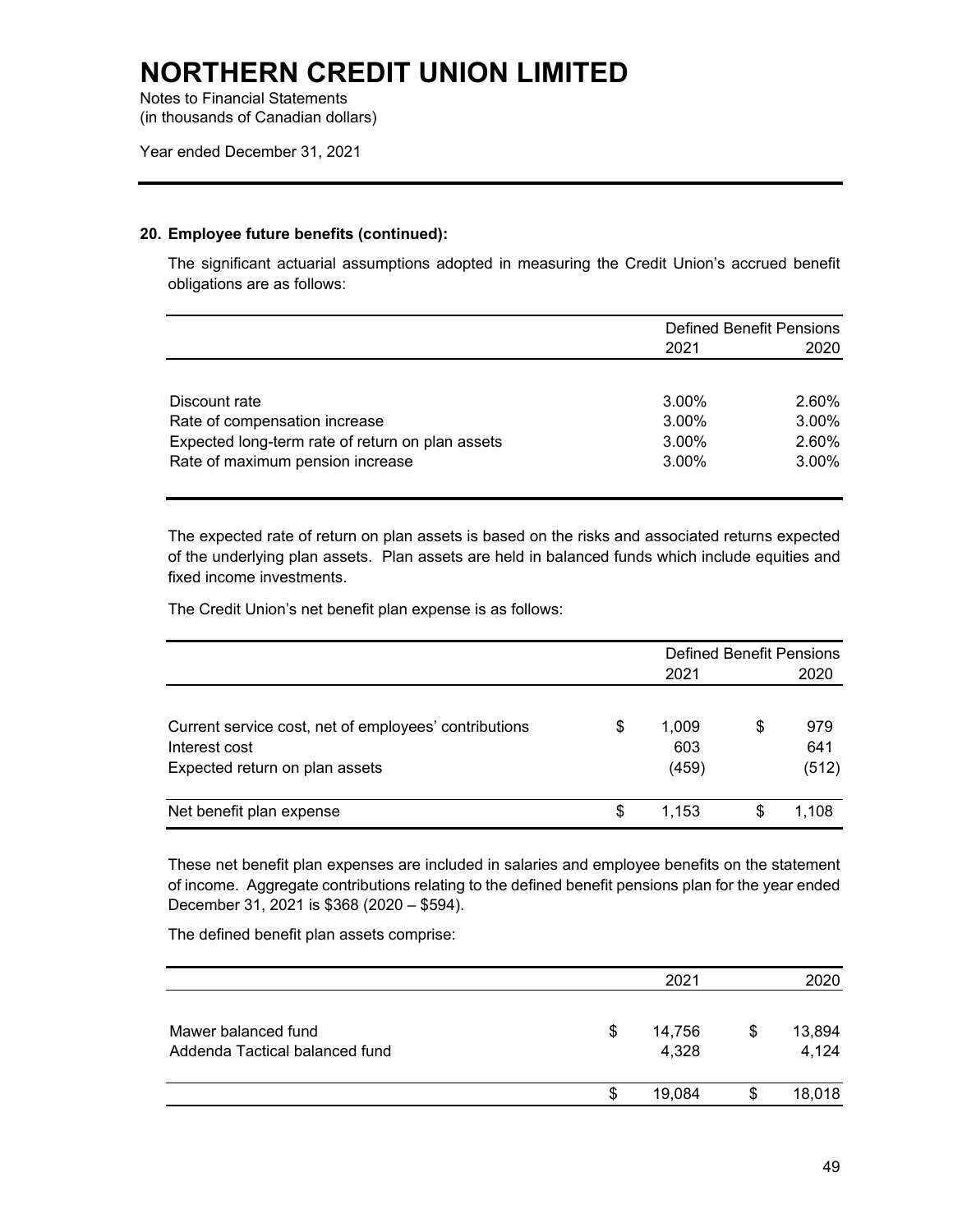# NORTHERN CREDIT UNION LIMITED

Notes to Financial Statements
(in thousands of Canadian dollars)

Year ended December 31, 2021

**20. Employee future benefits (continued):**

The significant actuarial assumptions adopted in measuring the Credit Union's accrued benefit obligations are as follows:

| | Defined Benefit Pensions | |
|---|---|---|
| | 2021 | 2020 |
| Discount rate | 3.00% | 2.60% |
| Rate of compensation increase | 3.00% | 3.00% |
| Expected long-term rate of return on plan assets | 3.00% | 2.60% |
| Rate of maximum pension increase | 3.00% | 3.00% |

The expected rate of return on plan assets is based on the risks and associated returns expected of the underlying plan assets. Plan assets are held in balanced funds which include equities and fixed income investments.

The Credit Union's net benefit plan expense is as follows:

| | Defined Benefit Pensions | |
|---|---|---|
| | 2021 | 2020 |
| Current service cost, net of employees' contributions | $ 1,009 | $ 979 |
| Interest cost | 603 | 641 |
| Expected return on plan assets | (459) | (512) |
| Net benefit plan expense | $ 1,153 | $ 1,108 |

These net benefit plan expenses are included in salaries and employee benefits on the statement of income. Aggregate contributions relating to the defined benefit pensions plan for the year ended December 31, 2021 is $368 (2020 – $594).

The defined benefit plan assets comprise:

| | 2021 | 2020 |
|---|---|---|
| Mawer balanced fund | $ 14,756 | $ 13,894 |
| Addenda Tactical balanced fund | 4,328 | 4,124 |
| | $ 19,084 | $ 18,018 |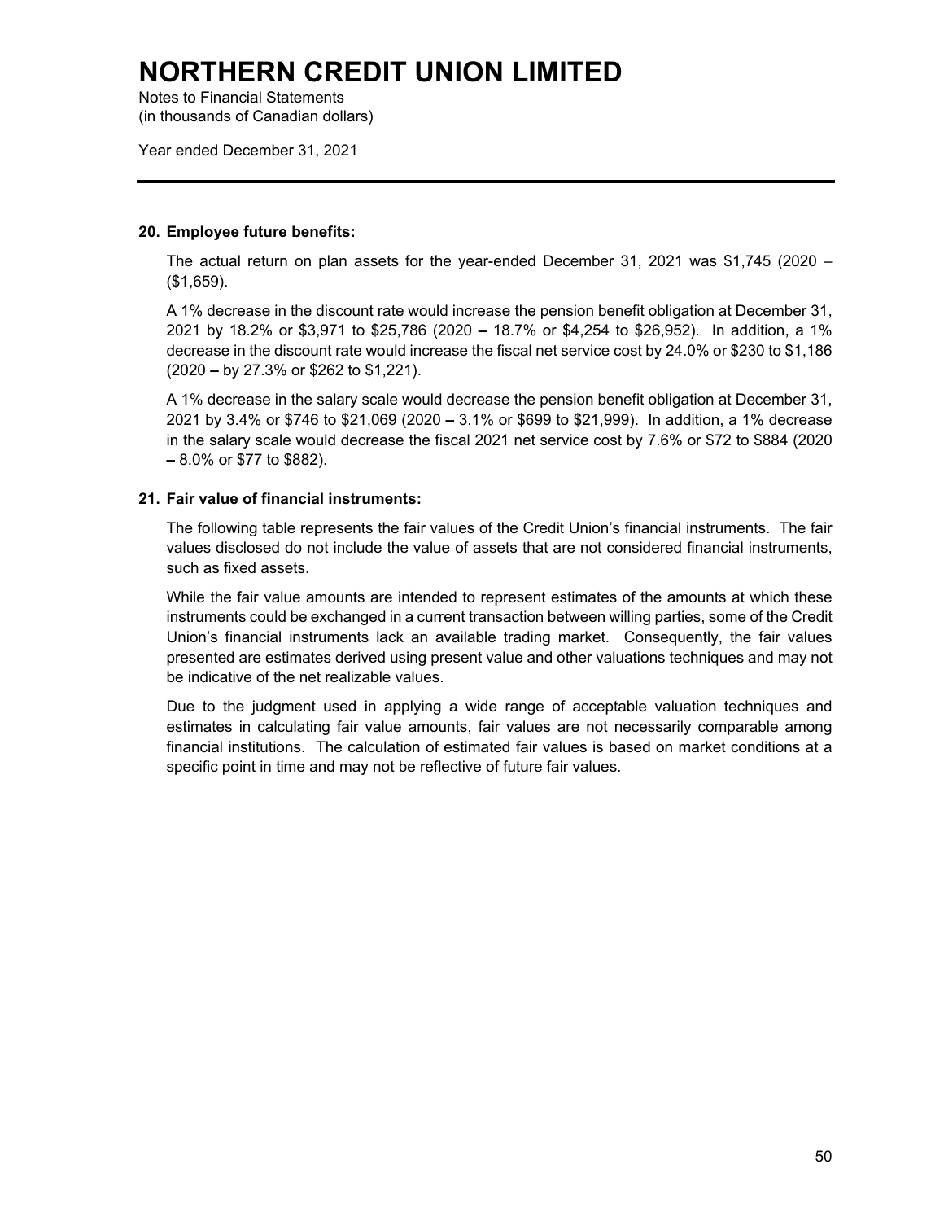# NORTHERN CREDIT UNION LIMITED

Notes to Financial Statements
(in thousands of Canadian dollars)

Year ended December 31, 2021

---

**20. Employee future benefits:**

The actual return on plan assets for the year-ended December 31, 2021 was $1,745 (2020 – ($1,659).

A 1% decrease in the discount rate would increase the pension benefit obligation at December 31, 2021 by 18.2% or $3,971 to $25,786 (2020 **–** 18.7% or $4,254 to $26,952). In addition, a 1% decrease in the discount rate would increase the fiscal net service cost by 24.0% or $230 to $1,186 (2020 **–** by 27.3% or $262 to $1,221).

A 1% decrease in the salary scale would decrease the pension benefit obligation at December 31, 2021 by 3.4% or $746 to $21,069 (2020 **–** 3.1% or $699 to $21,999). In addition, a 1% decrease in the salary scale would decrease the fiscal 2021 net service cost by 7.6% or $72 to $884 (2020 **–** 8.0% or $77 to $882).

**21. Fair value of financial instruments:**

The following table represents the fair values of the Credit Union's financial instruments. The fair values disclosed do not include the value of assets that are not considered financial instruments, such as fixed assets.

While the fair value amounts are intended to represent estimates of the amounts at which these instruments could be exchanged in a current transaction between willing parties, some of the Credit Union's financial instruments lack an available trading market. Consequently, the fair values presented are estimates derived using present value and other valuations techniques and may not be indicative of the net realizable values.

Due to the judgment used in applying a wide range of acceptable valuation techniques and estimates in calculating fair value amounts, fair values are not necessarily comparable among financial institutions. The calculation of estimated fair values is based on market conditions at a specific point in time and may not be reflective of future fair values.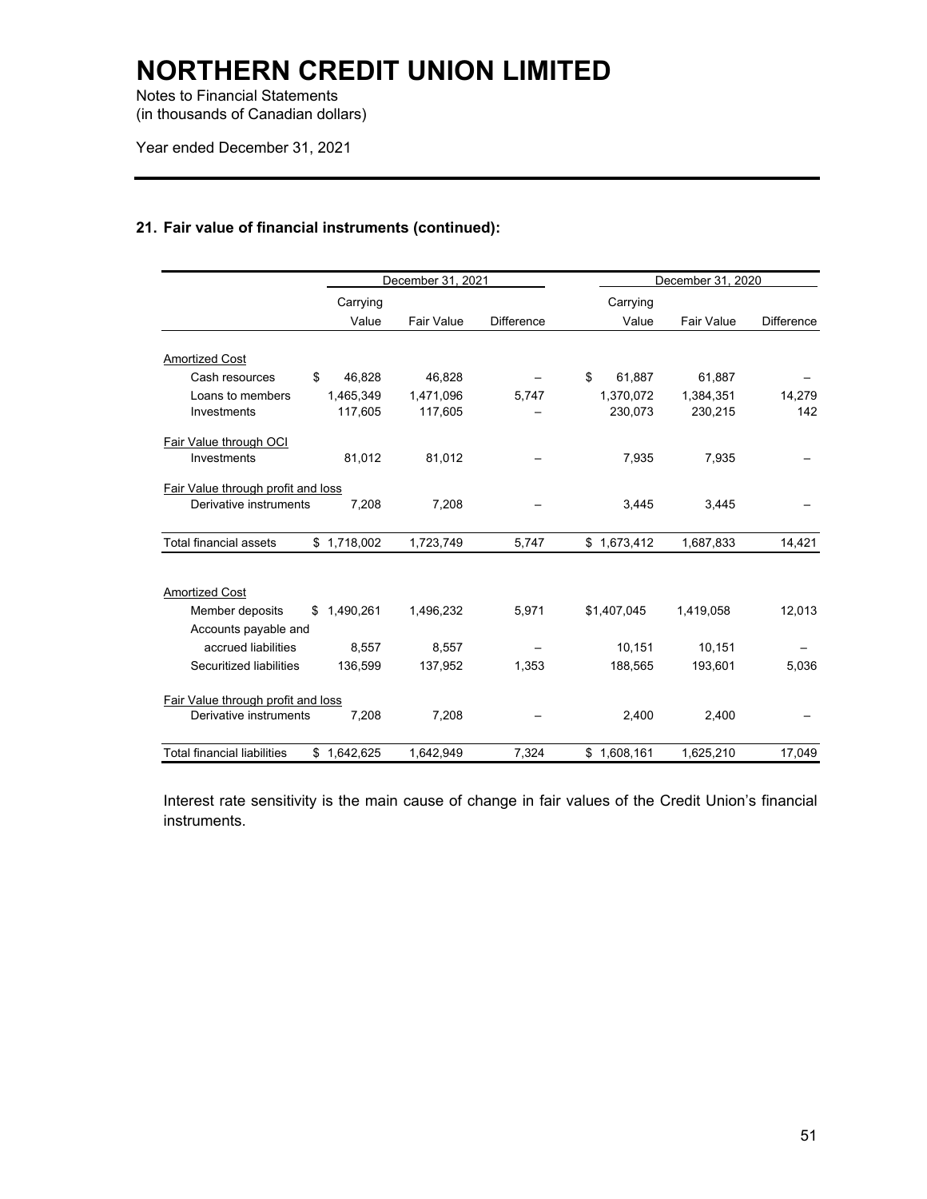# NORTHERN CREDIT UNION LIMITED

Notes to Financial Statements
(in thousands of Canadian dollars)

Year ended December 31, 2021

## 21. Fair value of financial instruments (continued):

| | December 31, 2021 | | | December 31, 2020 | | |
|---|---|---|---|---|---|---|
| | Carrying Value | Fair Value | Difference | Carrying Value | Fair Value | Difference |
| Amortized Cost | | | | | | |
| Cash resources | $ 46,828 | 46,828 | – | $ 61,887 | 61,887 | – |
| Loans to members | 1,465,349 | 1,471,096 | 5,747 | 1,370,072 | 1,384,351 | 14,279 |
| Investments | 117,605 | 117,605 | – | 230,073 | 230,215 | 142 |
| Fair Value through OCI | | | | | | |
| Investments | 81,012 | 81,012 | – | 7,935 | 7,935 | – |
| Fair Value through profit and loss | | | | | | |
| Derivative instruments | 7,208 | 7,208 | – | 3,445 | 3,445 | – |
| Total financial assets | $ 1,718,002 | 1,723,749 | 5,747 | $ 1,673,412 | 1,687,833 | 14,421 |
| Amortized Cost | | | | | | |
| Member deposits | $ 1,490,261 | 1,496,232 | 5,971 | $1,407,045 | 1,419,058 | 12,013 |
| Accounts payable and accrued liabilities | 8,557 | 8,557 | – | 10,151 | 10,151 | – |
| Securitized liabilities | 136,599 | 137,952 | 1,353 | 188,565 | 193,601 | 5,036 |
| Fair Value through profit and loss | | | | | | |
| Derivative instruments | 7,208 | 7,208 | – | 2,400 | 2,400 | – |
| Total financial liabilities | $ 1,642,625 | 1,642,949 | 7,324 | $ 1,608,161 | 1,625,210 | 17,049 |

Interest rate sensitivity is the main cause of change in fair values of the Credit Union's financial instruments.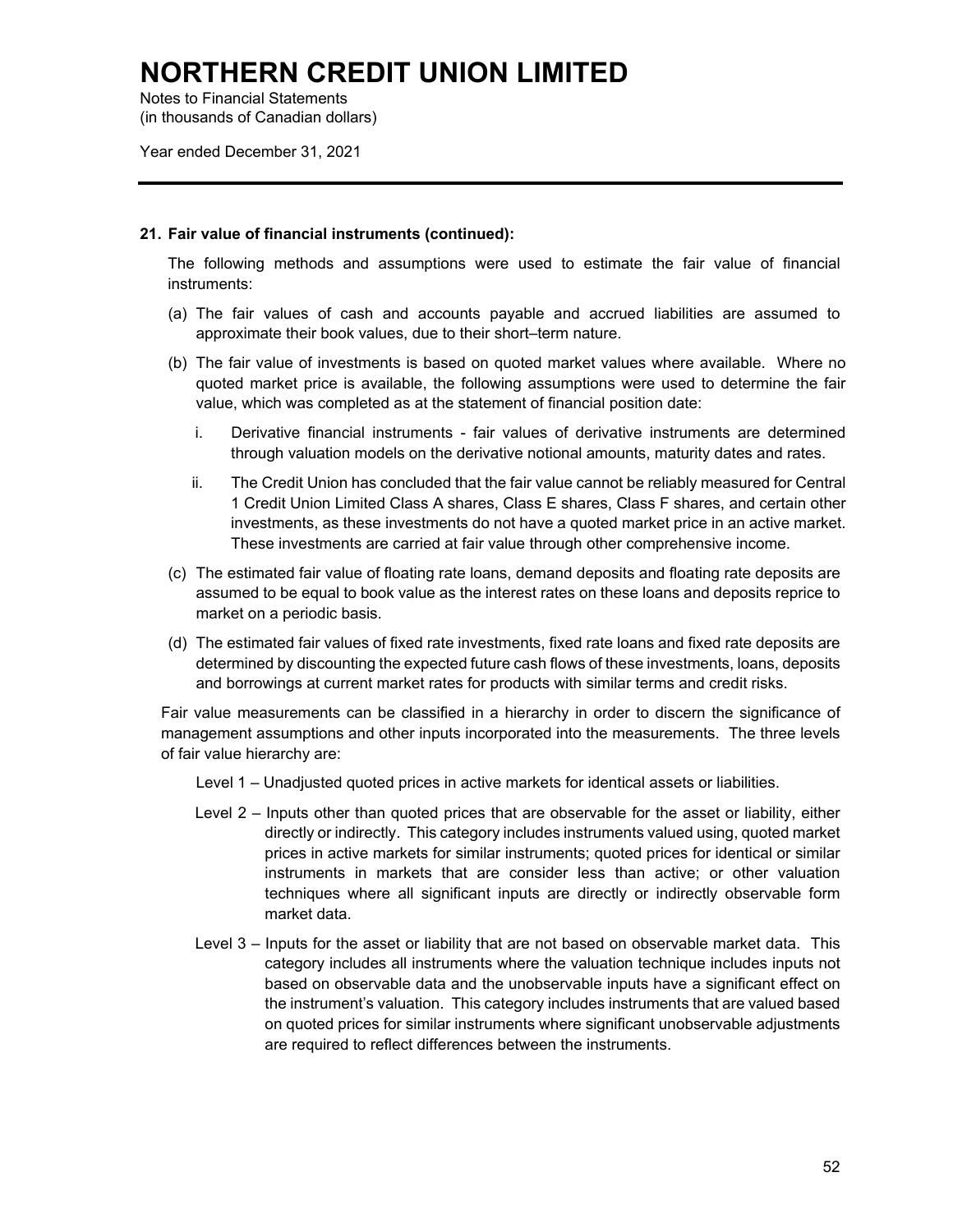# NORTHERN CREDIT UNION LIMITED

Notes to Financial Statements
(in thousands of Canadian dollars)

Year ended December 31, 2021

**21. Fair value of financial instruments (continued):**

The following methods and assumptions were used to estimate the fair value of financial instruments:

(a) The fair values of cash and accounts payable and accrued liabilities are assumed to approximate their book values, due to their short–term nature.

(b) The fair value of investments is based on quoted market values where available. Where no quoted market price is available, the following assumptions were used to determine the fair value, which was completed as at the statement of financial position date:

i. Derivative financial instruments - fair values of derivative instruments are determined through valuation models on the derivative notional amounts, maturity dates and rates.

ii. The Credit Union has concluded that the fair value cannot be reliably measured for Central 1 Credit Union Limited Class A shares, Class E shares, Class F shares, and certain other investments, as these investments do not have a quoted market price in an active market. These investments are carried at fair value through other comprehensive income.

(c) The estimated fair value of floating rate loans, demand deposits and floating rate deposits are assumed to be equal to book value as the interest rates on these loans and deposits reprice to market on a periodic basis.

(d) The estimated fair values of fixed rate investments, fixed rate loans and fixed rate deposits are determined by discounting the expected future cash flows of these investments, loans, deposits and borrowings at current market rates for products with similar terms and credit risks.

Fair value measurements can be classified in a hierarchy in order to discern the significance of management assumptions and other inputs incorporated into the measurements. The three levels of fair value hierarchy are:

Level 1 – Unadjusted quoted prices in active markets for identical assets or liabilities.

Level 2 – Inputs other than quoted prices that are observable for the asset or liability, either directly or indirectly. This category includes instruments valued using, quoted market prices in active markets for similar instruments; quoted prices for identical or similar instruments in markets that are consider less than active; or other valuation techniques where all significant inputs are directly or indirectly observable form market data.

Level 3 – Inputs for the asset or liability that are not based on observable market data. This category includes all instruments where the valuation technique includes inputs not based on observable data and the unobservable inputs have a significant effect on the instrument's valuation. This category includes instruments that are valued based on quoted prices for similar instruments where significant unobservable adjustments are required to reflect differences between the instruments.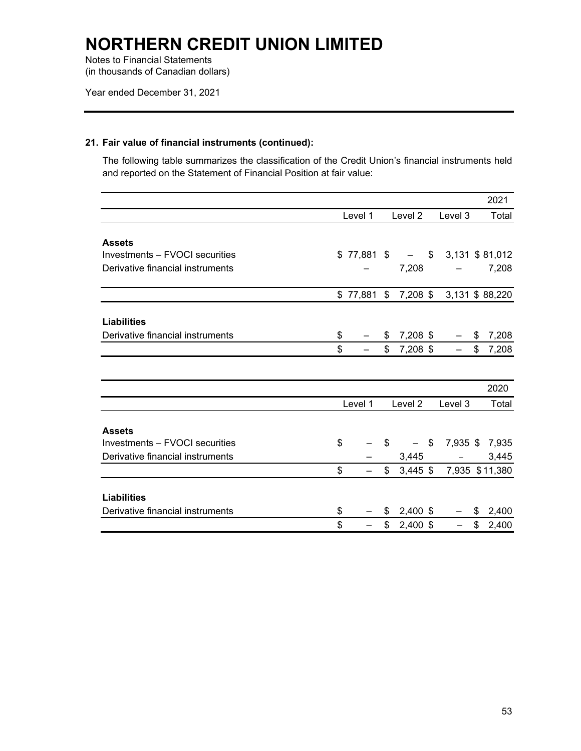# NORTHERN CREDIT UNION LIMITED

Notes to Financial Statements
(in thousands of Canadian dollars)

Year ended December 31, 2021

### 21. Fair value of financial instruments (continued):

The following table summarizes the classification of the Credit Union's financial instruments held and reported on the Statement of Financial Position at fair value:

| | | | | 2021 |
|---|---|---|---|---|
| | Level 1 | Level 2 | Level 3 | Total |
| **Assets** | | | | |
| Investments – FVOCI securities | $ 77,881 | $ – | $ 3,131 | $ 81,012 |
| Derivative financial instruments | – | 7,208 | – | 7,208 |
| | $ 77,881 | $ 7,208 | $ 3,131 | $ 88,220 |
| **Liabilities** | | | | |
| Derivative financial instruments | $ – | $ 7,208 | $ – | $ 7,208 |
| | $ – | $ 7,208 | $ – | $ 7,208 |

| | | | | 2020 |
|---|---|---|---|---|
| | Level 1 | Level 2 | Level 3 | Total |
| **Assets** | | | | |
| Investments – FVOCI securities | $ – | $ – | $ 7,935 | $ 7,935 |
| Derivative financial instruments | – | 3,445 | – | 3,445 |
| | $ – | $ 3,445 | $ 7,935 | $ 11,380 |
| **Liabilities** | | | | |
| Derivative financial instruments | $ – | $ 2,400 | $ – | $ 2,400 |
| | $ – | $ 2,400 | $ – | $ 2,400 |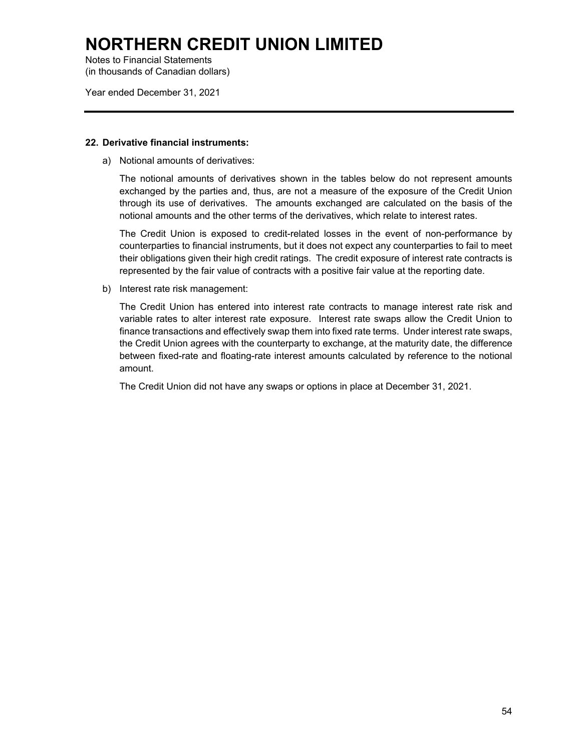# NORTHERN CREDIT UNION LIMITED

Notes to Financial Statements
(in thousands of Canadian dollars)

Year ended December 31, 2021

## 22. Derivative financial instruments:

a) Notional amounts of derivatives:

The notional amounts of derivatives shown in the tables below do not represent amounts exchanged by the parties and, thus, are not a measure of the exposure of the Credit Union through its use of derivatives. The amounts exchanged are calculated on the basis of the notional amounts and the other terms of the derivatives, which relate to interest rates.

The Credit Union is exposed to credit-related losses in the event of non-performance by counterparties to financial instruments, but it does not expect any counterparties to fail to meet their obligations given their high credit ratings. The credit exposure of interest rate contracts is represented by the fair value of contracts with a positive fair value at the reporting date.

b) Interest rate risk management:

The Credit Union has entered into interest rate contracts to manage interest rate risk and variable rates to alter interest rate exposure. Interest rate swaps allow the Credit Union to finance transactions and effectively swap them into fixed rate terms. Under interest rate swaps, the Credit Union agrees with the counterparty to exchange, at the maturity date, the difference between fixed-rate and floating-rate interest amounts calculated by reference to the notional amount.

The Credit Union did not have any swaps or options in place at December 31, 2021.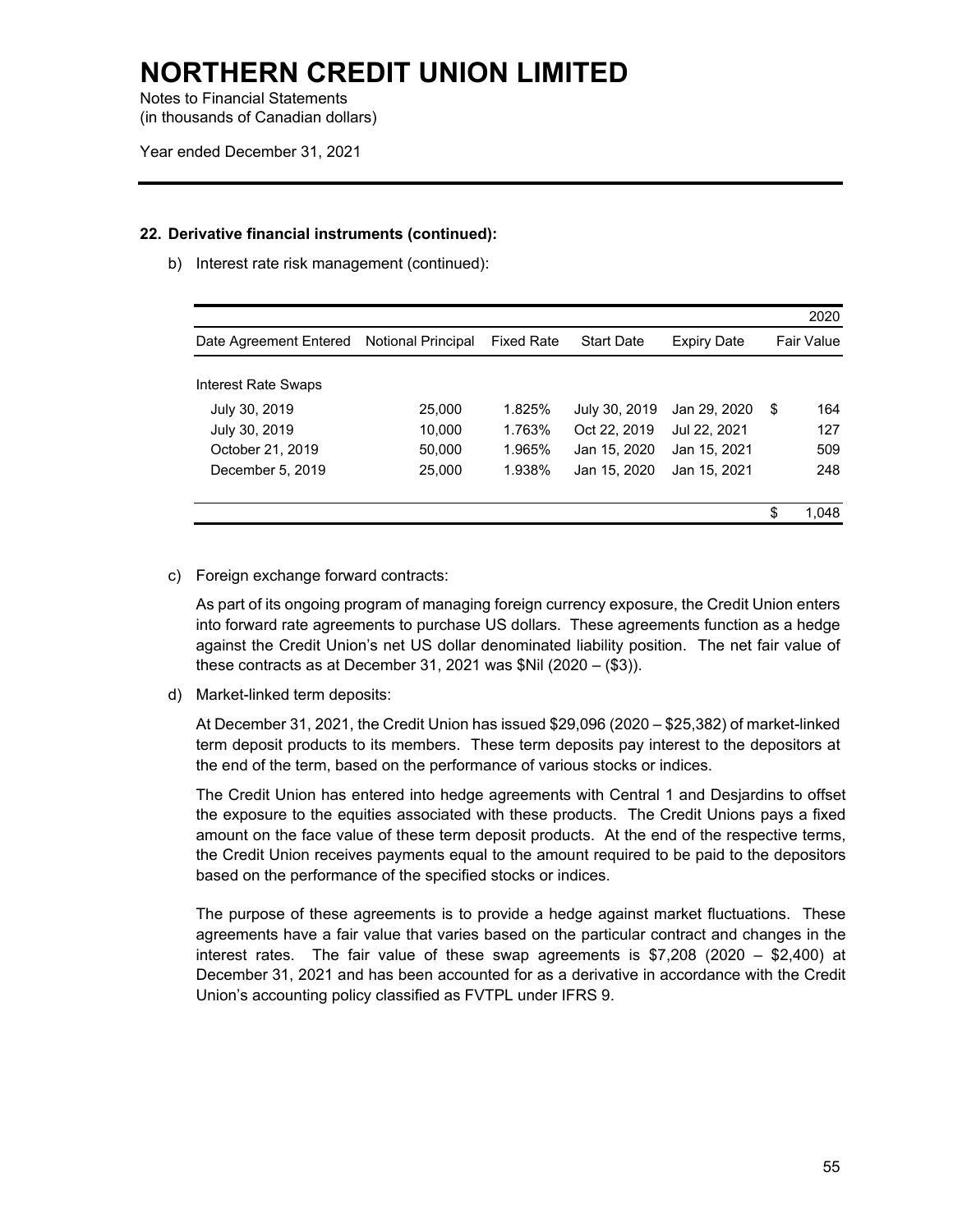# NORTHERN CREDIT UNION LIMITED

Notes to Financial Statements
(in thousands of Canadian dollars)

Year ended December 31, 2021

**22. Derivative financial instruments (continued):**

b) Interest rate risk management (continued):

| | | | | | 2020 |
|---|---|---|---|---|---|
| Date Agreement Entered | Notional Principal | Fixed Rate | Start Date | Expiry Date | Fair Value |
| Interest Rate Swaps | | | | | |
| July 30, 2019 | 25,000 | 1.825% | July 30, 2019 | Jan 29, 2020 | $ 164 |
| July 30, 2019 | 10,000 | 1.763% | Oct 22, 2019 | Jul 22, 2021 | 127 |
| October 21, 2019 | 50,000 | 1.965% | Jan 15, 2020 | Jan 15, 2021 | 509 |
| December 5, 2019 | 25,000 | 1.938% | Jan 15, 2020 | Jan 15, 2021 | 248 |
| | | | | | $ 1,048 |

c) Foreign exchange forward contracts:

As part of its ongoing program of managing foreign currency exposure, the Credit Union enters into forward rate agreements to purchase US dollars. These agreements function as a hedge against the Credit Union's net US dollar denominated liability position. The net fair value of these contracts as at December 31, 2021 was $Nil (2020 – ($3)).

d) Market-linked term deposits:

At December 31, 2021, the Credit Union has issued $29,096 (2020 – $25,382) of market-linked term deposit products to its members. These term deposits pay interest to the depositors at the end of the term, based on the performance of various stocks or indices.

The Credit Union has entered into hedge agreements with Central 1 and Desjardins to offset the exposure to the equities associated with these products. The Credit Unions pays a fixed amount on the face value of these term deposit products. At the end of the respective terms, the Credit Union receives payments equal to the amount required to be paid to the depositors based on the performance of the specified stocks or indices.

The purpose of these agreements is to provide a hedge against market fluctuations. These agreements have a fair value that varies based on the particular contract and changes in the interest rates. The fair value of these swap agreements is $7,208 (2020 – $2,400) at December 31, 2021 and has been accounted for as a derivative in accordance with the Credit Union's accounting policy classified as FVTPL under IFRS 9.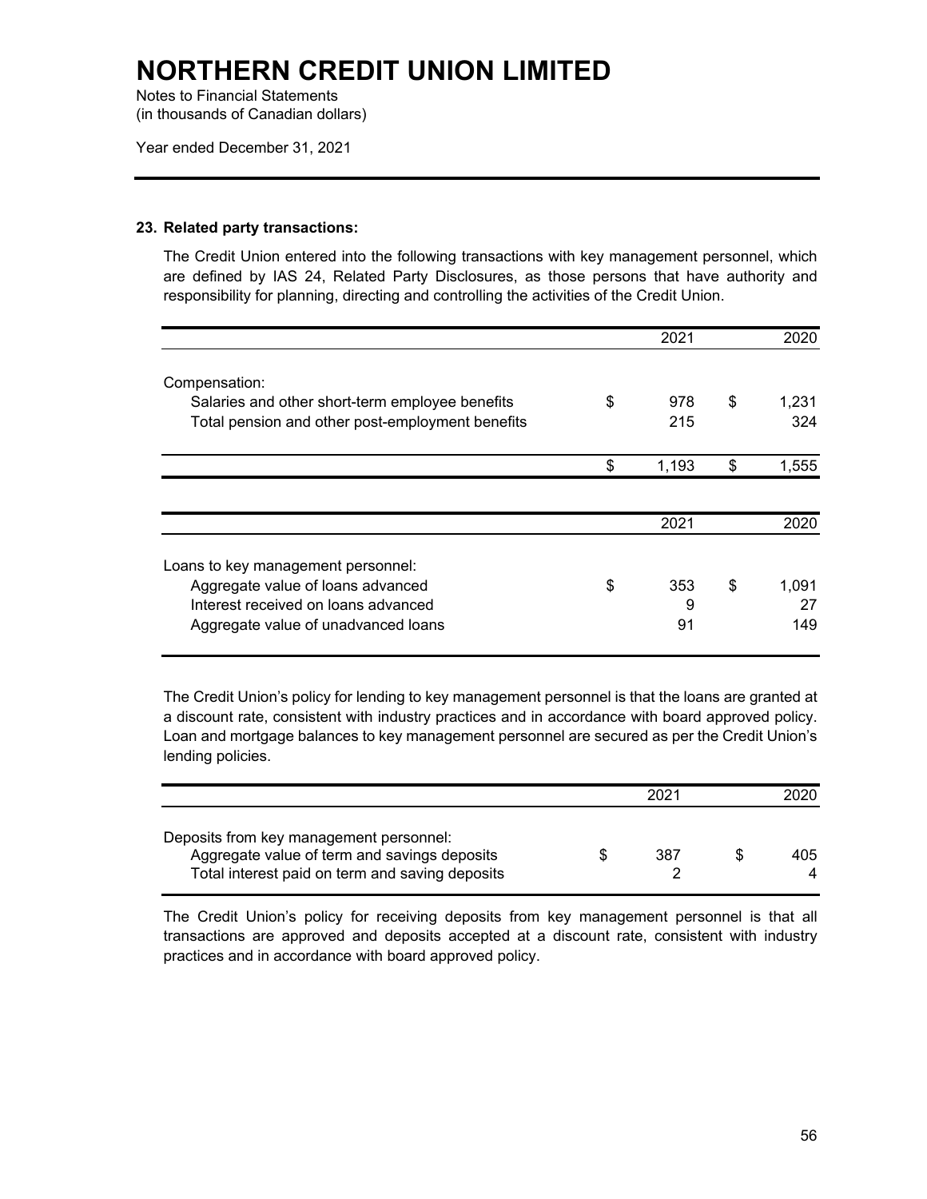# NORTHERN CREDIT UNION LIMITED

Notes to Financial Statements
(in thousands of Canadian dollars)

Year ended December 31, 2021

**23. Related party transactions:**

The Credit Union entered into the following transactions with key management personnel, which are defined by IAS 24, Related Party Disclosures, as those persons that have authority and responsibility for planning, directing and controlling the activities of the Credit Union.

| | 2021 | 2020 |
|---|---|---|
| Compensation: | | |
| Salaries and other short-term employee benefits | $ 978 | $ 1,231 |
| Total pension and other post-employment benefits | 215 | 324 |
| | $ 1,193 | $ 1,555 |

| | 2021 | 2020 |
|---|---|---|
| Loans to key management personnel: | | |
| Aggregate value of loans advanced | $ 353 | $ 1,091 |
| Interest received on loans advanced | 9 | 27 |
| Aggregate value of unadvanced loans | 91 | 149 |

The Credit Union's policy for lending to key management personnel is that the loans are granted at a discount rate, consistent with industry practices and in accordance with board approved policy. Loan and mortgage balances to key management personnel are secured as per the Credit Union's lending policies.

| | 2021 | 2020 |
|---|---|---|
| Deposits from key management personnel: | | |
| Aggregate value of term and savings deposits | $ 387 | $ 405 |
| Total interest paid on term and saving deposits | 2 | 4 |

The Credit Union's policy for receiving deposits from key management personnel is that all transactions are approved and deposits accepted at a discount rate, consistent with industry practices and in accordance with board approved policy.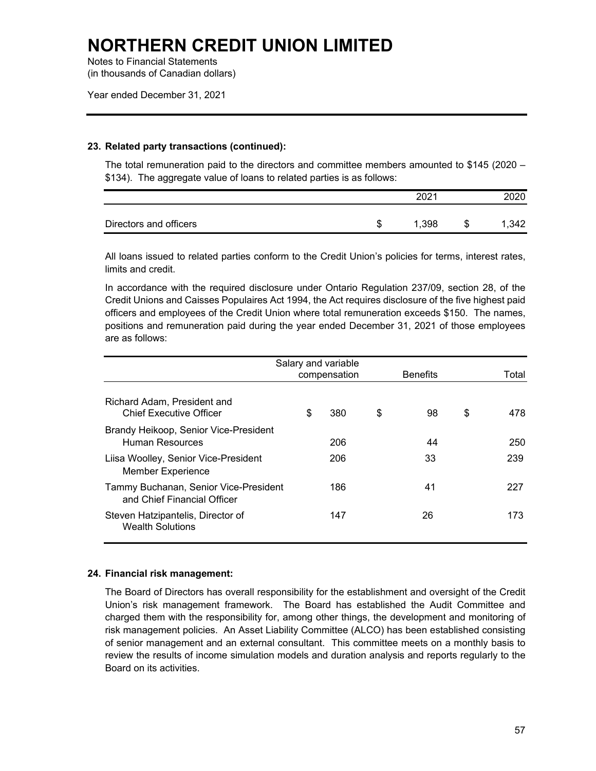# NORTHERN CREDIT UNION LIMITED

Notes to Financial Statements
(in thousands of Canadian dollars)

Year ended December 31, 2021

**23. Related party transactions (continued):**

The total remuneration paid to the directors and committee members amounted to $145 (2020 – $134). The aggregate value of loans to related parties is as follows:

| | 2021 | 2020 |
|---|---|---|
| Directors and officers | $ 1,398 | $ 1,342 |

All loans issued to related parties conform to the Credit Union's policies for terms, interest rates, limits and credit.

In accordance with the required disclosure under Ontario Regulation 237/09, section 28, of the Credit Unions and Caisses Populaires Act 1994, the Act requires disclosure of the five highest paid officers and employees of the Credit Union where total remuneration exceeds $150. The names, positions and remuneration paid during the year ended December 31, 2021 of those employees are as follows:

| | Salary and variable compensation | Benefits | Total |
|---|---|---|---|
| Richard Adam, President and Chief Executive Officer | $ 380 | $ 98 | $ 478 |
| Brandy Heikoop, Senior Vice-President Human Resources | 206 | 44 | 250 |
| Liisa Woolley, Senior Vice-President Member Experience | 206 | 33 | 239 |
| Tammy Buchanan, Senior Vice-President and Chief Financial Officer | 186 | 41 | 227 |
| Steven Hatzipantelis, Director of Wealth Solutions | 147 | 26 | 173 |

**24. Financial risk management:**

The Board of Directors has overall responsibility for the establishment and oversight of the Credit Union's risk management framework. The Board has established the Audit Committee and charged them with the responsibility for, among other things, the development and monitoring of risk management policies. An Asset Liability Committee (ALCO) has been established consisting of senior management and an external consultant. This committee meets on a monthly basis to review the results of income simulation models and duration analysis and reports regularly to the Board on its activities.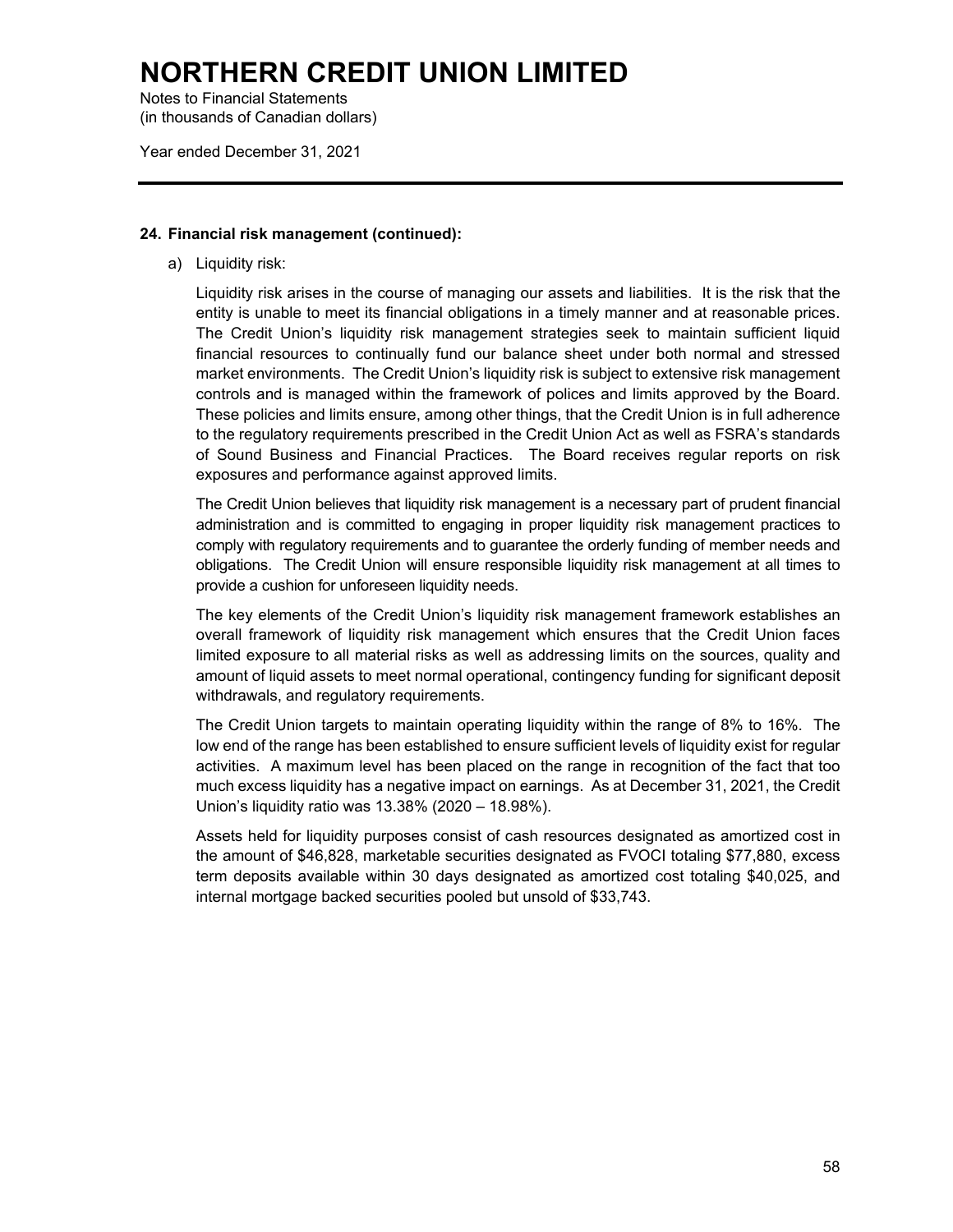# NORTHERN CREDIT UNION LIMITED

Notes to Financial Statements
(in thousands of Canadian dollars)

Year ended December 31, 2021

## 24. Financial risk management (continued):

a) Liquidity risk:

Liquidity risk arises in the course of managing our assets and liabilities. It is the risk that the entity is unable to meet its financial obligations in a timely manner and at reasonable prices. The Credit Union's liquidity risk management strategies seek to maintain sufficient liquid financial resources to continually fund our balance sheet under both normal and stressed market environments. The Credit Union's liquidity risk is subject to extensive risk management controls and is managed within the framework of polices and limits approved by the Board. These policies and limits ensure, among other things, that the Credit Union is in full adherence to the regulatory requirements prescribed in the Credit Union Act as well as FSRA's standards of Sound Business and Financial Practices. The Board receives regular reports on risk exposures and performance against approved limits.

The Credit Union believes that liquidity risk management is a necessary part of prudent financial administration and is committed to engaging in proper liquidity risk management practices to comply with regulatory requirements and to guarantee the orderly funding of member needs and obligations. The Credit Union will ensure responsible liquidity risk management at all times to provide a cushion for unforeseen liquidity needs.

The key elements of the Credit Union's liquidity risk management framework establishes an overall framework of liquidity risk management which ensures that the Credit Union faces limited exposure to all material risks as well as addressing limits on the sources, quality and amount of liquid assets to meet normal operational, contingency funding for significant deposit withdrawals, and regulatory requirements.

The Credit Union targets to maintain operating liquidity within the range of 8% to 16%. The low end of the range has been established to ensure sufficient levels of liquidity exist for regular activities. A maximum level has been placed on the range in recognition of the fact that too much excess liquidity has a negative impact on earnings. As at December 31, 2021, the Credit Union's liquidity ratio was 13.38% (2020 – 18.98%).

Assets held for liquidity purposes consist of cash resources designated as amortized cost in the amount of $46,828, marketable securities designated as FVOCI totaling $77,880, excess term deposits available within 30 days designated as amortized cost totaling $40,025, and internal mortgage backed securities pooled but unsold of $33,743.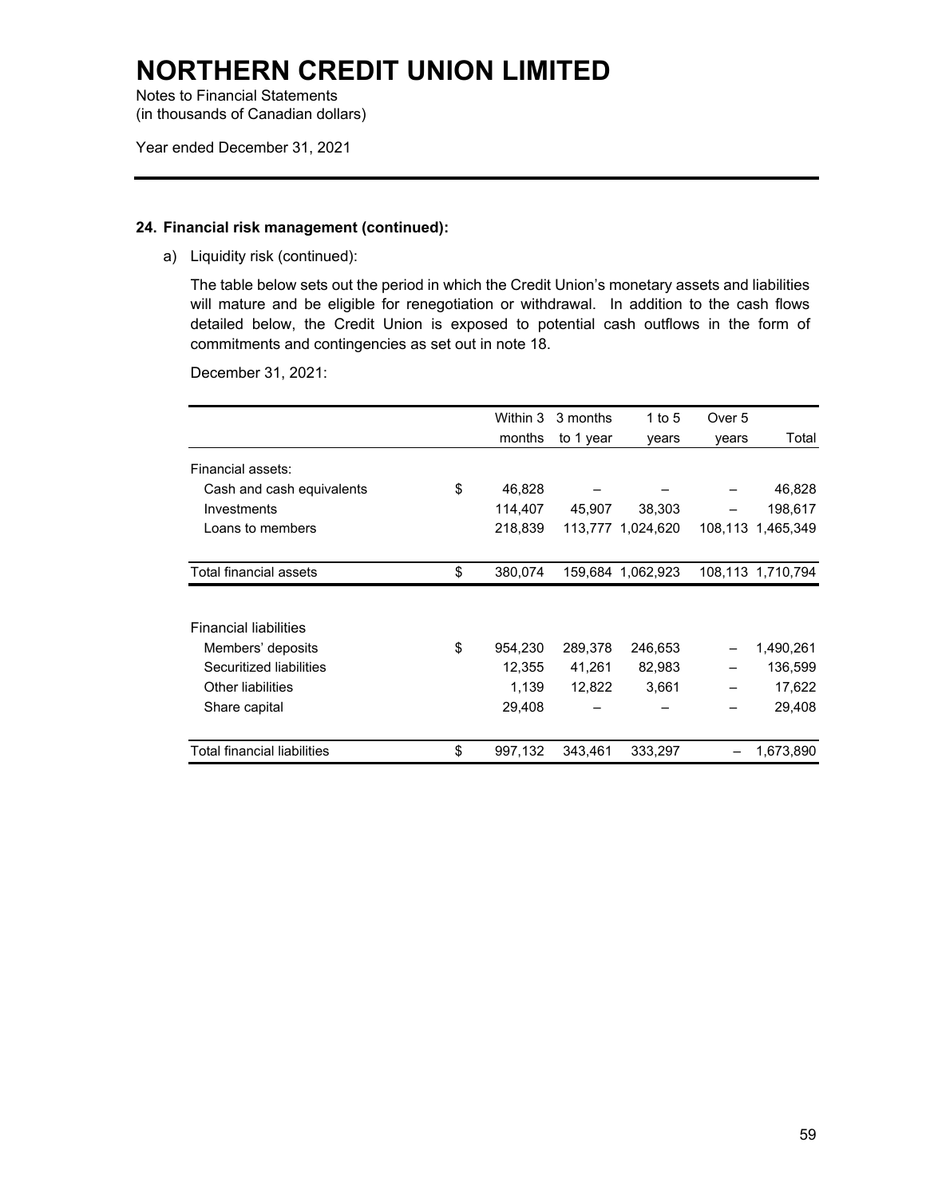# NORTHERN CREDIT UNION LIMITED

Notes to Financial Statements
(in thousands of Canadian dollars)

Year ended December 31, 2021

## 24. Financial risk management (continued):

a) Liquidity risk (continued):

The table below sets out the period in which the Credit Union's monetary assets and liabilities will mature and be eligible for renegotiation or withdrawal. In addition to the cash flows detailed below, the Credit Union is exposed to potential cash outflows in the form of commitments and contingencies as set out in note 18.

December 31, 2021:

| | | Within 3 months | 3 months to 1 year | 1 to 5 years | Over 5 years | Total |
|---|---|---|---|---|---|---|
| Financial assets: | | | | | | |
| Cash and cash equivalents | $ | 46,828 | – | – | – | 46,828 |
| Investments | | 114,407 | 45,907 | 38,303 | – | 198,617 |
| Loans to members | | 218,839 | 113,777 | 1,024,620 | 108,113 | 1,465,349 |
| Total financial assets | $ | 380,074 | 159,684 | 1,062,923 | 108,113 | 1,710,794 |
| Financial liabilities | | | | | | |
| Members' deposits | $ | 954,230 | 289,378 | 246,653 | – | 1,490,261 |
| Securitized liabilities | | 12,355 | 41,261 | 82,983 | – | 136,599 |
| Other liabilities | | 1,139 | 12,822 | 3,661 | – | 17,622 |
| Share capital | | 29,408 | – | – | – | 29,408 |
| Total financial liabilities | $ | 997,132 | 343,461 | 333,297 | – | 1,673,890 |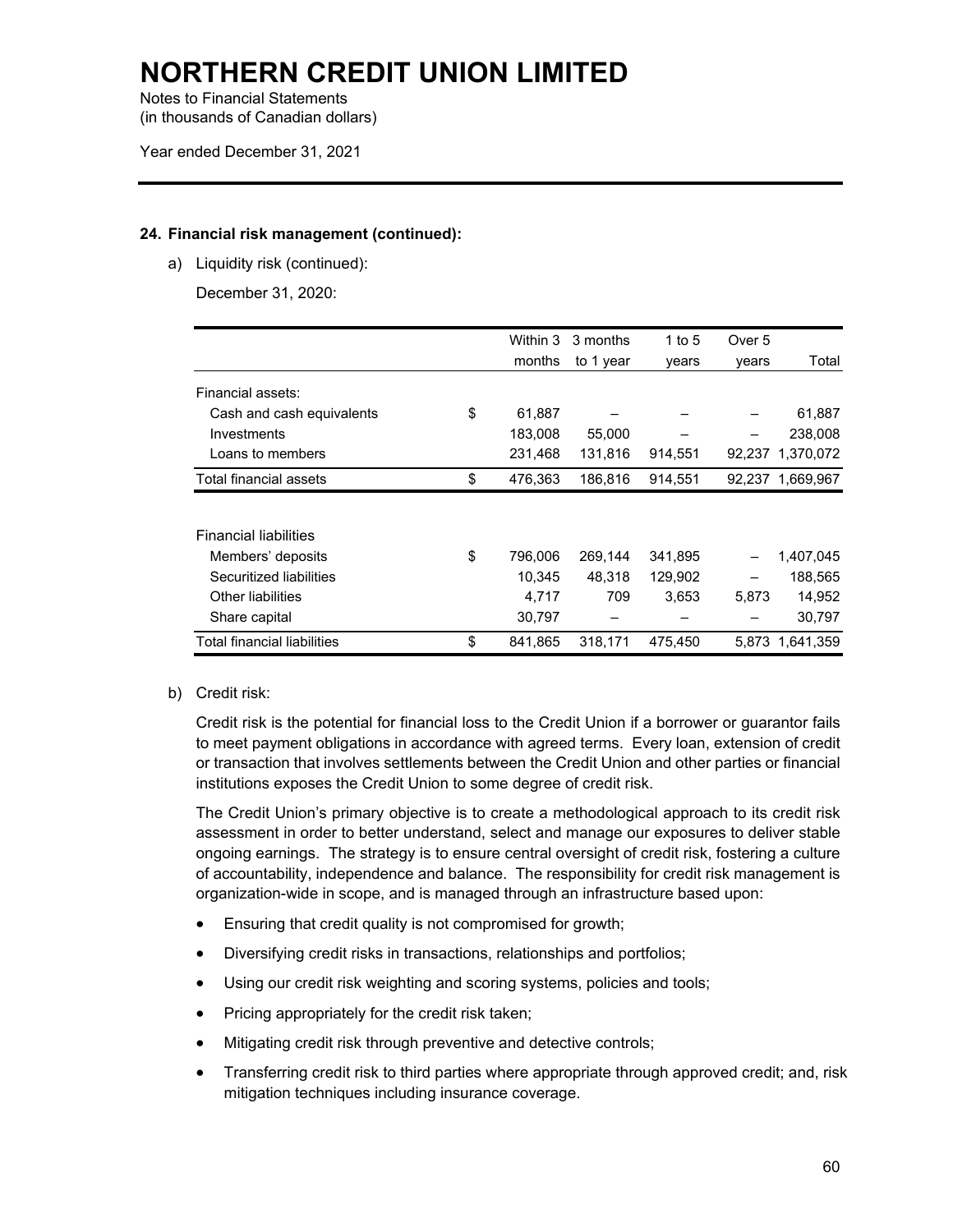# NORTHERN CREDIT UNION LIMITED

Notes to Financial Statements
(in thousands of Canadian dollars)

Year ended December 31, 2021

### 24. Financial risk management (continued):

a) Liquidity risk (continued):

December 31, 2020:

| | | Within 3 months | 3 months to 1 year | 1 to 5 years | Over 5 years | Total |
|---|---|---|---|---|---|---|
| Financial assets: | | | | | | |
| Cash and cash equivalents | $ | 61,887 | – | – | – | 61,887 |
| Investments | | 183,008 | 55,000 | – | – | 238,008 |
| Loans to members | | 231,468 | 131,816 | 914,551 | 92,237 | 1,370,072 |
| Total financial assets | $ | 476,363 | 186,816 | 914,551 | 92,237 | 1,669,967 |
| | | | | | | |
| Financial liabilities | | | | | | |
| Members' deposits | $ | 796,006 | 269,144 | 341,895 | – | 1,407,045 |
| Securitized liabilities | | 10,345 | 48,318 | 129,902 | – | 188,565 |
| Other liabilities | | 4,717 | 709 | 3,653 | 5,873 | 14,952 |
| Share capital | | 30,797 | – | – | – | 30,797 |
| Total financial liabilities | $ | 841,865 | 318,171 | 475,450 | 5,873 | 1,641,359 |

b) Credit risk:

Credit risk is the potential for financial loss to the Credit Union if a borrower or guarantor fails to meet payment obligations in accordance with agreed terms. Every loan, extension of credit or transaction that involves settlements between the Credit Union and other parties or financial institutions exposes the Credit Union to some degree of credit risk.

The Credit Union's primary objective is to create a methodological approach to its credit risk assessment in order to better understand, select and manage our exposures to deliver stable ongoing earnings. The strategy is to ensure central oversight of credit risk, fostering a culture of accountability, independence and balance. The responsibility for credit risk management is organization-wide in scope, and is managed through an infrastructure based upon:

- Ensuring that credit quality is not compromised for growth;
- Diversifying credit risks in transactions, relationships and portfolios;
- Using our credit risk weighting and scoring systems, policies and tools;
- Pricing appropriately for the credit risk taken;
- Mitigating credit risk through preventive and detective controls;
- Transferring credit risk to third parties where appropriate through approved credit; and, risk mitigation techniques including insurance coverage.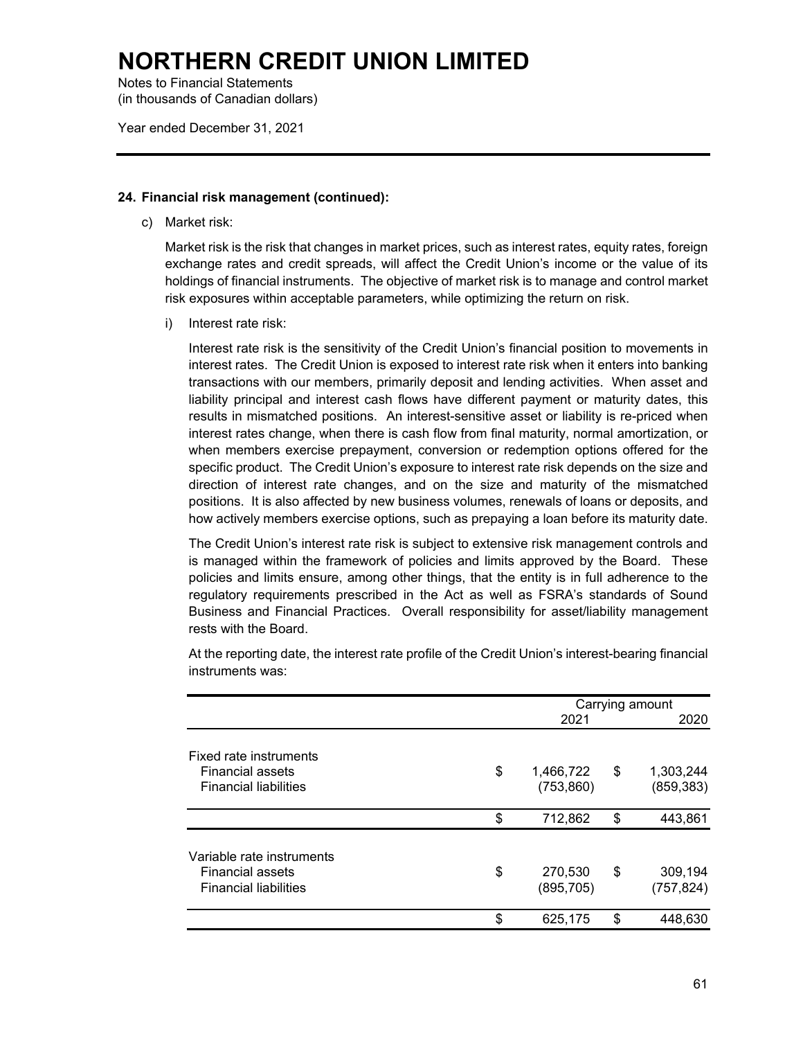# NORTHERN CREDIT UNION LIMITED

Notes to Financial Statements
(in thousands of Canadian dollars)

Year ended December 31, 2021

## 24. Financial risk management (continued):

c) Market risk:

Market risk is the risk that changes in market prices, such as interest rates, equity rates, foreign exchange rates and credit spreads, will affect the Credit Union's income or the value of its holdings of financial instruments. The objective of market risk is to manage and control market risk exposures within acceptable parameters, while optimizing the return on risk.

i) Interest rate risk:

Interest rate risk is the sensitivity of the Credit Union's financial position to movements in interest rates. The Credit Union is exposed to interest rate risk when it enters into banking transactions with our members, primarily deposit and lending activities. When asset and liability principal and interest cash flows have different payment or maturity dates, this results in mismatched positions. An interest-sensitive asset or liability is re-priced when interest rates change, when there is cash flow from final maturity, normal amortization, or when members exercise prepayment, conversion or redemption options offered for the specific product. The Credit Union's exposure to interest rate risk depends on the size and direction of interest rate changes, and on the size and maturity of the mismatched positions. It is also affected by new business volumes, renewals of loans or deposits, and how actively members exercise options, such as prepaying a loan before its maturity date.

The Credit Union's interest rate risk is subject to extensive risk management controls and is managed within the framework of policies and limits approved by the Board. These policies and limits ensure, among other things, that the entity is in full adherence to the regulatory requirements prescribed in the Act as well as FSRA's standards of Sound Business and Financial Practices. Overall responsibility for asset/liability management rests with the Board.

At the reporting date, the interest rate profile of the Credit Union's interest-bearing financial instruments was:

| | Carrying amount 2021 | Carrying amount 2020 |
|---|---|---|
| Fixed rate instruments | | |
| Financial assets | $ 1,466,722 | $ 1,303,244 |
| Financial liabilities | (753,860) | (859,383) |
| | $ 712,862 | $ 443,861 |
| Variable rate instruments | | |
| Financial assets | $ 270,530 | $ 309,194 |
| Financial liabilities | (895,705) | (757,824) |
| | $ 625,175 | $ 448,630 |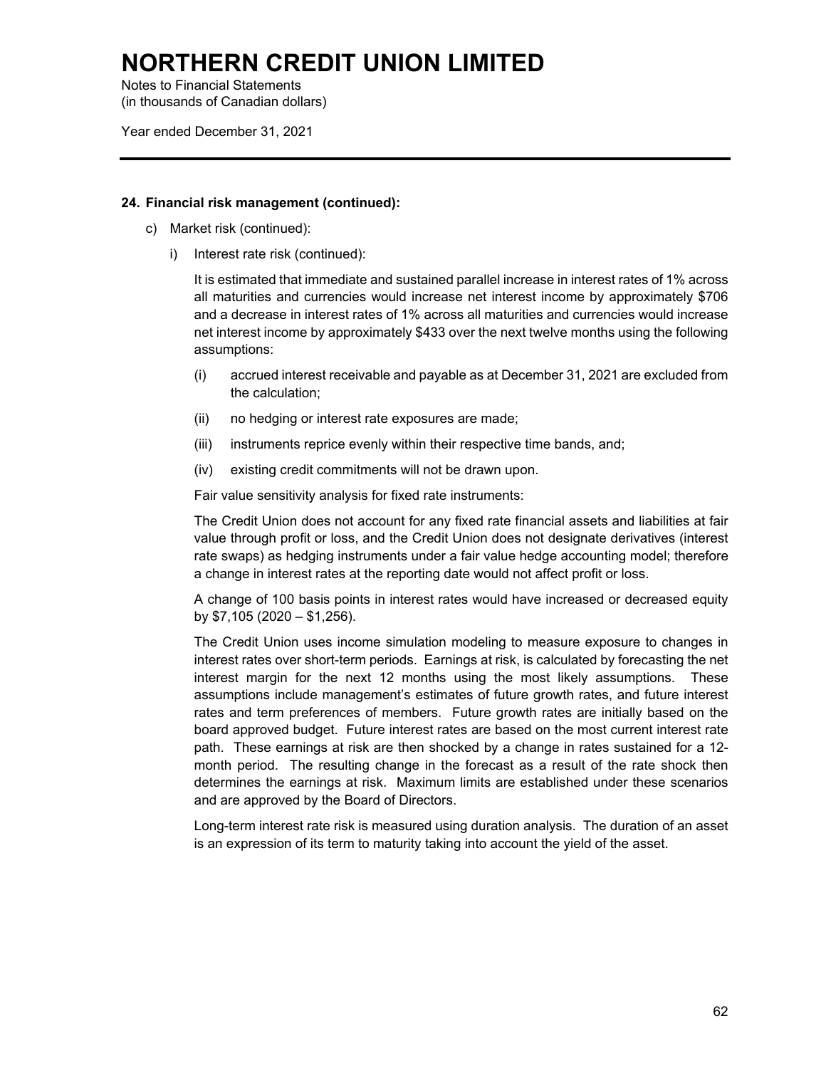# NORTHERN CREDIT UNION LIMITED

Notes to Financial Statements
(in thousands of Canadian dollars)

Year ended December 31, 2021

## 24. Financial risk management (continued):

c) Market risk (continued):

i) Interest rate risk (continued):

It is estimated that immediate and sustained parallel increase in interest rates of 1% across all maturities and currencies would increase net interest income by approximately $706 and a decrease in interest rates of 1% across all maturities and currencies would increase net interest income by approximately $433 over the next twelve months using the following assumptions:

(i) accrued interest receivable and payable as at December 31, 2021 are excluded from the calculation;

(ii) no hedging or interest rate exposures are made;

(iii) instruments reprice evenly within their respective time bands, and;

(iv) existing credit commitments will not be drawn upon.

Fair value sensitivity analysis for fixed rate instruments:

The Credit Union does not account for any fixed rate financial assets and liabilities at fair value through profit or loss, and the Credit Union does not designate derivatives (interest rate swaps) as hedging instruments under a fair value hedge accounting model; therefore a change in interest rates at the reporting date would not affect profit or loss.

A change of 100 basis points in interest rates would have increased or decreased equity by $7,105 (2020 – $1,256).

The Credit Union uses income simulation modeling to measure exposure to changes in interest rates over short-term periods. Earnings at risk, is calculated by forecasting the net interest margin for the next 12 months using the most likely assumptions. These assumptions include management's estimates of future growth rates, and future interest rates and term preferences of members. Future growth rates are initially based on the board approved budget. Future interest rates are based on the most current interest rate path. These earnings at risk are then shocked by a change in rates sustained for a 12-month period. The resulting change in the forecast as a result of the rate shock then determines the earnings at risk. Maximum limits are established under these scenarios and are approved by the Board of Directors.

Long-term interest rate risk is measured using duration analysis. The duration of an asset is an expression of its term to maturity taking into account the yield of the asset.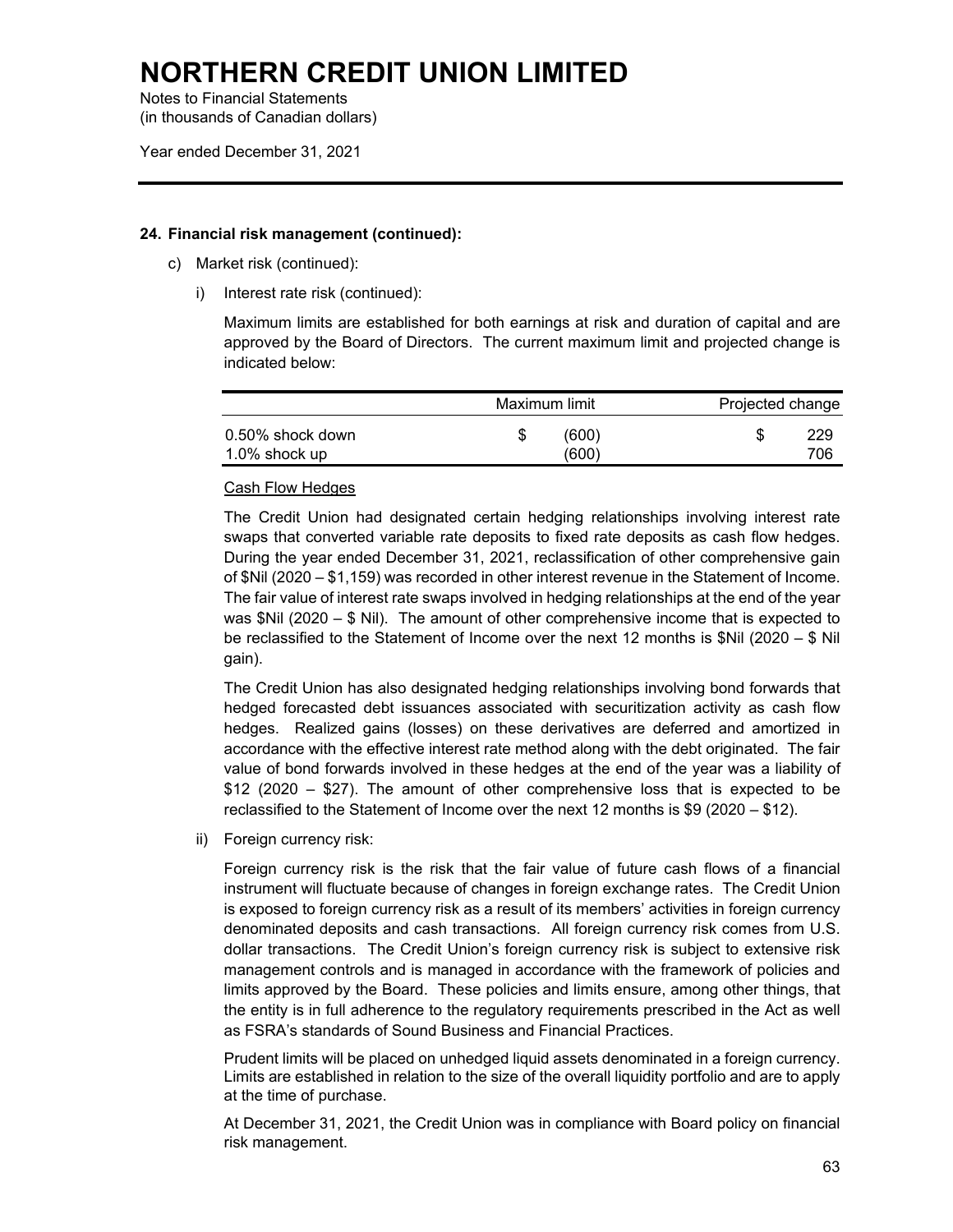# NORTHERN CREDIT UNION LIMITED

Notes to Financial Statements
(in thousands of Canadian dollars)

Year ended December 31, 2021

**24. Financial risk management (continued):**

c) Market risk (continued):

i) Interest rate risk (continued):

Maximum limits are established for both earnings at risk and duration of capital and are approved by the Board of Directors. The current maximum limit and projected change is indicated below:

| | Maximum limit | Projected change |
|---|---|---|
| 0.50% shock down | $ (600) | $ 229 |
| 1.0% shock up | (600) | 706 |

<u>Cash Flow Hedges</u>

The Credit Union had designated certain hedging relationships involving interest rate swaps that converted variable rate deposits to fixed rate deposits as cash flow hedges. During the year ended December 31, 2021, reclassification of other comprehensive gain of $Nil (2020 – $1,159) was recorded in other interest revenue in the Statement of Income. The fair value of interest rate swaps involved in hedging relationships at the end of the year was $Nil (2020 – $ Nil). The amount of other comprehensive income that is expected to be reclassified to the Statement of Income over the next 12 months is $Nil (2020 – $ Nil gain).

The Credit Union has also designated hedging relationships involving bond forwards that hedged forecasted debt issuances associated with securitization activity as cash flow hedges. Realized gains (losses) on these derivatives are deferred and amortized in accordance with the effective interest rate method along with the debt originated. The fair value of bond forwards involved in these hedges at the end of the year was a liability of $12 (2020 – $27). The amount of other comprehensive loss that is expected to be reclassified to the Statement of Income over the next 12 months is $9 (2020 – $12).

ii) Foreign currency risk:

Foreign currency risk is the risk that the fair value of future cash flows of a financial instrument will fluctuate because of changes in foreign exchange rates. The Credit Union is exposed to foreign currency risk as a result of its members' activities in foreign currency denominated deposits and cash transactions. All foreign currency risk comes from U.S. dollar transactions. The Credit Union's foreign currency risk is subject to extensive risk management controls and is managed in accordance with the framework of policies and limits approved by the Board. These policies and limits ensure, among other things, that the entity is in full adherence to the regulatory requirements prescribed in the Act as well as FSRA's standards of Sound Business and Financial Practices.

Prudent limits will be placed on unhedged liquid assets denominated in a foreign currency. Limits are established in relation to the size of the overall liquidity portfolio and are to apply at the time of purchase.

At December 31, 2021, the Credit Union was in compliance with Board policy on financial risk management.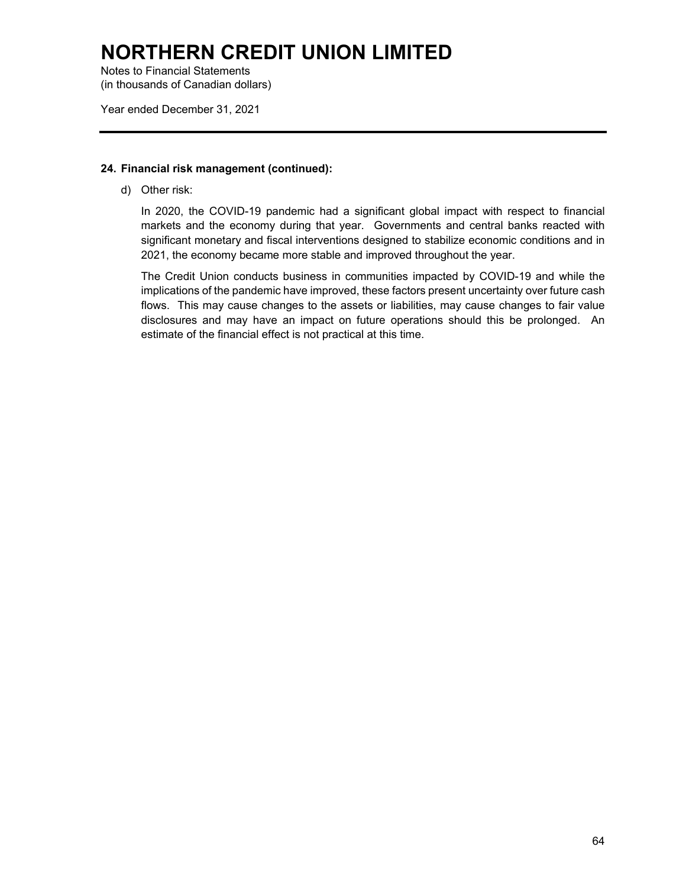## 24. Financial risk management (continued):

d) Other risk:

In 2020, the COVID-19 pandemic had a significant global impact with respect to financial markets and the economy during that year. Governments and central banks reacted with significant monetary and fiscal interventions designed to stabilize economic conditions and in 2021, the economy became more stable and improved throughout the year.

The Credit Union conducts business in communities impacted by COVID-19 and while the implications of the pandemic have improved, these factors present uncertainty over future cash flows. This may cause changes to the assets or liabilities, may cause changes to fair value disclosures and may have an impact on future operations should this be prolonged. An estimate of the financial effect is not practical at this time.